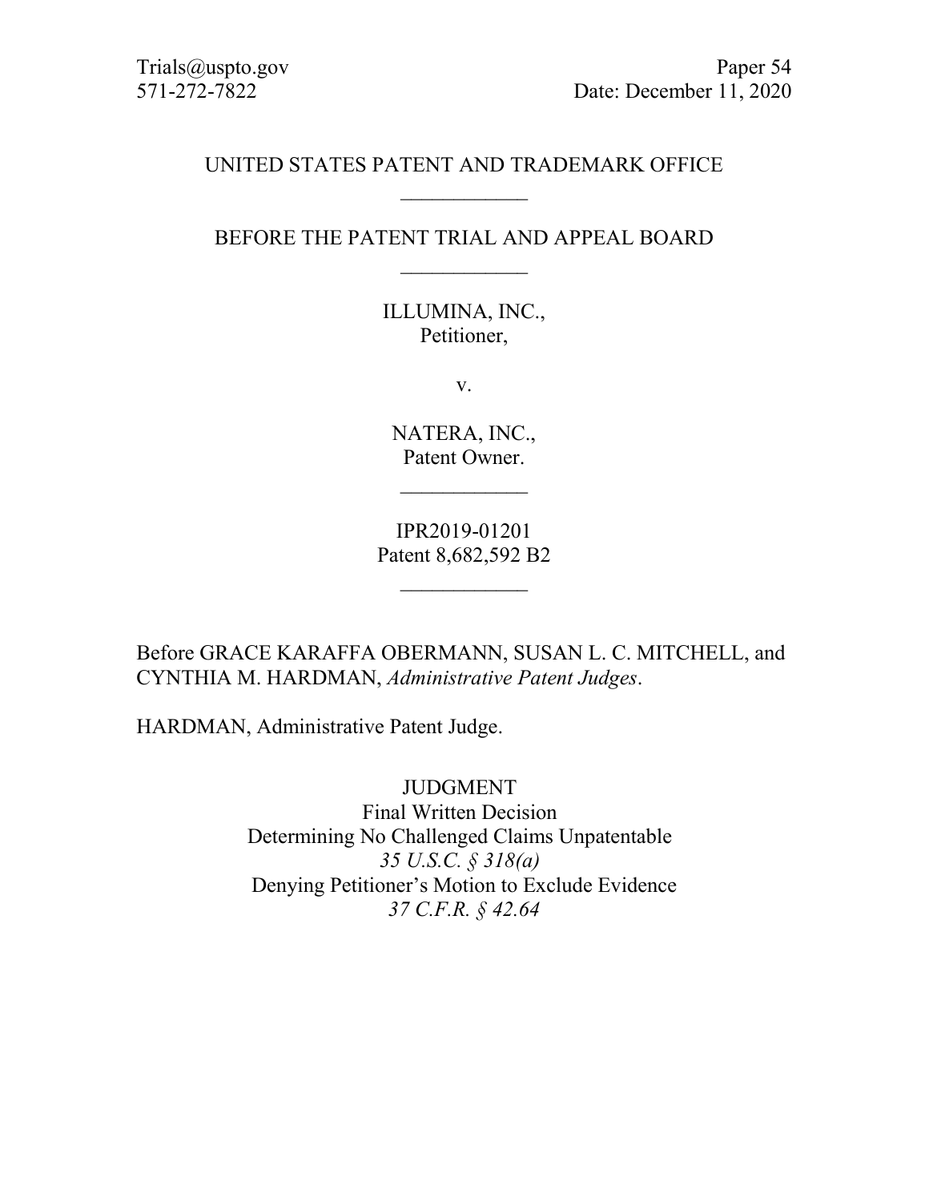Trials@uspto.gov
571-272-7822

Paper 54
Date: December 11, 2020

UNITED STATES PATENT AND TRADEMARK OFFICE

____________

BEFORE THE PATENT TRIAL AND APPEAL BOARD

____________

ILLUMINA, INC.,
Petitioner,

v.

NATERA, INC.,
Patent Owner.

____________

IPR2019-01201
Patent 8,682,592 B2

____________

Before GRACE KARAFFA OBERMANN, SUSAN L. C. MITCHELL, and CYNTHIA M. HARDMAN, *Administrative Patent Judges*.

HARDMAN, Administrative Patent Judge.

JUDGMENT
Final Written Decision
Determining No Challenged Claims Unpatentable
*35 U.S.C. § 318(a)*
Denying Petitioner's Motion to Exclude Evidence
*37 C.F.R. § 42.64*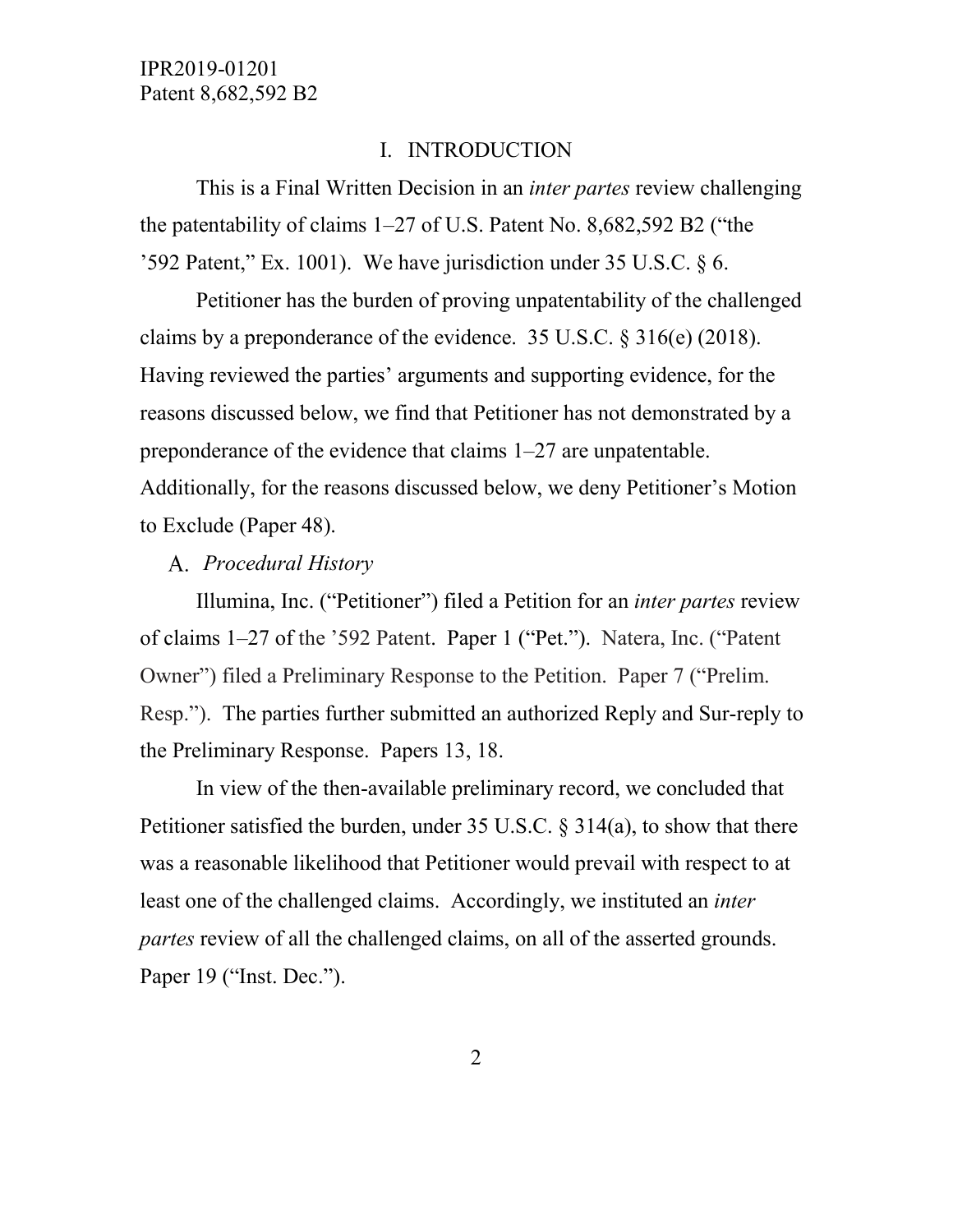# I. INTRODUCTION

This is a Final Written Decision in an *inter partes* review challenging the patentability of claims 1–27 of U.S. Patent No. 8,682,592 B2 ("the '592 Patent," Ex. 1001). We have jurisdiction under 35 U.S.C. § 6.

Petitioner has the burden of proving unpatentability of the challenged claims by a preponderance of the evidence. 35 U.S.C. § 316(e) (2018). Having reviewed the parties' arguments and supporting evidence, for the reasons discussed below, we find that Petitioner has not demonstrated by a preponderance of the evidence that claims 1–27 are unpatentable. Additionally, for the reasons discussed below, we deny Petitioner's Motion to Exclude (Paper 48).

## A. *Procedural History*

Illumina, Inc. ("Petitioner") filed a Petition for an *inter partes* review of claims 1–27 of the '592 Patent. Paper 1 ("Pet."). Natera, Inc. ("Patent Owner") filed a Preliminary Response to the Petition. Paper 7 ("Prelim. Resp."). The parties further submitted an authorized Reply and Sur-reply to the Preliminary Response. Papers 13, 18.

In view of the then-available preliminary record, we concluded that Petitioner satisfied the burden, under 35 U.S.C. § 314(a), to show that there was a reasonable likelihood that Petitioner would prevail with respect to at least one of the challenged claims. Accordingly, we instituted an *inter partes* review of all the challenged claims, on all of the asserted grounds. Paper 19 ("Inst. Dec.").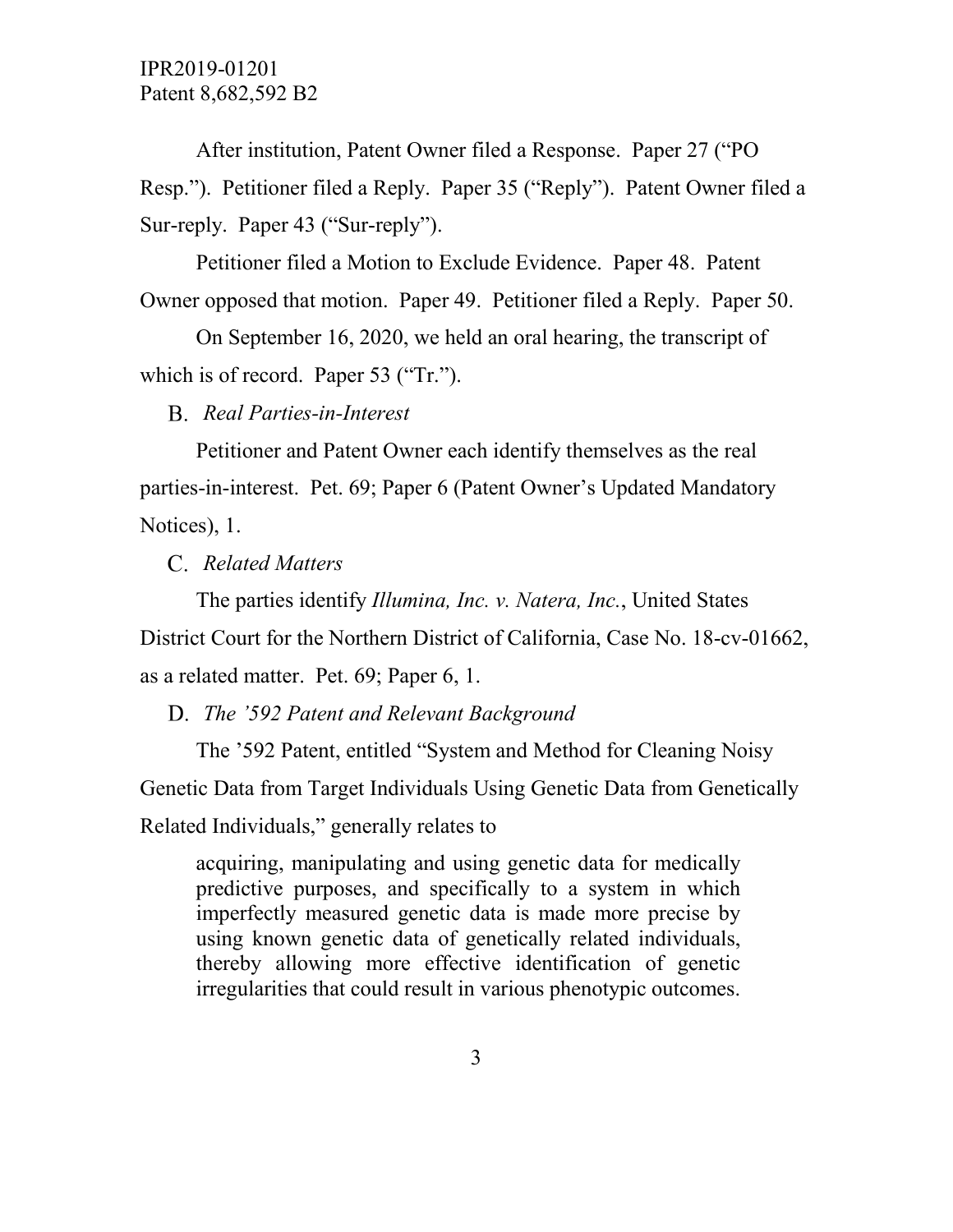After institution, Patent Owner filed a Response. Paper 27 ("PO Resp."). Petitioner filed a Reply. Paper 35 ("Reply"). Patent Owner filed a Sur-reply. Paper 43 ("Sur-reply").

Petitioner filed a Motion to Exclude Evidence. Paper 48. Patent Owner opposed that motion. Paper 49. Petitioner filed a Reply. Paper 50.

On September 16, 2020, we held an oral hearing, the transcript of which is of record. Paper 53 ("Tr.").

### B. *Real Parties-in-Interest*

Petitioner and Patent Owner each identify themselves as the real parties-in-interest. Pet. 69; Paper 6 (Patent Owner's Updated Mandatory Notices), 1.

### C. *Related Matters*

The parties identify *Illumina, Inc. v. Natera, Inc.*, United States District Court for the Northern District of California, Case No. 18-cv-01662, as a related matter. Pet. 69; Paper 6, 1.

### D. *The '592 Patent and Relevant Background*

The '592 Patent, entitled "System and Method for Cleaning Noisy Genetic Data from Target Individuals Using Genetic Data from Genetically Related Individuals," generally relates to

> acquiring, manipulating and using genetic data for medically predictive purposes, and specifically to a system in which imperfectly measured genetic data is made more precise by using known genetic data of genetically related individuals, thereby allowing more effective identification of genetic irregularities that could result in various phenotypic outcomes.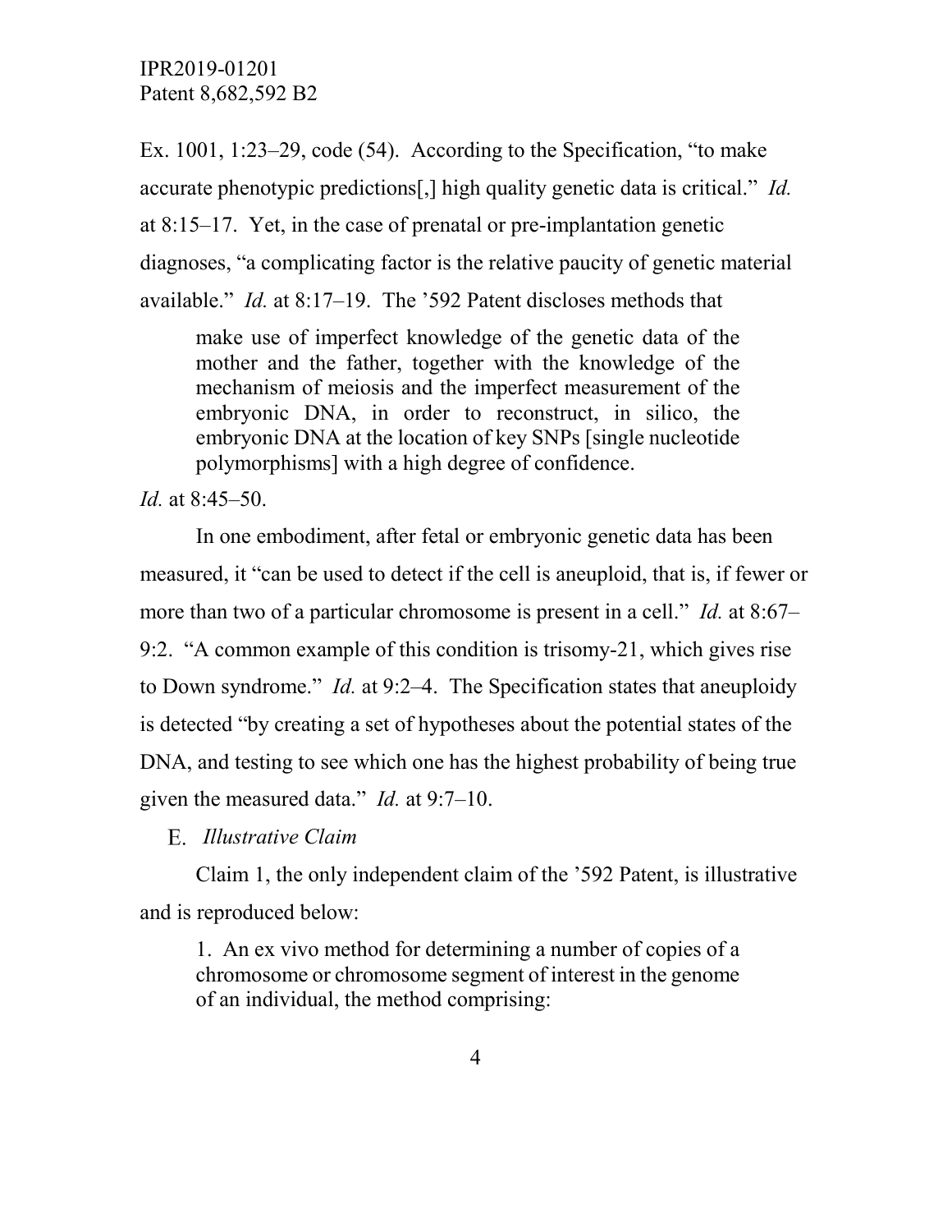Ex. 1001, 1:23–29, code (54). According to the Specification, "to make accurate phenotypic predictions[,] high quality genetic data is critical." *Id.* at 8:15–17. Yet, in the case of prenatal or pre-implantation genetic diagnoses, "a complicating factor is the relative paucity of genetic material available." *Id.* at 8:17–19. The '592 Patent discloses methods that

> make use of imperfect knowledge of the genetic data of the mother and the father, together with the knowledge of the mechanism of meiosis and the imperfect measurement of the embryonic DNA, in order to reconstruct, in silico, the embryonic DNA at the location of key SNPs [single nucleotide polymorphisms] with a high degree of confidence.

*Id.* at 8:45–50.

In one embodiment, after fetal or embryonic genetic data has been measured, it "can be used to detect if the cell is aneuploid, that is, if fewer or more than two of a particular chromosome is present in a cell." *Id.* at 8:67–9:2. "A common example of this condition is trisomy-21, which gives rise to Down syndrome." *Id.* at 9:2–4. The Specification states that aneuploidy is detected "by creating a set of hypotheses about the potential states of the DNA, and testing to see which one has the highest probability of being true given the measured data." *Id.* at 9:7–10.

### E. *Illustrative Claim*

Claim 1, the only independent claim of the '592 Patent, is illustrative and is reproduced below:

> 1. An ex vivo method for determining a number of copies of a chromosome or chromosome segment of interest in the genome of an individual, the method comprising: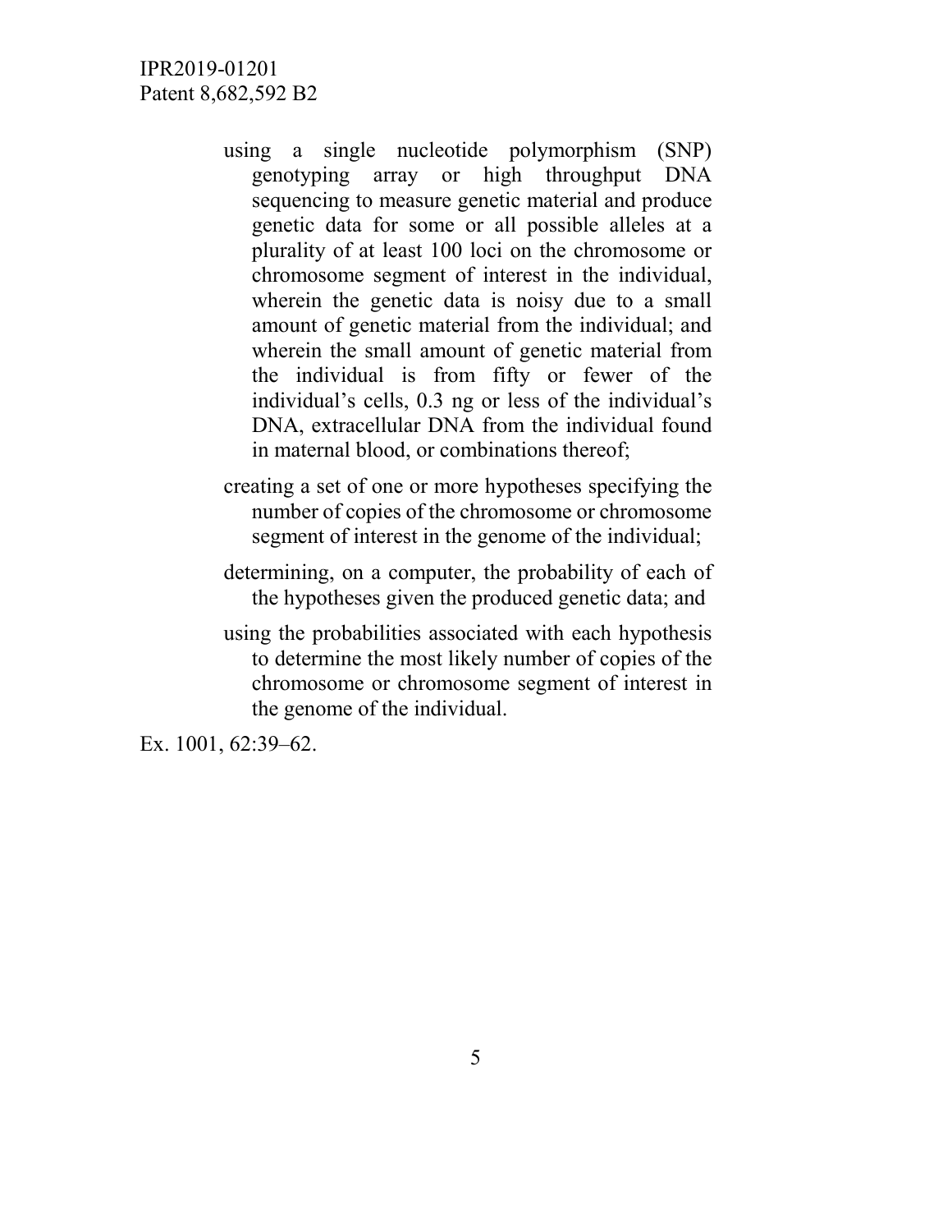using a single nucleotide polymorphism (SNP) genotyping array or high throughput DNA sequencing to measure genetic material and produce genetic data for some or all possible alleles at a plurality of at least 100 loci on the chromosome or chromosome segment of interest in the individual, wherein the genetic data is noisy due to a small amount of genetic material from the individual; and wherein the small amount of genetic material from the individual is from fifty or fewer of the individual's cells, 0.3 ng or less of the individual's DNA, extracellular DNA from the individual found in maternal blood, or combinations thereof;

creating a set of one or more hypotheses specifying the number of copies of the chromosome or chromosome segment of interest in the genome of the individual;

determining, on a computer, the probability of each of the hypotheses given the produced genetic data; and

using the probabilities associated with each hypothesis to determine the most likely number of copies of the chromosome or chromosome segment of interest in the genome of the individual.

Ex. 1001, 62:39–62.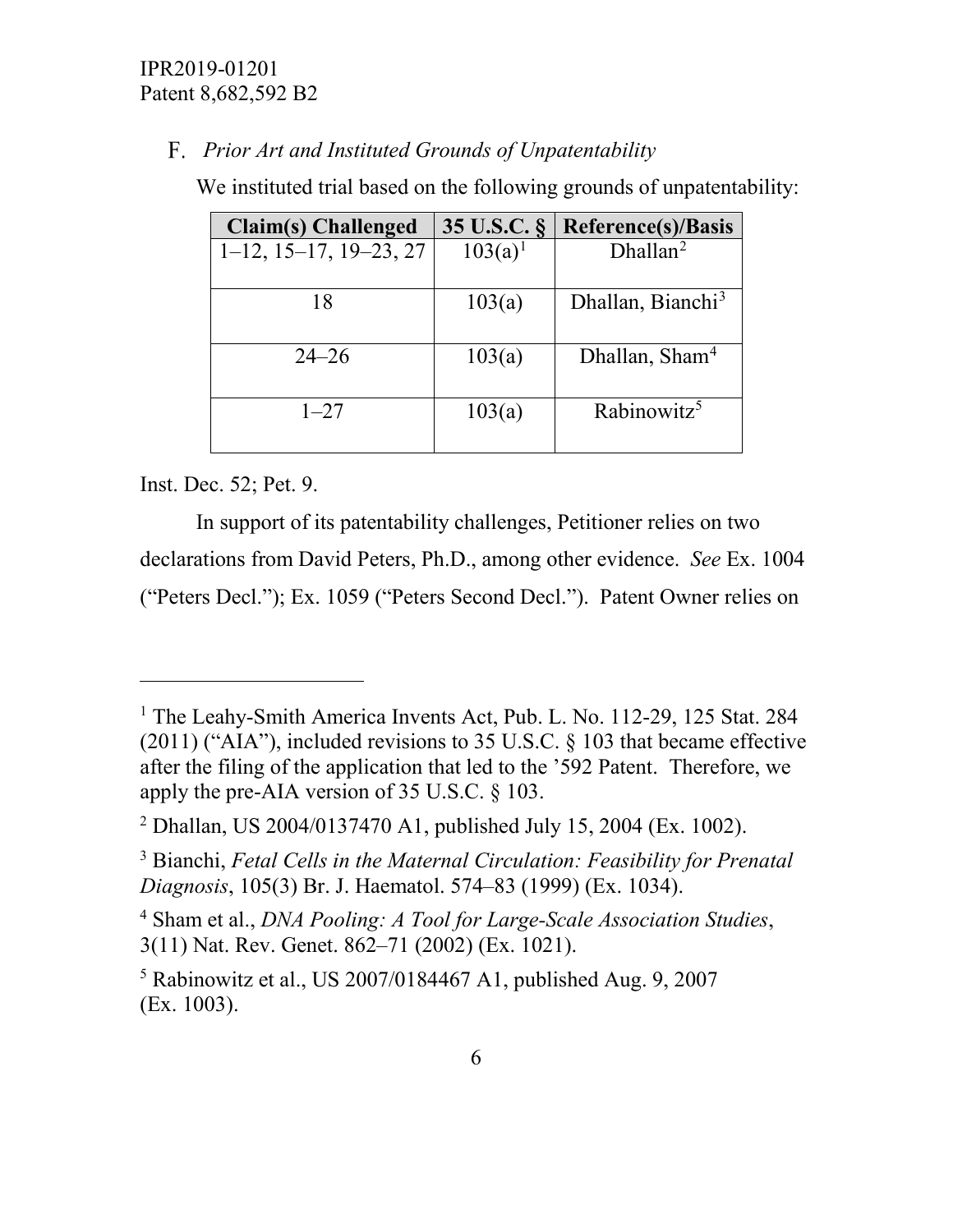### F. *Prior Art and Instituted Grounds of Unpatentability*

We instituted trial based on the following grounds of unpatentability:

| Claim(s) Challenged | 35 U.S.C. § | Reference(s)/Basis |
|---|---|---|
| 1–12, 15–17, 19–23, 27 | 103(a)[1] | Dhallan[2] |
| 18 | 103(a) | Dhallan, Bianchi[3] |
| 24–26 | 103(a) | Dhallan, Sham[4] |
| 1–27 | 103(a) | Rabinowitz[5] |

Inst. Dec. 52; Pet. 9.

In support of its patentability challenges, Petitioner relies on two declarations from David Peters, Ph.D., among other evidence. *See* Ex. 1004 ("Peters Decl."); Ex. 1059 ("Peters Second Decl."). Patent Owner relies on

---

[1] The Leahy-Smith America Invents Act, Pub. L. No. 112-29, 125 Stat. 284 (2011) ("AIA"), included revisions to 35 U.S.C. § 103 that became effective after the filing of the application that led to the '592 Patent. Therefore, we apply the pre-AIA version of 35 U.S.C. § 103.

[2] Dhallan, US 2004/0137470 A1, published July 15, 2004 (Ex. 1002).

[3] Bianchi, *Fetal Cells in the Maternal Circulation: Feasibility for Prenatal Diagnosis*, 105(3) Br. J. Haematol. 574–83 (1999) (Ex. 1034).

[4] Sham et al., *DNA Pooling: A Tool for Large-Scale Association Studies*, 3(11) Nat. Rev. Genet. 862–71 (2002) (Ex. 1021).

[5] Rabinowitz et al., US 2007/0184467 A1, published Aug. 9, 2007 (Ex. 1003).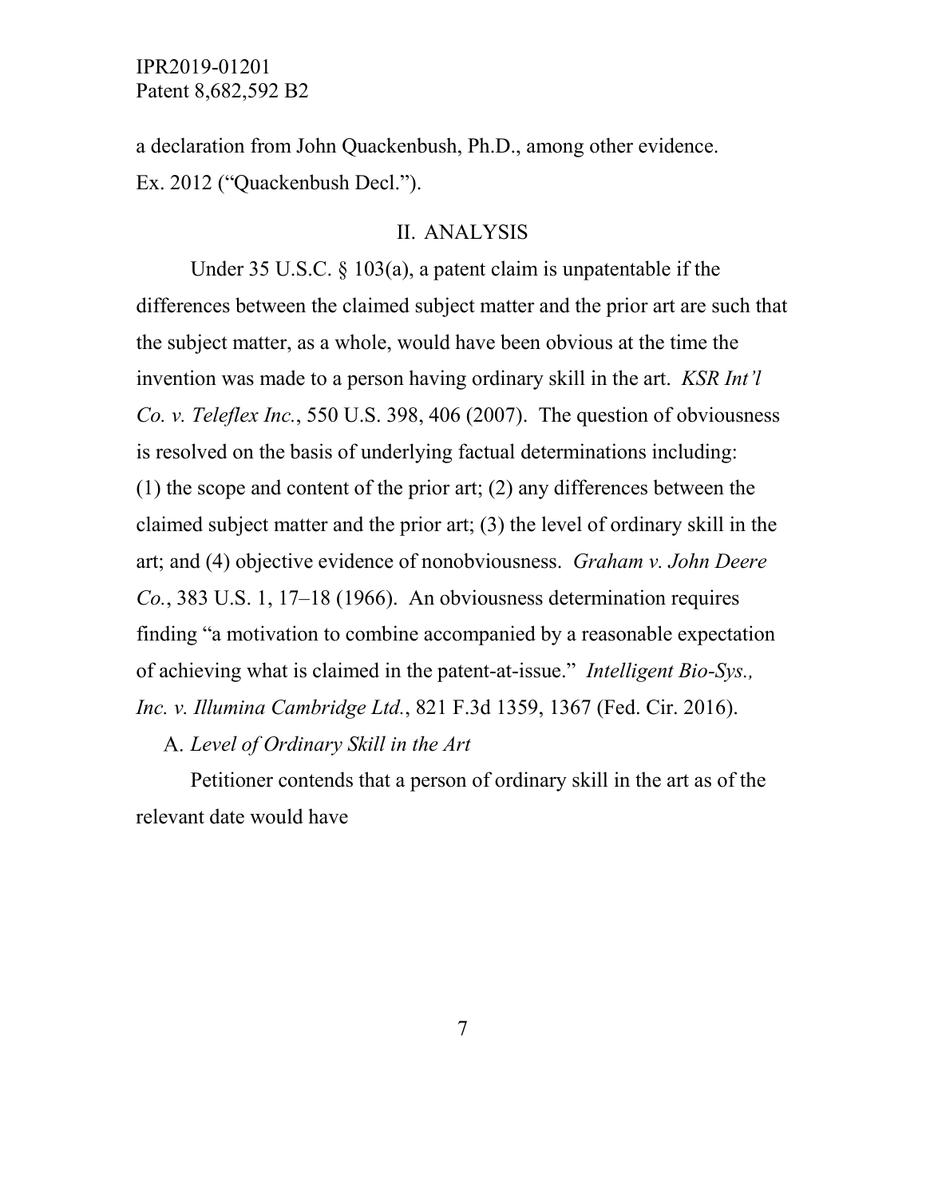a declaration from John Quackenbush, Ph.D., among other evidence. Ex. 2012 ("Quackenbush Decl.").

## II. ANALYSIS

Under 35 U.S.C. § 103(a), a patent claim is unpatentable if the differences between the claimed subject matter and the prior art are such that the subject matter, as a whole, would have been obvious at the time the invention was made to a person having ordinary skill in the art. *KSR Int'l Co. v. Teleflex Inc.*, 550 U.S. 398, 406 (2007). The question of obviousness is resolved on the basis of underlying factual determinations including: (1) the scope and content of the prior art; (2) any differences between the claimed subject matter and the prior art; (3) the level of ordinary skill in the art; and (4) objective evidence of nonobviousness. *Graham v. John Deere Co.*, 383 U.S. 1, 17–18 (1966). An obviousness determination requires finding "a motivation to combine accompanied by a reasonable expectation of achieving what is claimed in the patent-at-issue." *Intelligent Bio-Sys., Inc. v. Illumina Cambridge Ltd.*, 821 F.3d 1359, 1367 (Fed. Cir. 2016).

### A. *Level of Ordinary Skill in the Art*

Petitioner contends that a person of ordinary skill in the art as of the relevant date would have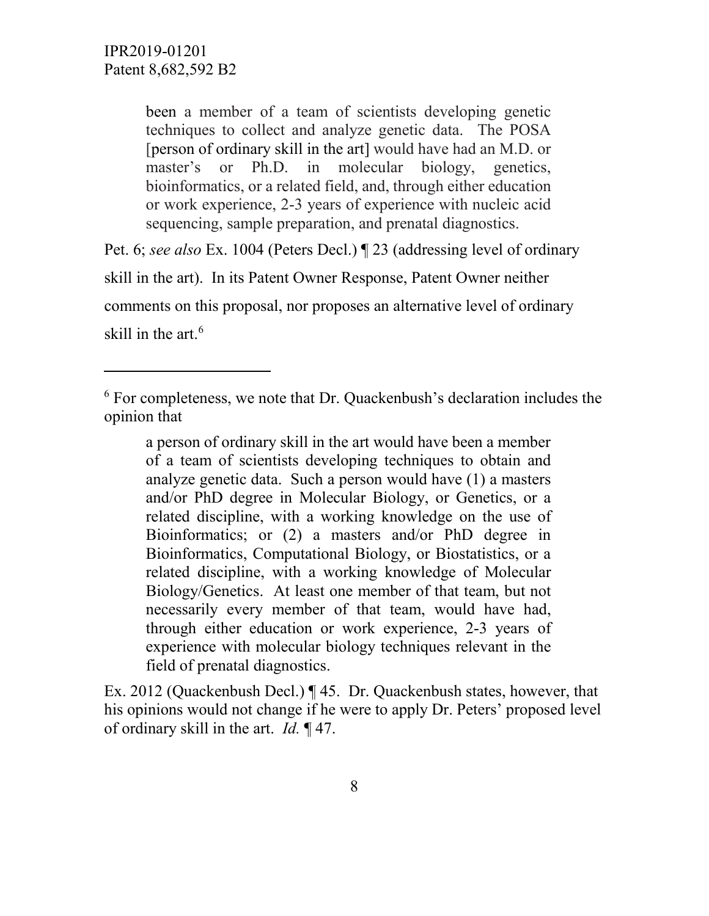> been a member of a team of scientists developing genetic techniques to collect and analyze genetic data. The POSA [person of ordinary skill in the art] would have had an M.D. or master's or Ph.D. in molecular biology, genetics, bioinformatics, or a related field, and, through either education or work experience, 2-3 years of experience with nucleic acid sequencing, sample preparation, and prenatal diagnostics.

Pet. 6; *see also* Ex. 1004 (Peters Decl.) ¶ 23 (addressing level of ordinary skill in the art). In its Patent Owner Response, Patent Owner neither comments on this proposal, nor proposes an alternative level of ordinary skill in the art.[6]

---

[6] For completeness, we note that Dr. Quackenbush's declaration includes the opinion that

> a person of ordinary skill in the art would have been a member of a team of scientists developing techniques to obtain and analyze genetic data. Such a person would have (1) a masters and/or PhD degree in Molecular Biology, or Genetics, or a related discipline, with a working knowledge on the use of Bioinformatics; or (2) a masters and/or PhD degree in Bioinformatics, Computational Biology, or Biostatistics, or a related discipline, with a working knowledge of Molecular Biology/Genetics. At least one member of that team, but not necessarily every member of that team, would have had, through either education or work experience, 2-3 years of experience with molecular biology techniques relevant in the field of prenatal diagnostics.

Ex. 2012 (Quackenbush Decl.) ¶ 45. Dr. Quackenbush states, however, that his opinions would not change if he were to apply Dr. Peters' proposed level of ordinary skill in the art. *Id.* ¶ 47.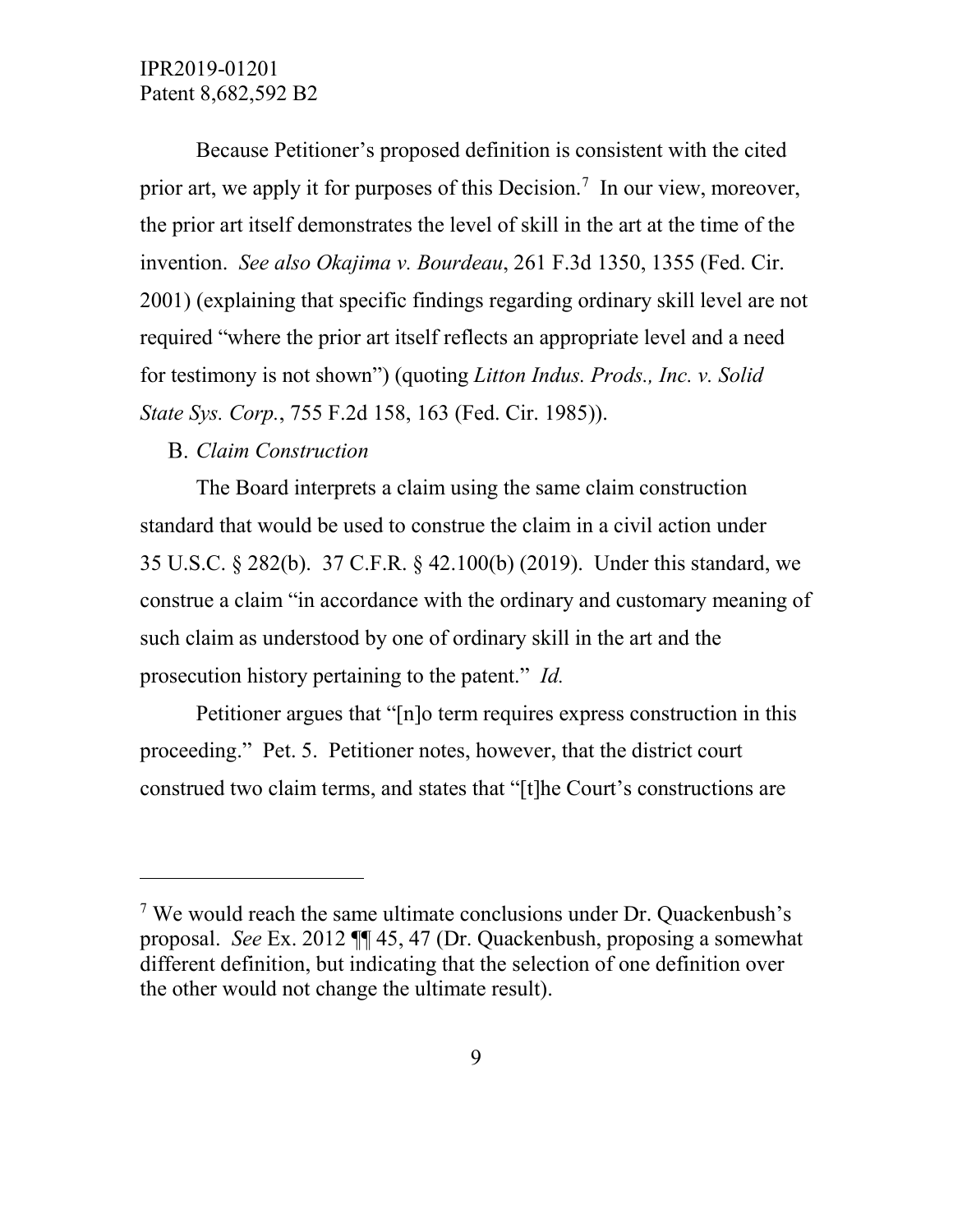Because Petitioner's proposed definition is consistent with the cited prior art, we apply it for purposes of this Decision.[7] In our view, moreover, the prior art itself demonstrates the level of skill in the art at the time of the invention. *See also Okajima v. Bourdeau*, 261 F.3d 1350, 1355 (Fed. Cir. 2001) (explaining that specific findings regarding ordinary skill level are not required "where the prior art itself reflects an appropriate level and a need for testimony is not shown") (quoting *Litton Indus. Prods., Inc. v. Solid State Sys. Corp.*, 755 F.2d 158, 163 (Fed. Cir. 1985)).

B. *Claim Construction*

The Board interprets a claim using the same claim construction standard that would be used to construe the claim in a civil action under 35 U.S.C. § 282(b). 37 C.F.R. § 42.100(b) (2019). Under this standard, we construe a claim "in accordance with the ordinary and customary meaning of such claim as understood by one of ordinary skill in the art and the prosecution history pertaining to the patent." *Id.*

Petitioner argues that "[n]o term requires express construction in this proceeding." Pet. 5. Petitioner notes, however, that the district court construed two claim terms, and states that "[t]he Court's constructions are

---

[7] We would reach the same ultimate conclusions under Dr. Quackenbush's proposal. *See* Ex. 2012 ¶¶ 45, 47 (Dr. Quackenbush, proposing a somewhat different definition, but indicating that the selection of one definition over the other would not change the ultimate result).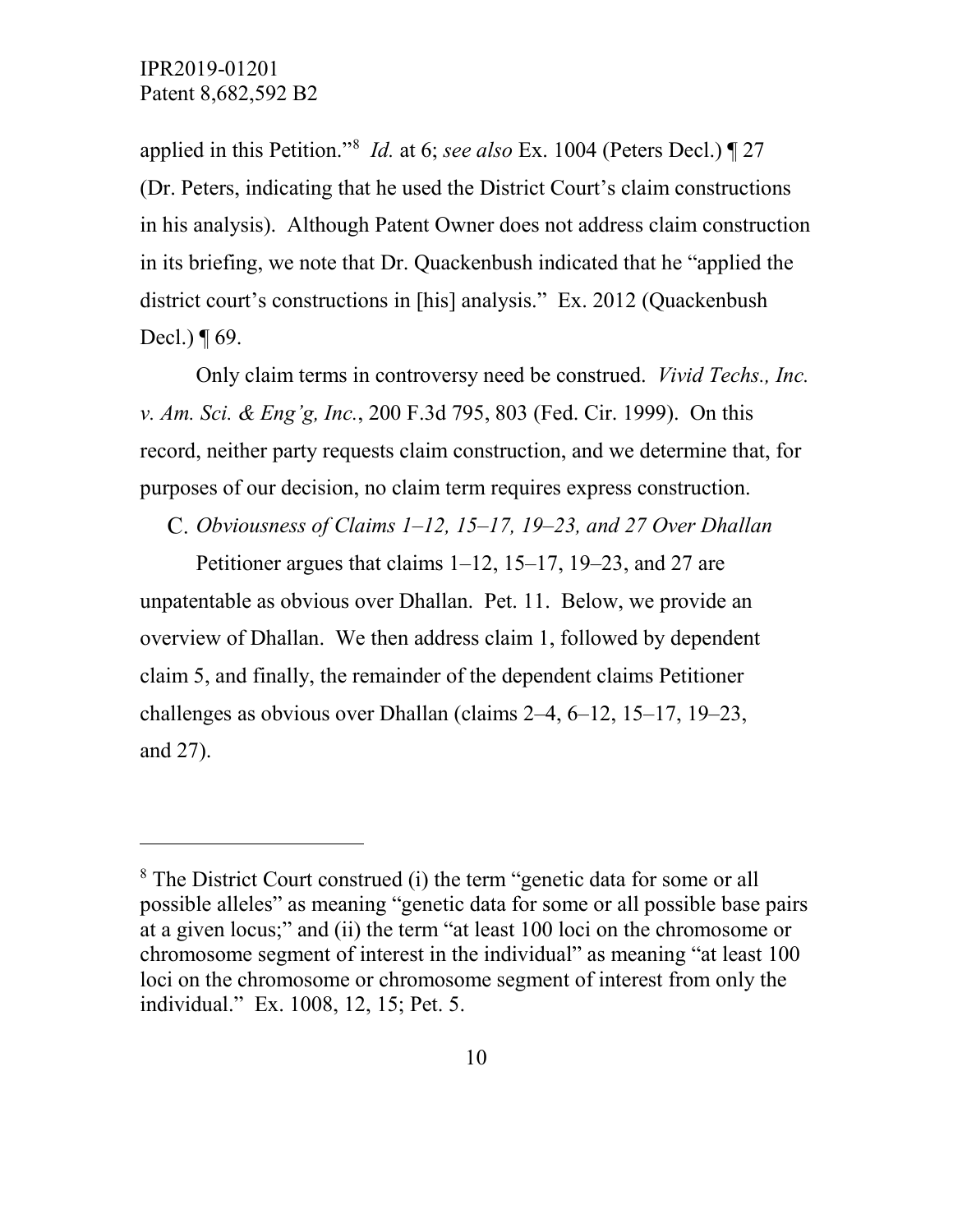applied in this Petition."[8] *Id.* at 6; *see also* Ex. 1004 (Peters Decl.) ¶ 27 (Dr. Peters, indicating that he used the District Court's claim constructions in his analysis). Although Patent Owner does not address claim construction in its briefing, we note that Dr. Quackenbush indicated that he "applied the district court's constructions in [his] analysis." Ex. 2012 (Quackenbush Decl.) ¶ 69.

Only claim terms in controversy need be construed. *Vivid Techs., Inc. v. Am. Sci. & Eng'g, Inc.*, 200 F.3d 795, 803 (Fed. Cir. 1999). On this record, neither party requests claim construction, and we determine that, for purposes of our decision, no claim term requires express construction.

### C. *Obviousness of Claims 1–12, 15–17, 19–23, and 27 Over Dhallan*

Petitioner argues that claims 1–12, 15–17, 19–23, and 27 are unpatentable as obvious over Dhallan. Pet. 11. Below, we provide an overview of Dhallan. We then address claim 1, followed by dependent claim 5, and finally, the remainder of the dependent claims Petitioner challenges as obvious over Dhallan (claims 2–4, 6–12, 15–17, 19–23, and 27).

---

[8] The District Court construed (i) the term "genetic data for some or all possible alleles" as meaning "genetic data for some or all possible base pairs at a given locus;" and (ii) the term "at least 100 loci on the chromosome or chromosome segment of interest in the individual" as meaning "at least 100 loci on the chromosome or chromosome segment of interest from only the individual." Ex. 1008, 12, 15; Pet. 5.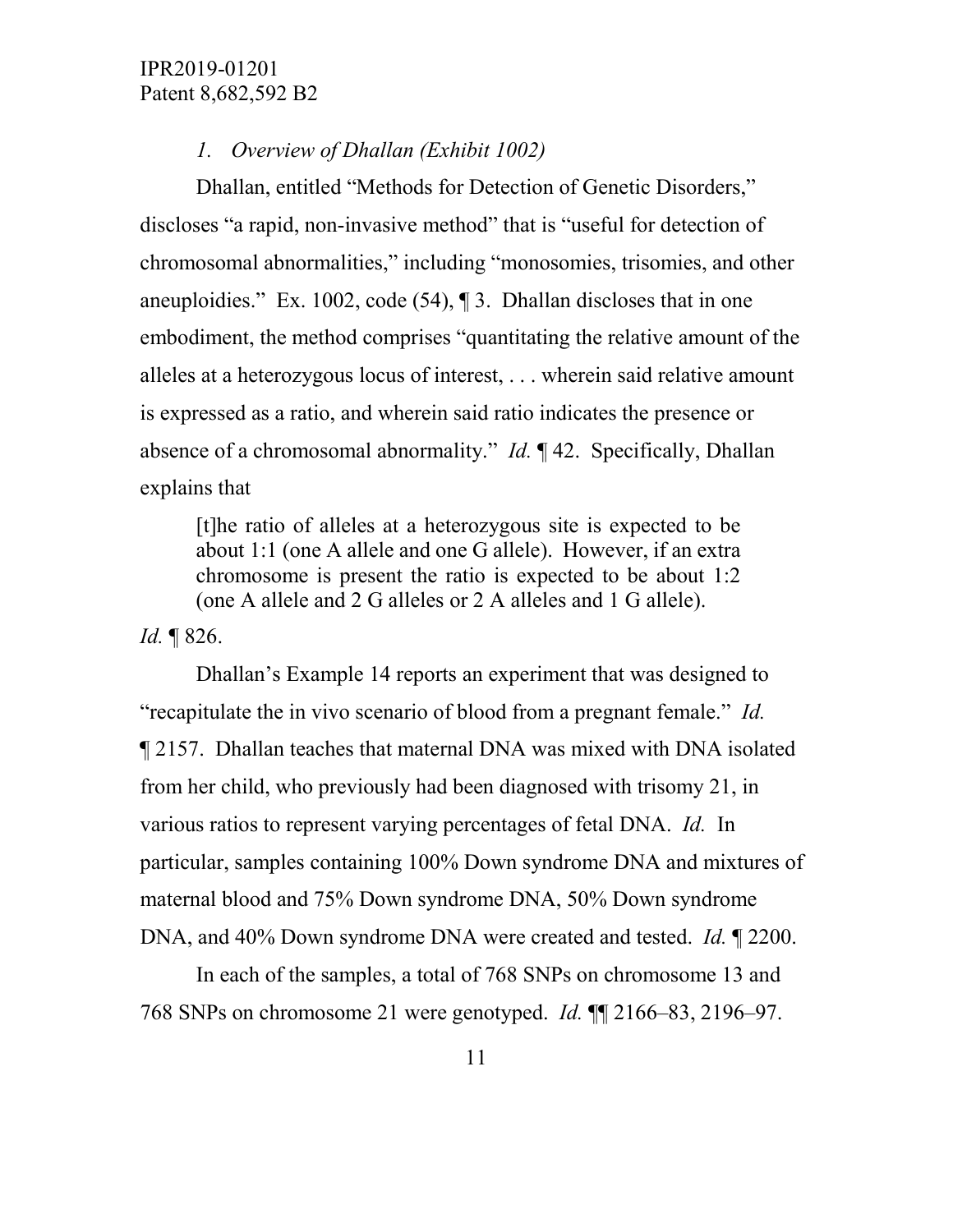### *1. Overview of Dhallan (Exhibit 1002)*

Dhallan, entitled "Methods for Detection of Genetic Disorders," discloses "a rapid, non-invasive method" that is "useful for detection of chromosomal abnormalities," including "monosomies, trisomies, and other aneuploidies." Ex. 1002, code (54), ¶ 3. Dhallan discloses that in one embodiment, the method comprises "quantitating the relative amount of the alleles at a heterozygous locus of interest, . . . wherein said relative amount is expressed as a ratio, and wherein said ratio indicates the presence or absence of a chromosomal abnormality." *Id.* ¶ 42. Specifically, Dhallan explains that

> [t]he ratio of alleles at a heterozygous site is expected to be about 1:1 (one A allele and one G allele). However, if an extra chromosome is present the ratio is expected to be about 1:2 (one A allele and 2 G alleles or 2 A alleles and 1 G allele).

*Id.* ¶ 826.

Dhallan's Example 14 reports an experiment that was designed to "recapitulate the in vivo scenario of blood from a pregnant female." *Id.* ¶ 2157. Dhallan teaches that maternal DNA was mixed with DNA isolated from her child, who previously had been diagnosed with trisomy 21, in various ratios to represent varying percentages of fetal DNA. *Id.* In particular, samples containing 100% Down syndrome DNA and mixtures of maternal blood and 75% Down syndrome DNA, 50% Down syndrome DNA, and 40% Down syndrome DNA were created and tested. *Id.* ¶ 2200.

In each of the samples, a total of 768 SNPs on chromosome 13 and 768 SNPs on chromosome 21 were genotyped. *Id.* ¶¶ 2166–83, 2196–97.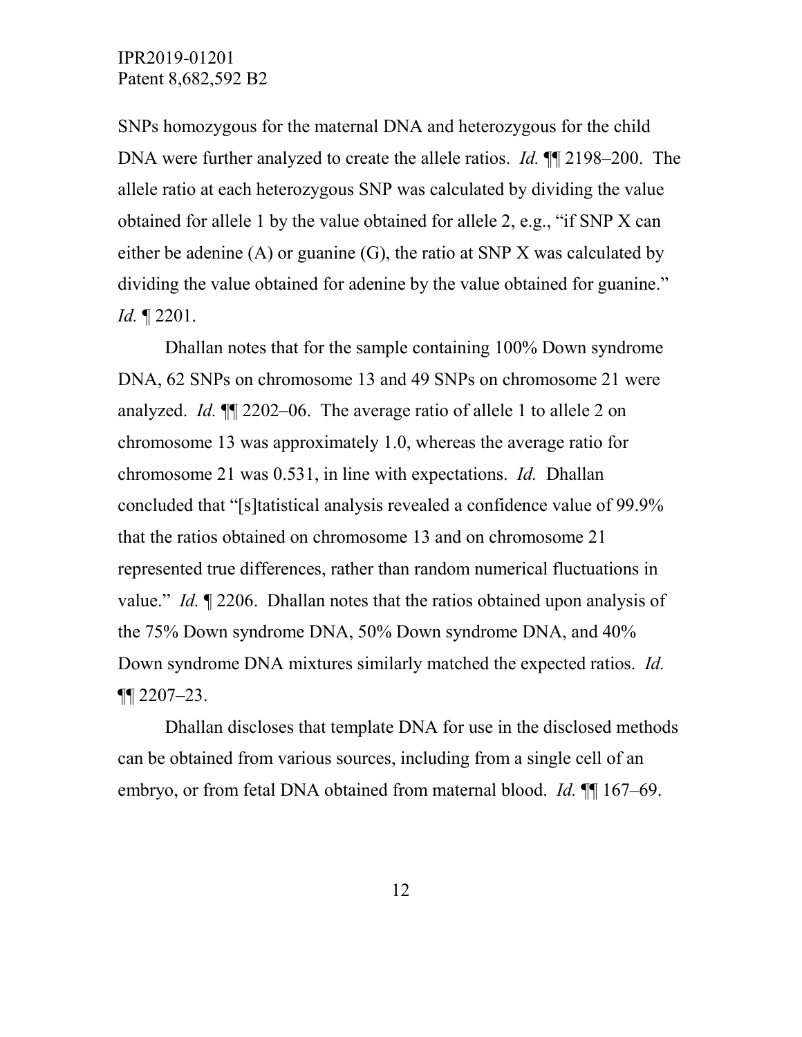SNPs homozygous for the maternal DNA and heterozygous for the child DNA were further analyzed to create the allele ratios. *Id.* ¶¶ 2198–200. The allele ratio at each heterozygous SNP was calculated by dividing the value obtained for allele 1 by the value obtained for allele 2, e.g., "if SNP X can either be adenine (A) or guanine (G), the ratio at SNP X was calculated by dividing the value obtained for adenine by the value obtained for guanine." *Id.* ¶ 2201.

Dhallan notes that for the sample containing 100% Down syndrome DNA, 62 SNPs on chromosome 13 and 49 SNPs on chromosome 21 were analyzed. *Id.* ¶¶ 2202–06. The average ratio of allele 1 to allele 2 on chromosome 13 was approximately 1.0, whereas the average ratio for chromosome 21 was 0.531, in line with expectations. *Id.* Dhallan concluded that "[s]tatistical analysis revealed a confidence value of 99.9% that the ratios obtained on chromosome 13 and on chromosome 21 represented true differences, rather than random numerical fluctuations in value." *Id.* ¶ 2206. Dhallan notes that the ratios obtained upon analysis of the 75% Down syndrome DNA, 50% Down syndrome DNA, and 40% Down syndrome DNA mixtures similarly matched the expected ratios. *Id.* ¶¶ 2207–23.

Dhallan discloses that template DNA for use in the disclosed methods can be obtained from various sources, including from a single cell of an embryo, or from fetal DNA obtained from maternal blood. *Id.* ¶¶ 167–69.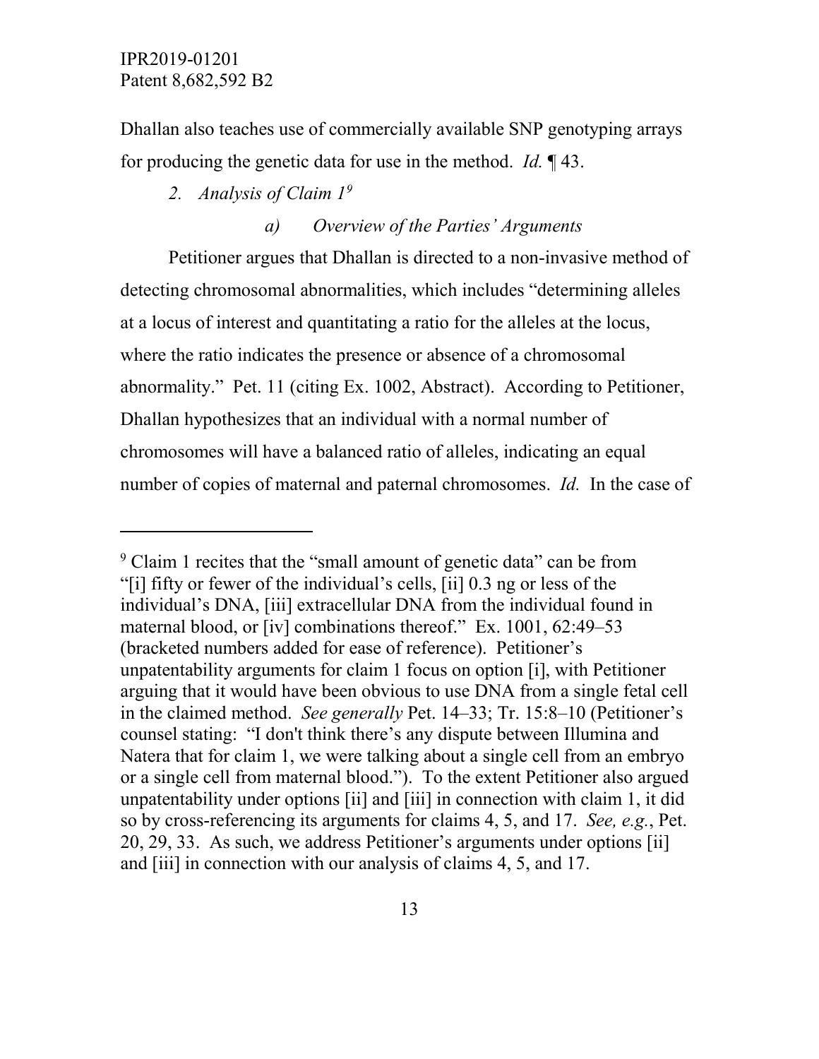Dhallan also teaches use of commercially available SNP genotyping arrays for producing the genetic data for use in the method. *Id.* ¶ 43.

### *2. Analysis of Claim 1*[9]

#### *a) Overview of the Parties' Arguments*

Petitioner argues that Dhallan is directed to a non-invasive method of detecting chromosomal abnormalities, which includes "determining alleles at a locus of interest and quantitating a ratio for the alleles at the locus, where the ratio indicates the presence or absence of a chromosomal abnormality." Pet. 11 (citing Ex. 1002, Abstract). According to Petitioner, Dhallan hypothesizes that an individual with a normal number of chromosomes will have a balanced ratio of alleles, indicating an equal number of copies of maternal and paternal chromosomes. *Id.* In the case of

---

[9] Claim 1 recites that the "small amount of genetic data" can be from "[i] fifty or fewer of the individual's cells, [ii] 0.3 ng or less of the individual's DNA, [iii] extracellular DNA from the individual found in maternal blood, or [iv] combinations thereof." Ex. 1001, 62:49–53 (bracketed numbers added for ease of reference). Petitioner's unpatentability arguments for claim 1 focus on option [i], with Petitioner arguing that it would have been obvious to use DNA from a single fetal cell in the claimed method. *See generally* Pet. 14–33; Tr. 15:8–10 (Petitioner's counsel stating: "I don't think there's any dispute between Illumina and Natera that for claim 1, we were talking about a single cell from an embryo or a single cell from maternal blood."). To the extent Petitioner also argued unpatentability under options [ii] and [iii] in connection with claim 1, it did so by cross-referencing its arguments for claims 4, 5, and 17. *See, e.g.*, Pet. 20, 29, 33. As such, we address Petitioner's arguments under options [ii] and [iii] in connection with our analysis of claims 4, 5, and 17.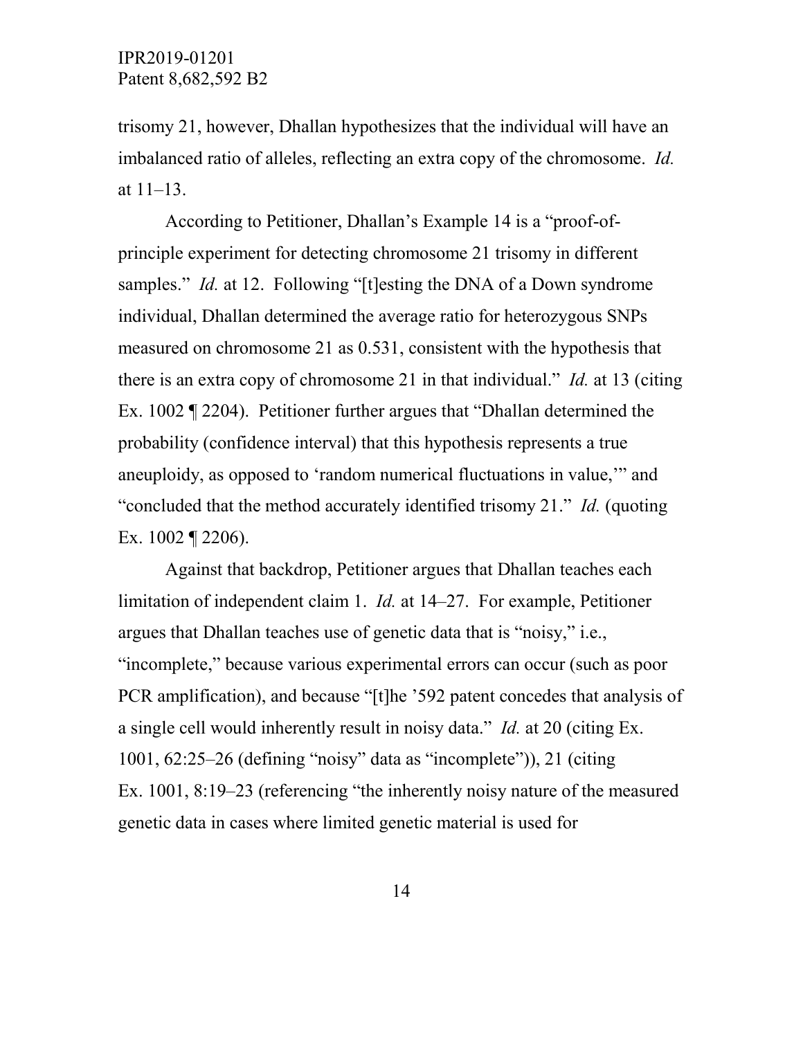trisomy 21, however, Dhallan hypothesizes that the individual will have an imbalanced ratio of alleles, reflecting an extra copy of the chromosome. *Id.* at 11–13.

According to Petitioner, Dhallan's Example 14 is a "proof-of-principle experiment for detecting chromosome 21 trisomy in different samples." *Id.* at 12. Following "[t]esting the DNA of a Down syndrome individual, Dhallan determined the average ratio for heterozygous SNPs measured on chromosome 21 as 0.531, consistent with the hypothesis that there is an extra copy of chromosome 21 in that individual." *Id.* at 13 (citing Ex. 1002 ¶ 2204). Petitioner further argues that "Dhallan determined the probability (confidence interval) that this hypothesis represents a true aneuploidy, as opposed to 'random numerical fluctuations in value,'" and "concluded that the method accurately identified trisomy 21." *Id.* (quoting Ex. 1002 ¶ 2206).

Against that backdrop, Petitioner argues that Dhallan teaches each limitation of independent claim 1. *Id.* at 14–27. For example, Petitioner argues that Dhallan teaches use of genetic data that is "noisy," i.e., "incomplete," because various experimental errors can occur (such as poor PCR amplification), and because "[t]he '592 patent concedes that analysis of a single cell would inherently result in noisy data." *Id.* at 20 (citing Ex. 1001, 62:25–26 (defining "noisy" data as "incomplete")), 21 (citing Ex. 1001, 8:19–23 (referencing "the inherently noisy nature of the measured genetic data in cases where limited genetic material is used for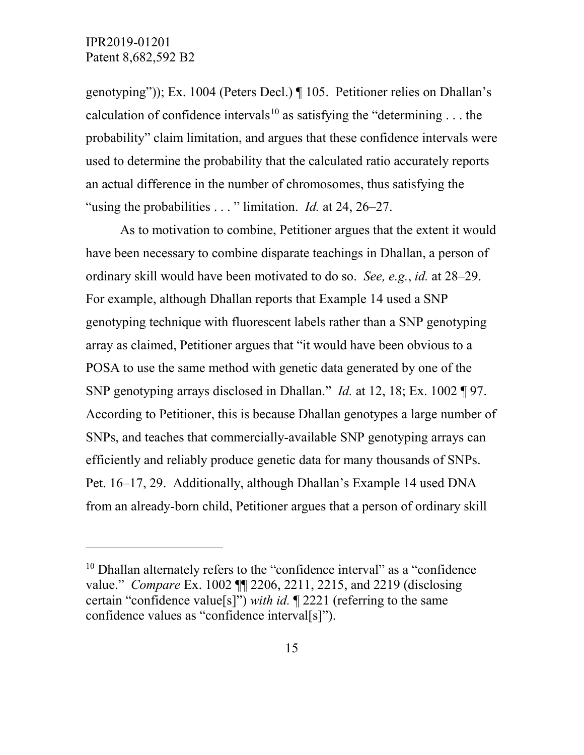genotyping")); Ex. 1004 (Peters Decl.) ¶ 105. Petitioner relies on Dhallan's calculation of confidence intervals[10] as satisfying the "determining . . . the probability" claim limitation, and argues that these confidence intervals were used to determine the probability that the calculated ratio accurately reports an actual difference in the number of chromosomes, thus satisfying the "using the probabilities . . . " limitation. *Id.* at 24, 26–27.

As to motivation to combine, Petitioner argues that the extent it would have been necessary to combine disparate teachings in Dhallan, a person of ordinary skill would have been motivated to do so. *See, e.g.*, *id.* at 28–29. For example, although Dhallan reports that Example 14 used a SNP genotyping technique with fluorescent labels rather than a SNP genotyping array as claimed, Petitioner argues that "it would have been obvious to a POSA to use the same method with genetic data generated by one of the SNP genotyping arrays disclosed in Dhallan." *Id.* at 12, 18; Ex. 1002 ¶ 97. According to Petitioner, this is because Dhallan genotypes a large number of SNPs, and teaches that commercially-available SNP genotyping arrays can efficiently and reliably produce genetic data for many thousands of SNPs. Pet. 16–17, 29. Additionally, although Dhallan's Example 14 used DNA from an already-born child, Petitioner argues that a person of ordinary skill

---

[10] Dhallan alternately refers to the "confidence interval" as a "confidence value." *Compare* Ex. 1002 ¶¶ 2206, 2211, 2215, and 2219 (disclosing certain "confidence value[s]") *with id.* ¶ 2221 (referring to the same confidence values as "confidence interval[s]").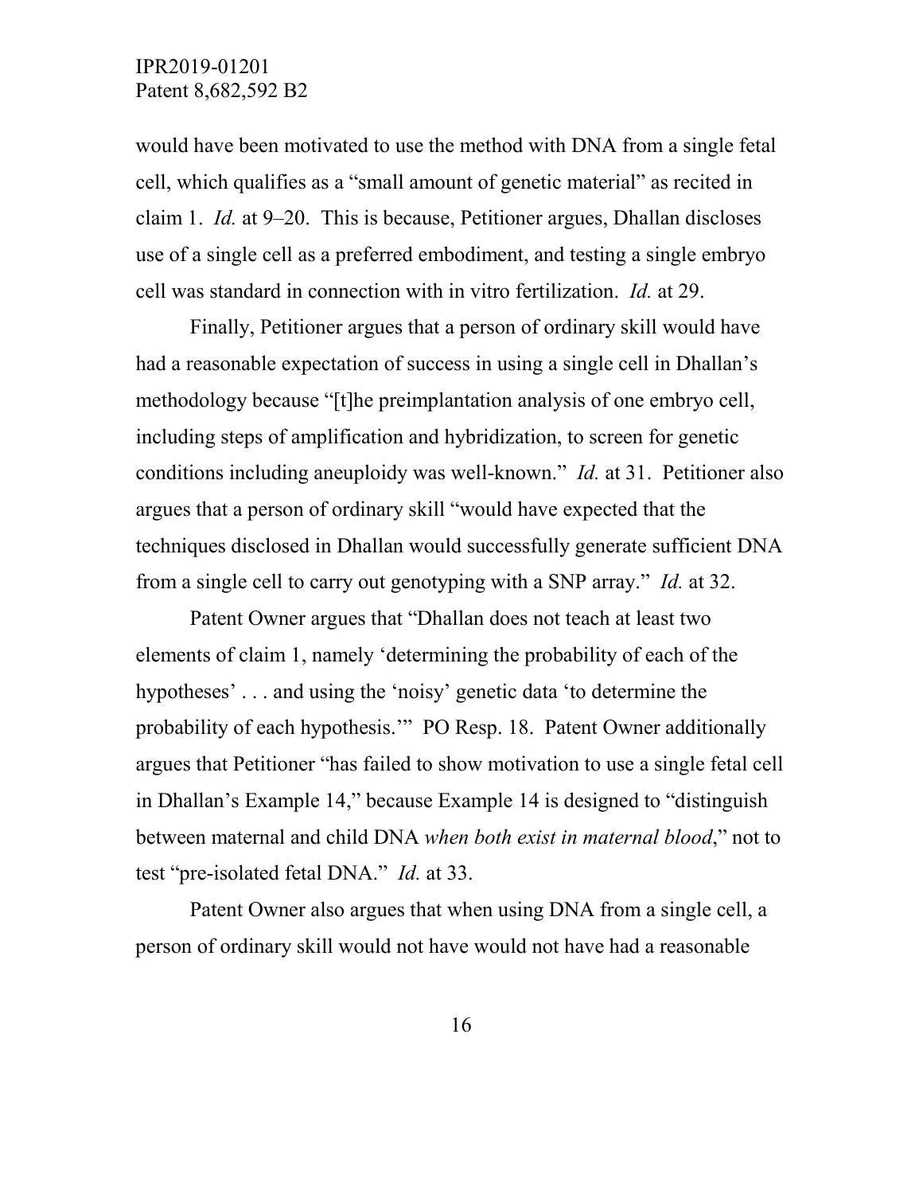would have been motivated to use the method with DNA from a single fetal cell, which qualifies as a "small amount of genetic material" as recited in claim 1. *Id.* at 9–20. This is because, Petitioner argues, Dhallan discloses use of a single cell as a preferred embodiment, and testing a single embryo cell was standard in connection with in vitro fertilization. *Id.* at 29.

Finally, Petitioner argues that a person of ordinary skill would have had a reasonable expectation of success in using a single cell in Dhallan's methodology because "[t]he preimplantation analysis of one embryo cell, including steps of amplification and hybridization, to screen for genetic conditions including aneuploidy was well-known." *Id.* at 31. Petitioner also argues that a person of ordinary skill "would have expected that the techniques disclosed in Dhallan would successfully generate sufficient DNA from a single cell to carry out genotyping with a SNP array." *Id.* at 32.

Patent Owner argues that "Dhallan does not teach at least two elements of claim 1, namely 'determining the probability of each of the hypotheses' . . . and using the 'noisy' genetic data 'to determine the probability of each hypothesis.'" PO Resp. 18. Patent Owner additionally argues that Petitioner "has failed to show motivation to use a single fetal cell in Dhallan's Example 14," because Example 14 is designed to "distinguish between maternal and child DNA *when both exist in maternal blood*," not to test "pre-isolated fetal DNA." *Id.* at 33.

Patent Owner also argues that when using DNA from a single cell, a person of ordinary skill would not have would not have had a reasonable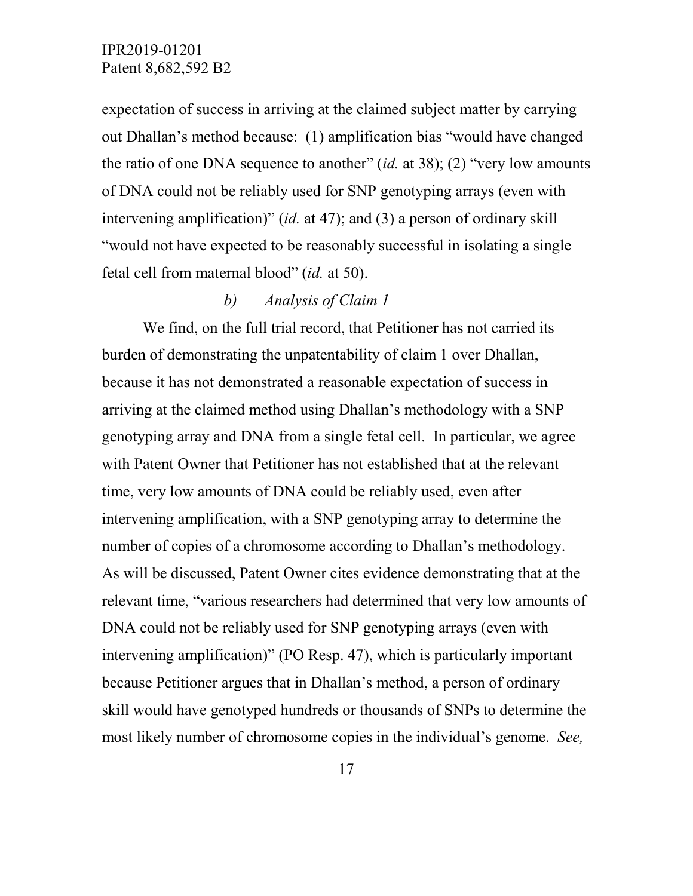expectation of success in arriving at the claimed subject matter by carrying out Dhallan's method because: (1) amplification bias "would have changed the ratio of one DNA sequence to another" (*id.* at 38); (2) "very low amounts of DNA could not be reliably used for SNP genotyping arrays (even with intervening amplification)" (*id.* at 47); and (3) a person of ordinary skill "would not have expected to be reasonably successful in isolating a single fetal cell from maternal blood" (*id.* at 50).

*b) Analysis of Claim 1*

We find, on the full trial record, that Petitioner has not carried its burden of demonstrating the unpatentability of claim 1 over Dhallan, because it has not demonstrated a reasonable expectation of success in arriving at the claimed method using Dhallan's methodology with a SNP genotyping array and DNA from a single fetal cell. In particular, we agree with Patent Owner that Petitioner has not established that at the relevant time, very low amounts of DNA could be reliably used, even after intervening amplification, with a SNP genotyping array to determine the number of copies of a chromosome according to Dhallan's methodology. As will be discussed, Patent Owner cites evidence demonstrating that at the relevant time, "various researchers had determined that very low amounts of DNA could not be reliably used for SNP genotyping arrays (even with intervening amplification)" (PO Resp. 47), which is particularly important because Petitioner argues that in Dhallan's method, a person of ordinary skill would have genotyped hundreds or thousands of SNPs to determine the most likely number of chromosome copies in the individual's genome. *See,*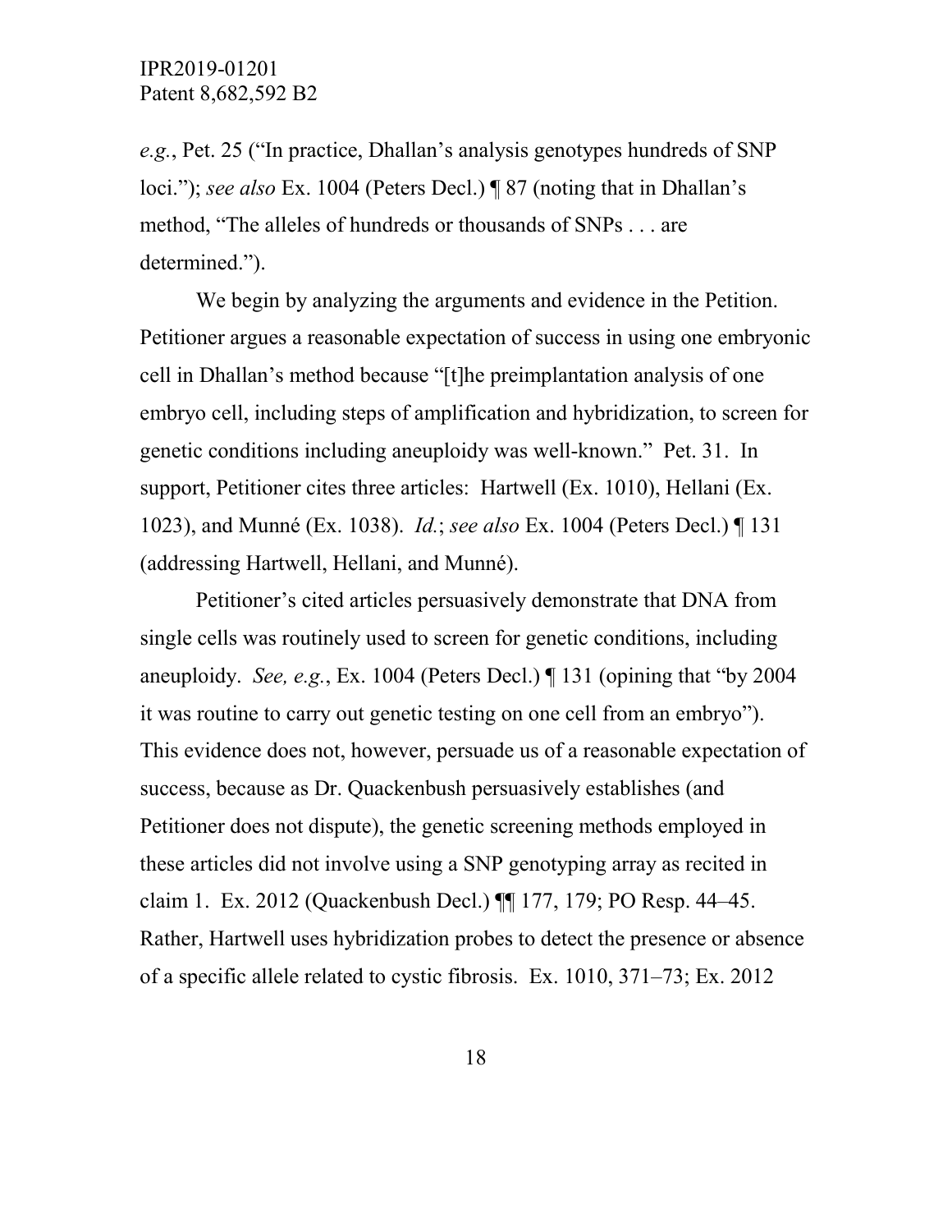*e.g.*, Pet. 25 ("In practice, Dhallan's analysis genotypes hundreds of SNP loci."); *see also* Ex. 1004 (Peters Decl.) ¶ 87 (noting that in Dhallan's method, "The alleles of hundreds or thousands of SNPs . . . are determined.").

We begin by analyzing the arguments and evidence in the Petition. Petitioner argues a reasonable expectation of success in using one embryonic cell in Dhallan's method because "[t]he preimplantation analysis of one embryo cell, including steps of amplification and hybridization, to screen for genetic conditions including aneuploidy was well-known." Pet. 31. In support, Petitioner cites three articles: Hartwell (Ex. 1010), Hellani (Ex. 1023), and Munné (Ex. 1038). *Id.*; *see also* Ex. 1004 (Peters Decl.) ¶ 131 (addressing Hartwell, Hellani, and Munné).

Petitioner's cited articles persuasively demonstrate that DNA from single cells was routinely used to screen for genetic conditions, including aneuploidy. *See, e.g.*, Ex. 1004 (Peters Decl.) ¶ 131 (opining that "by 2004 it was routine to carry out genetic testing on one cell from an embryo"). This evidence does not, however, persuade us of a reasonable expectation of success, because as Dr. Quackenbush persuasively establishes (and Petitioner does not dispute), the genetic screening methods employed in these articles did not involve using a SNP genotyping array as recited in claim 1. Ex. 2012 (Quackenbush Decl.) ¶¶ 177, 179; PO Resp. 44–45. Rather, Hartwell uses hybridization probes to detect the presence or absence of a specific allele related to cystic fibrosis. Ex. 1010, 371–73; Ex. 2012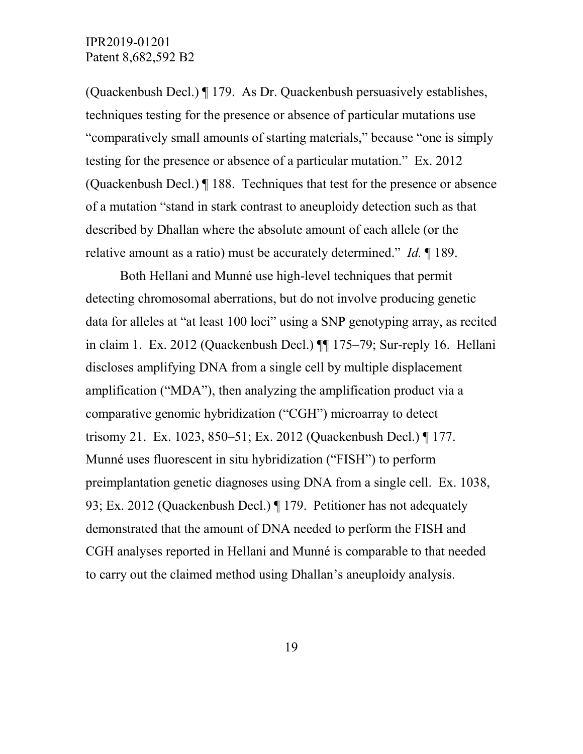(Quackenbush Decl.) ¶ 179. As Dr. Quackenbush persuasively establishes, techniques testing for the presence or absence of particular mutations use "comparatively small amounts of starting materials," because "one is simply testing for the presence or absence of a particular mutation." Ex. 2012 (Quackenbush Decl.) ¶ 188. Techniques that test for the presence or absence of a mutation "stand in stark contrast to aneuploidy detection such as that described by Dhallan where the absolute amount of each allele (or the relative amount as a ratio) must be accurately determined." *Id.* ¶ 189.

Both Hellani and Munné use high-level techniques that permit detecting chromosomal aberrations, but do not involve producing genetic data for alleles at "at least 100 loci" using a SNP genotyping array, as recited in claim 1. Ex. 2012 (Quackenbush Decl.) ¶¶ 175–79; Sur-reply 16. Hellani discloses amplifying DNA from a single cell by multiple displacement amplification ("MDA"), then analyzing the amplification product via a comparative genomic hybridization ("CGH") microarray to detect trisomy 21. Ex. 1023, 850–51; Ex. 2012 (Quackenbush Decl.) ¶ 177. Munné uses fluorescent in situ hybridization ("FISH") to perform preimplantation genetic diagnoses using DNA from a single cell. Ex. 1038, 93; Ex. 2012 (Quackenbush Decl.) ¶ 179. Petitioner has not adequately demonstrated that the amount of DNA needed to perform the FISH and CGH analyses reported in Hellani and Munné is comparable to that needed to carry out the claimed method using Dhallan's aneuploidy analysis.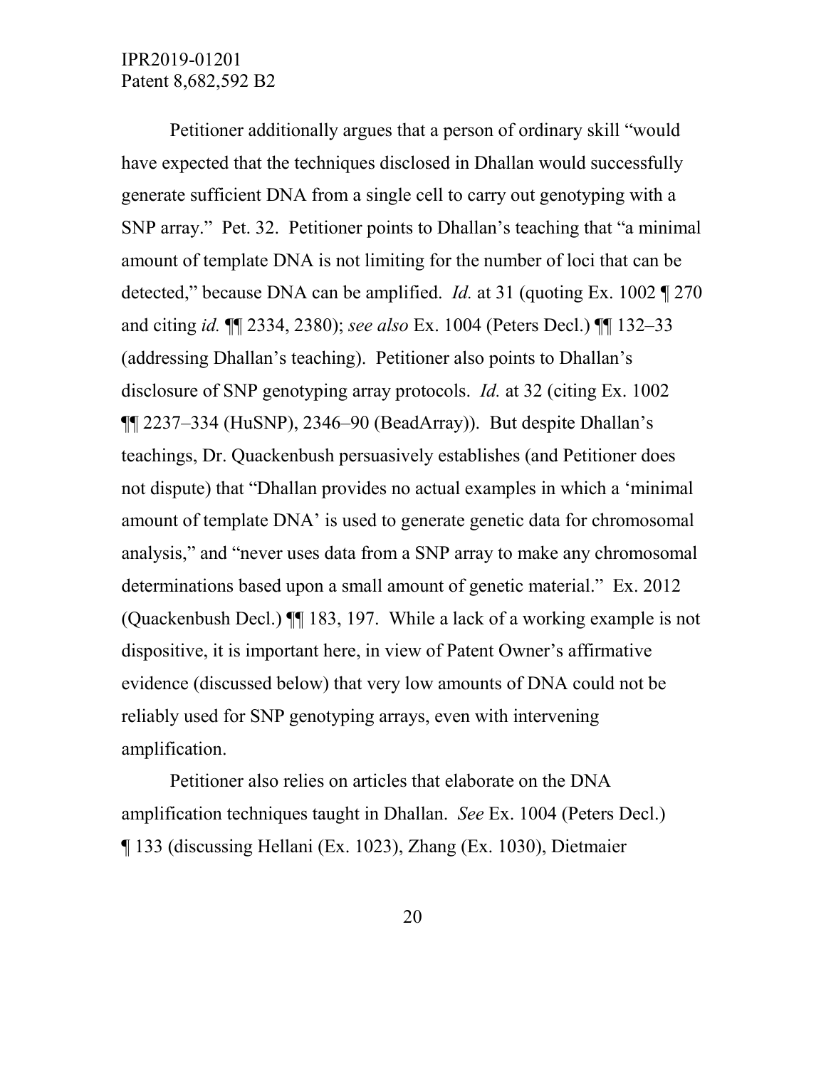Petitioner additionally argues that a person of ordinary skill "would have expected that the techniques disclosed in Dhallan would successfully generate sufficient DNA from a single cell to carry out genotyping with a SNP array." Pet. 32. Petitioner points to Dhallan's teaching that "a minimal amount of template DNA is not limiting for the number of loci that can be detected," because DNA can be amplified. *Id.* at 31 (quoting Ex. 1002 ¶ 270 and citing *id.* ¶¶ 2334, 2380); *see also* Ex. 1004 (Peters Decl.) ¶¶ 132–33 (addressing Dhallan's teaching). Petitioner also points to Dhallan's disclosure of SNP genotyping array protocols. *Id.* at 32 (citing Ex. 1002 ¶¶ 2237–334 (HuSNP), 2346–90 (BeadArray)). But despite Dhallan's teachings, Dr. Quackenbush persuasively establishes (and Petitioner does not dispute) that "Dhallan provides no actual examples in which a 'minimal amount of template DNA' is used to generate genetic data for chromosomal analysis," and "never uses data from a SNP array to make any chromosomal determinations based upon a small amount of genetic material." Ex. 2012 (Quackenbush Decl.) ¶¶ 183, 197. While a lack of a working example is not dispositive, it is important here, in view of Patent Owner's affirmative evidence (discussed below) that very low amounts of DNA could not be reliably used for SNP genotyping arrays, even with intervening amplification.

Petitioner also relies on articles that elaborate on the DNA amplification techniques taught in Dhallan. *See* Ex. 1004 (Peters Decl.) ¶ 133 (discussing Hellani (Ex. 1023), Zhang (Ex. 1030), Dietmaier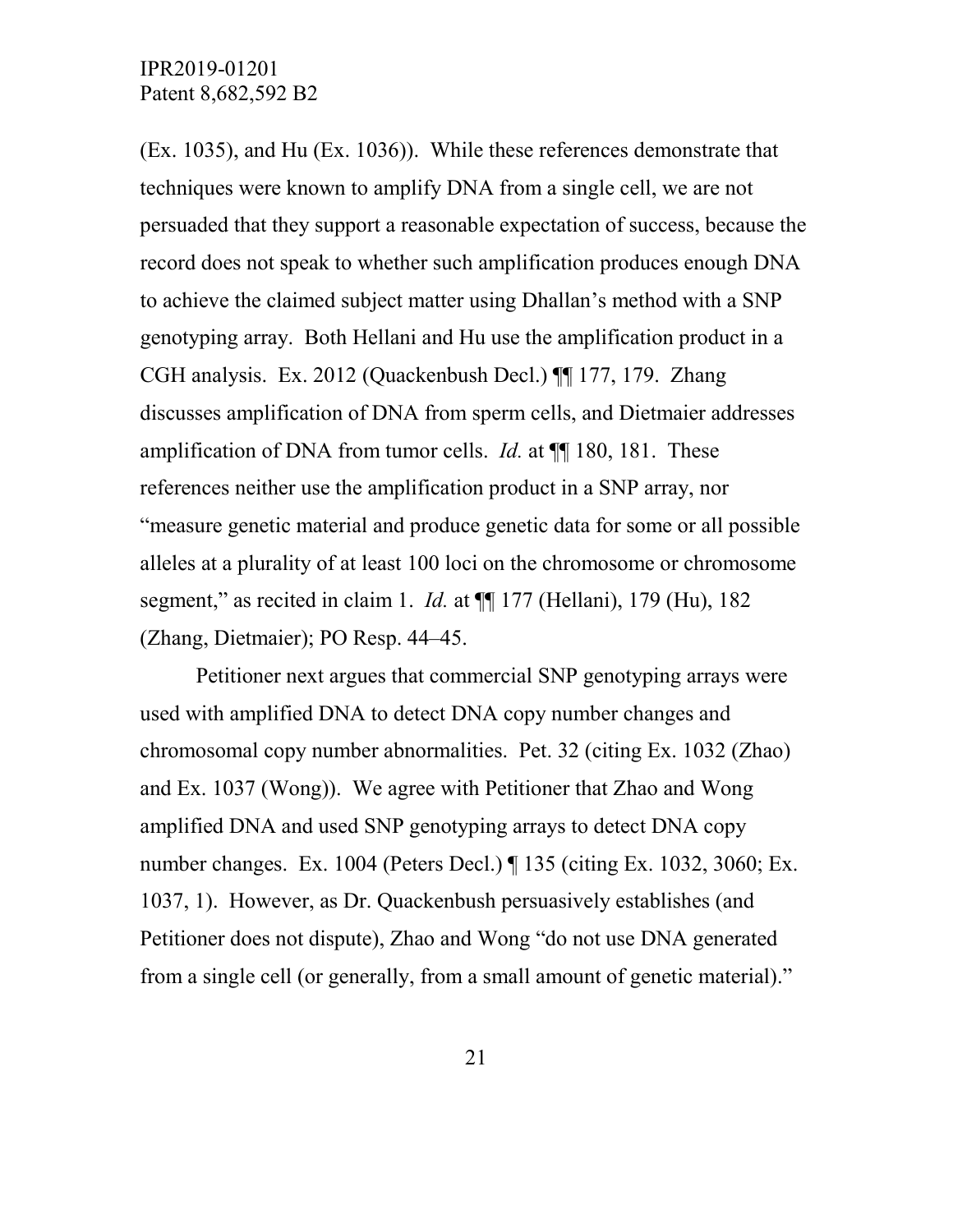(Ex. 1035), and Hu (Ex. 1036)). While these references demonstrate that techniques were known to amplify DNA from a single cell, we are not persuaded that they support a reasonable expectation of success, because the record does not speak to whether such amplification produces enough DNA to achieve the claimed subject matter using Dhallan's method with a SNP genotyping array. Both Hellani and Hu use the amplification product in a CGH analysis. Ex. 2012 (Quackenbush Decl.) ¶¶ 177, 179. Zhang discusses amplification of DNA from sperm cells, and Dietmaier addresses amplification of DNA from tumor cells. *Id.* at ¶¶ 180, 181. These references neither use the amplification product in a SNP array, nor "measure genetic material and produce genetic data for some or all possible alleles at a plurality of at least 100 loci on the chromosome or chromosome segment," as recited in claim 1. *Id.* at ¶¶ 177 (Hellani), 179 (Hu), 182 (Zhang, Dietmaier); PO Resp. 44–45.

Petitioner next argues that commercial SNP genotyping arrays were used with amplified DNA to detect DNA copy number changes and chromosomal copy number abnormalities. Pet. 32 (citing Ex. 1032 (Zhao) and Ex. 1037 (Wong)). We agree with Petitioner that Zhao and Wong amplified DNA and used SNP genotyping arrays to detect DNA copy number changes. Ex. 1004 (Peters Decl.) ¶ 135 (citing Ex. 1032, 3060; Ex. 1037, 1). However, as Dr. Quackenbush persuasively establishes (and Petitioner does not dispute), Zhao and Wong "do not use DNA generated from a single cell (or generally, from a small amount of genetic material)."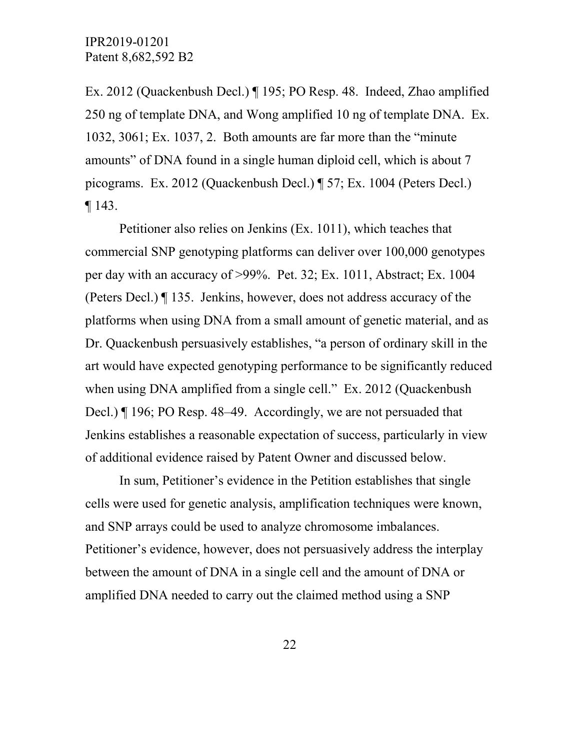Ex. 2012 (Quackenbush Decl.) ¶ 195; PO Resp. 48. Indeed, Zhao amplified 250 ng of template DNA, and Wong amplified 10 ng of template DNA. Ex. 1032, 3061; Ex. 1037, 2. Both amounts are far more than the "minute amounts" of DNA found in a single human diploid cell, which is about 7 picograms. Ex. 2012 (Quackenbush Decl.) ¶ 57; Ex. 1004 (Peters Decl.) ¶ 143.

Petitioner also relies on Jenkins (Ex. 1011), which teaches that commercial SNP genotyping platforms can deliver over 100,000 genotypes per day with an accuracy of >99%. Pet. 32; Ex. 1011, Abstract; Ex. 1004 (Peters Decl.) ¶ 135. Jenkins, however, does not address accuracy of the platforms when using DNA from a small amount of genetic material, and as Dr. Quackenbush persuasively establishes, "a person of ordinary skill in the art would have expected genotyping performance to be significantly reduced when using DNA amplified from a single cell." Ex. 2012 (Quackenbush Decl.) ¶ 196; PO Resp. 48–49. Accordingly, we are not persuaded that Jenkins establishes a reasonable expectation of success, particularly in view of additional evidence raised by Patent Owner and discussed below.

In sum, Petitioner's evidence in the Petition establishes that single cells were used for genetic analysis, amplification techniques were known, and SNP arrays could be used to analyze chromosome imbalances. Petitioner's evidence, however, does not persuasively address the interplay between the amount of DNA in a single cell and the amount of DNA or amplified DNA needed to carry out the claimed method using a SNP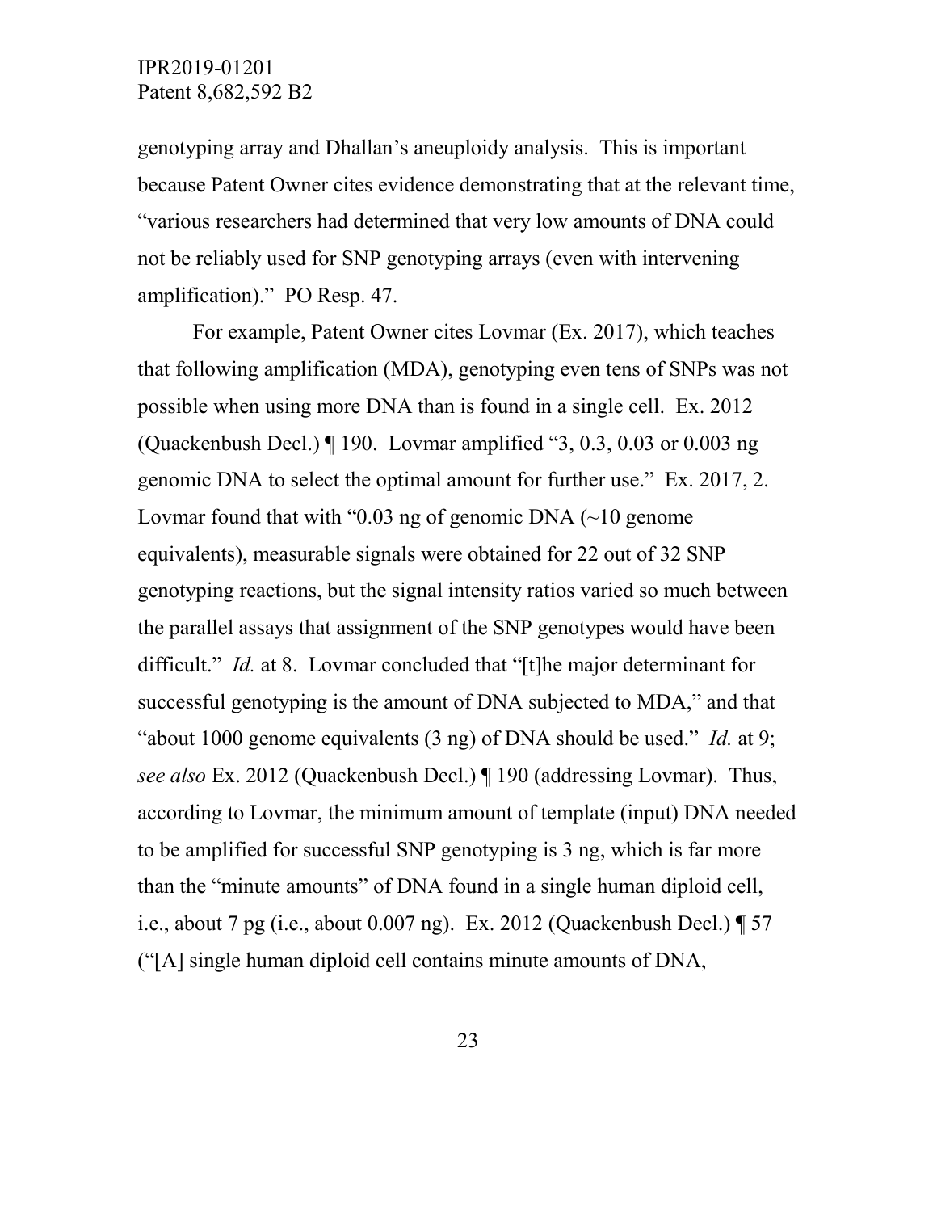genotyping array and Dhallan's aneuploidy analysis. This is important because Patent Owner cites evidence demonstrating that at the relevant time, "various researchers had determined that very low amounts of DNA could not be reliably used for SNP genotyping arrays (even with intervening amplification)." PO Resp. 47.

For example, Patent Owner cites Lovmar (Ex. 2017), which teaches that following amplification (MDA), genotyping even tens of SNPs was not possible when using more DNA than is found in a single cell. Ex. 2012 (Quackenbush Decl.) ¶ 190. Lovmar amplified "3, 0.3, 0.03 or 0.003 ng genomic DNA to select the optimal amount for further use." Ex. 2017, 2. Lovmar found that with "0.03 ng of genomic DNA (~10 genome equivalents), measurable signals were obtained for 22 out of 32 SNP genotyping reactions, but the signal intensity ratios varied so much between the parallel assays that assignment of the SNP genotypes would have been difficult." *Id.* at 8. Lovmar concluded that "[t]he major determinant for successful genotyping is the amount of DNA subjected to MDA," and that "about 1000 genome equivalents (3 ng) of DNA should be used." *Id.* at 9; *see also* Ex. 2012 (Quackenbush Decl.) ¶ 190 (addressing Lovmar). Thus, according to Lovmar, the minimum amount of template (input) DNA needed to be amplified for successful SNP genotyping is 3 ng, which is far more than the "minute amounts" of DNA found in a single human diploid cell, i.e., about 7 pg (i.e., about 0.007 ng). Ex. 2012 (Quackenbush Decl.) ¶ 57 ("[A] single human diploid cell contains minute amounts of DNA,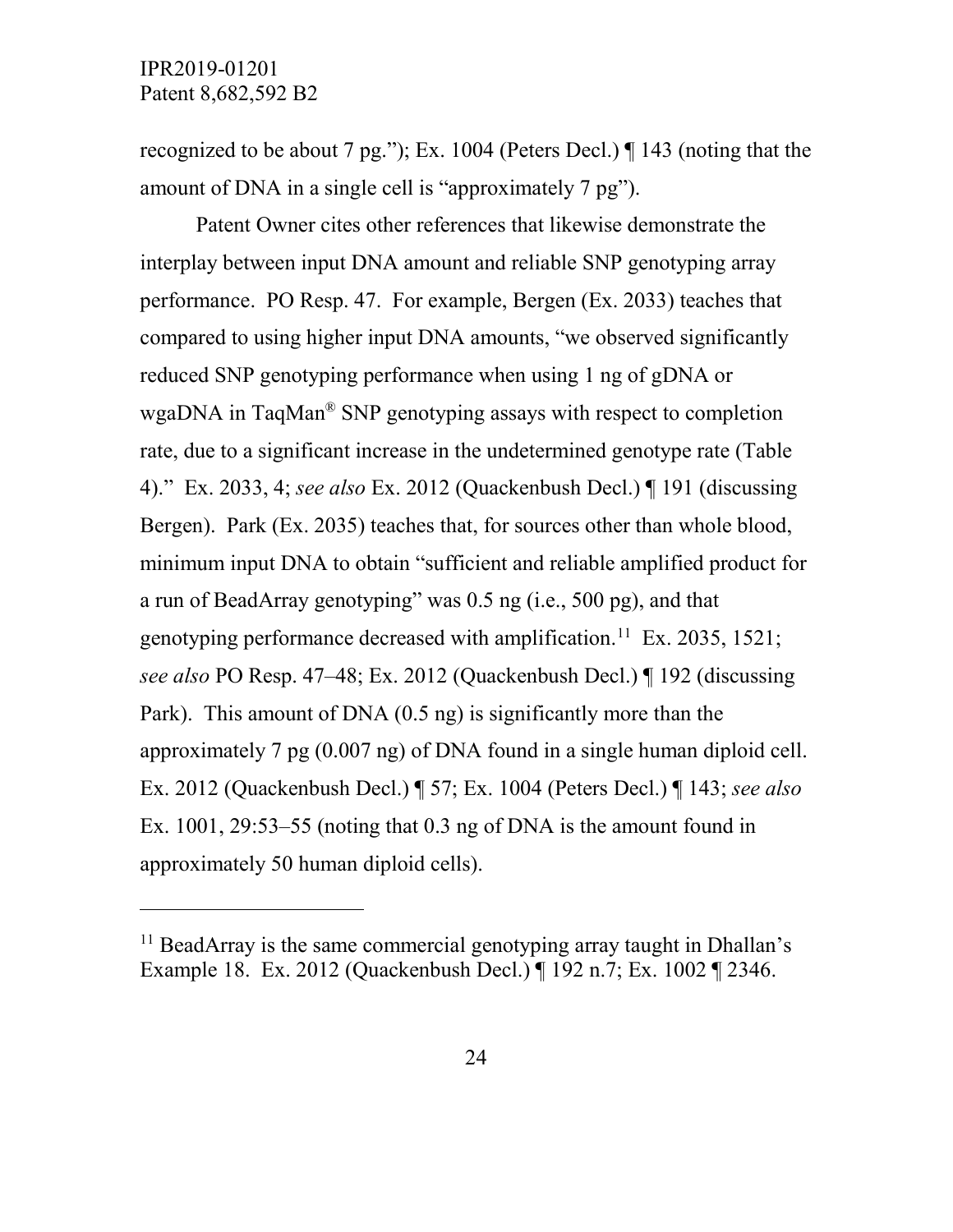recognized to be about 7 pg."); Ex. 1004 (Peters Decl.) ¶ 143 (noting that the amount of DNA in a single cell is "approximately 7 pg").

Patent Owner cites other references that likewise demonstrate the interplay between input DNA amount and reliable SNP genotyping array performance. PO Resp. 47. For example, Bergen (Ex. 2033) teaches that compared to using higher input DNA amounts, "we observed significantly reduced SNP genotyping performance when using 1 ng of gDNA or wgaDNA in TaqMan® SNP genotyping assays with respect to completion rate, due to a significant increase in the undetermined genotype rate (Table 4)." Ex. 2033, 4; *see also* Ex. 2012 (Quackenbush Decl.) ¶ 191 (discussing Bergen). Park (Ex. 2035) teaches that, for sources other than whole blood, minimum input DNA to obtain "sufficient and reliable amplified product for a run of BeadArray genotyping" was 0.5 ng (i.e., 500 pg), and that genotyping performance decreased with amplification.[11] Ex. 2035, 1521; *see also* PO Resp. 47–48; Ex. 2012 (Quackenbush Decl.) ¶ 192 (discussing Park). This amount of DNA (0.5 ng) is significantly more than the approximately 7 pg (0.007 ng) of DNA found in a single human diploid cell. Ex. 2012 (Quackenbush Decl.) ¶ 57; Ex. 1004 (Peters Decl.) ¶ 143; *see also* Ex. 1001, 29:53–55 (noting that 0.3 ng of DNA is the amount found in approximately 50 human diploid cells).

---

[11] BeadArray is the same commercial genotyping array taught in Dhallan's Example 18. Ex. 2012 (Quackenbush Decl.) ¶ 192 n.7; Ex. 1002 ¶ 2346.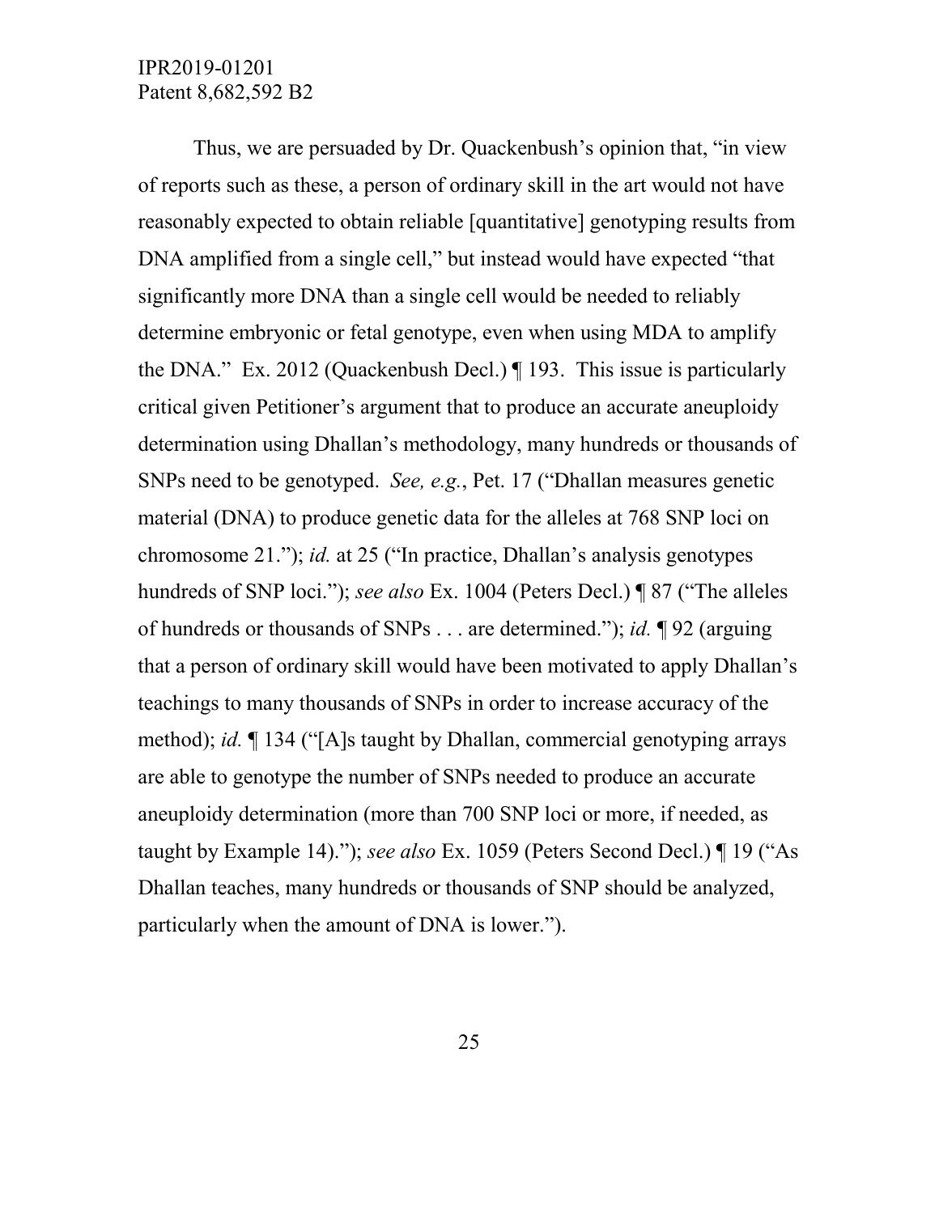Thus, we are persuaded by Dr. Quackenbush's opinion that, "in view of reports such as these, a person of ordinary skill in the art would not have reasonably expected to obtain reliable [quantitative] genotyping results from DNA amplified from a single cell," but instead would have expected "that significantly more DNA than a single cell would be needed to reliably determine embryonic or fetal genotype, even when using MDA to amplify the DNA." Ex. 2012 (Quackenbush Decl.) ¶ 193. This issue is particularly critical given Petitioner's argument that to produce an accurate aneuploidy determination using Dhallan's methodology, many hundreds or thousands of SNPs need to be genotyped. *See, e.g.*, Pet. 17 ("Dhallan measures genetic material (DNA) to produce genetic data for the alleles at 768 SNP loci on chromosome 21."); *id.* at 25 ("In practice, Dhallan's analysis genotypes hundreds of SNP loci."); *see also* Ex. 1004 (Peters Decl.) ¶ 87 ("The alleles of hundreds or thousands of SNPs . . . are determined."); *id.* ¶ 92 (arguing that a person of ordinary skill would have been motivated to apply Dhallan's teachings to many thousands of SNPs in order to increase accuracy of the method); *id.* ¶ 134 ("[A]s taught by Dhallan, commercial genotyping arrays are able to genotype the number of SNPs needed to produce an accurate aneuploidy determination (more than 700 SNP loci or more, if needed, as taught by Example 14)."); *see also* Ex. 1059 (Peters Second Decl.) ¶ 19 ("As Dhallan teaches, many hundreds or thousands of SNP should be analyzed, particularly when the amount of DNA is lower.").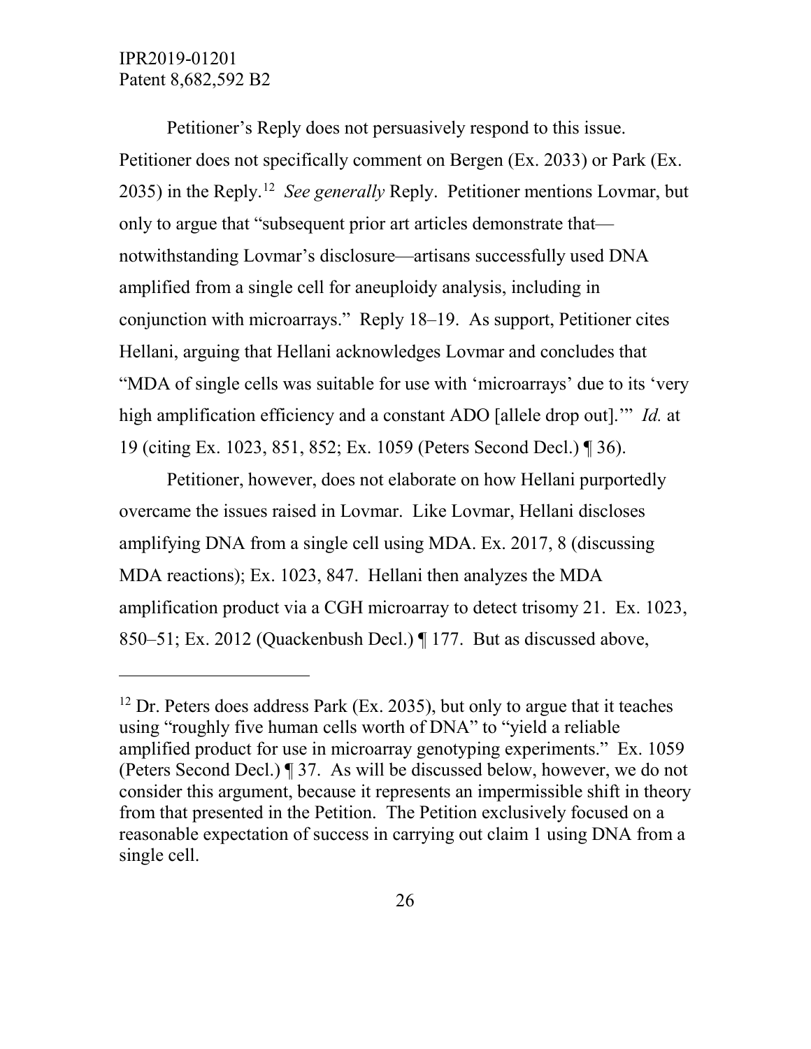Petitioner's Reply does not persuasively respond to this issue. Petitioner does not specifically comment on Bergen (Ex. 2033) or Park (Ex. 2035) in the Reply.[12] *See generally* Reply. Petitioner mentions Lovmar, but only to argue that "subsequent prior art articles demonstrate that—notwithstanding Lovmar's disclosure—artisans successfully used DNA amplified from a single cell for aneuploidy analysis, including in conjunction with microarrays." Reply 18–19. As support, Petitioner cites Hellani, arguing that Hellani acknowledges Lovmar and concludes that "MDA of single cells was suitable for use with 'microarrays' due to its 'very high amplification efficiency and a constant ADO [allele drop out].'" *Id.* at 19 (citing Ex. 1023, 851, 852; Ex. 1059 (Peters Second Decl.) ¶ 36).

Petitioner, however, does not elaborate on how Hellani purportedly overcame the issues raised in Lovmar. Like Lovmar, Hellani discloses amplifying DNA from a single cell using MDA. Ex. 2017, 8 (discussing MDA reactions); Ex. 1023, 847. Hellani then analyzes the MDA amplification product via a CGH microarray to detect trisomy 21. Ex. 1023, 850–51; Ex. 2012 (Quackenbush Decl.) ¶ 177. But as discussed above,

---

[12] Dr. Peters does address Park (Ex. 2035), but only to argue that it teaches using "roughly five human cells worth of DNA" to "yield a reliable amplified product for use in microarray genotyping experiments." Ex. 1059 (Peters Second Decl.) ¶ 37. As will be discussed below, however, we do not consider this argument, because it represents an impermissible shift in theory from that presented in the Petition. The Petition exclusively focused on a reasonable expectation of success in carrying out claim 1 using DNA from a single cell.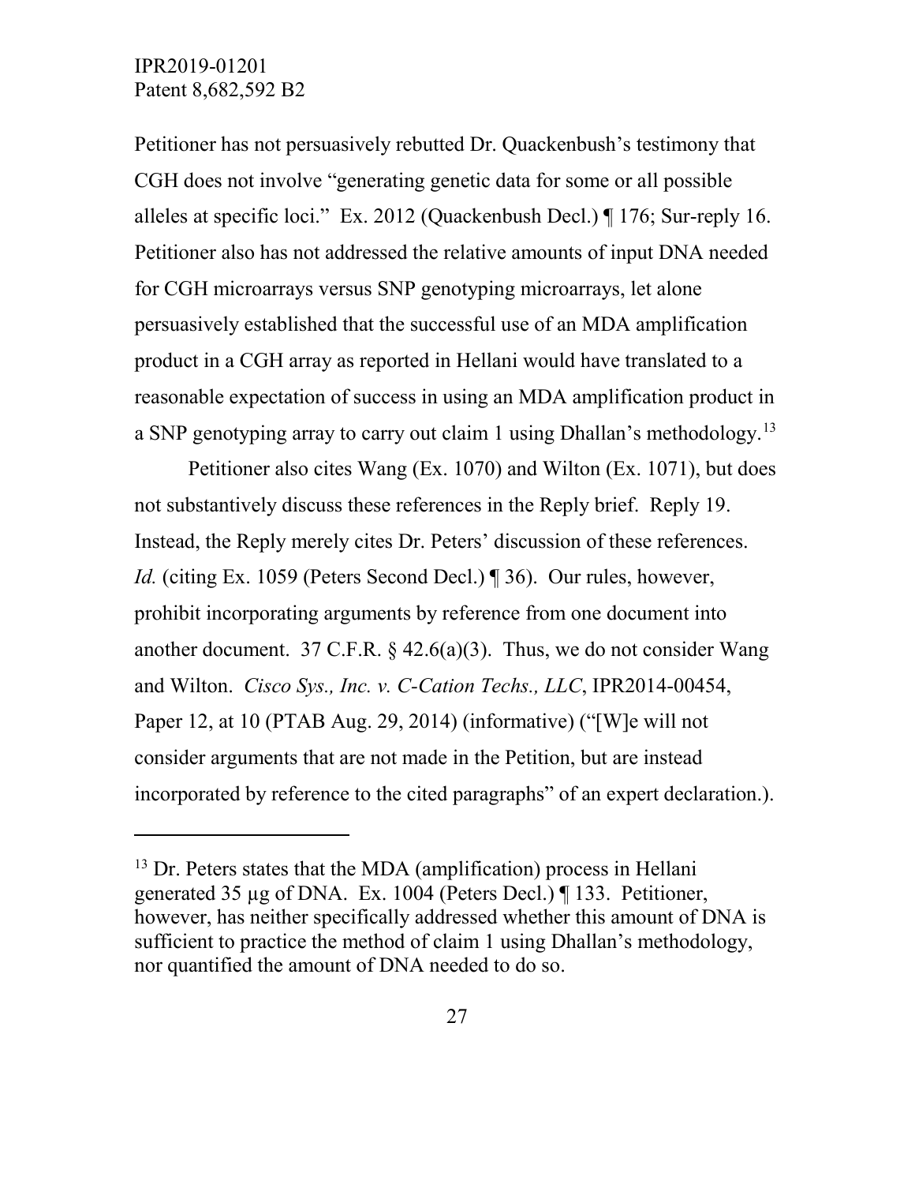Petitioner has not persuasively rebutted Dr. Quackenbush's testimony that CGH does not involve "generating genetic data for some or all possible alleles at specific loci." Ex. 2012 (Quackenbush Decl.) ¶ 176; Sur-reply 16. Petitioner also has not addressed the relative amounts of input DNA needed for CGH microarrays versus SNP genotyping microarrays, let alone persuasively established that the successful use of an MDA amplification product in a CGH array as reported in Hellani would have translated to a reasonable expectation of success in using an MDA amplification product in a SNP genotyping array to carry out claim 1 using Dhallan's methodology.[13]

Petitioner also cites Wang (Ex. 1070) and Wilton (Ex. 1071), but does not substantively discuss these references in the Reply brief. Reply 19. Instead, the Reply merely cites Dr. Peters' discussion of these references. *Id.* (citing Ex. 1059 (Peters Second Decl.) ¶ 36). Our rules, however, prohibit incorporating arguments by reference from one document into another document. 37 C.F.R. § 42.6(a)(3). Thus, we do not consider Wang and Wilton. *Cisco Sys., Inc. v. C-Cation Techs., LLC*, IPR2014-00454, Paper 12, at 10 (PTAB Aug. 29, 2014) (informative) ("[W]e will not consider arguments that are not made in the Petition, but are instead incorporated by reference to the cited paragraphs" of an expert declaration.).

---

[13] Dr. Peters states that the MDA (amplification) process in Hellani generated 35 µg of DNA. Ex. 1004 (Peters Decl.) ¶ 133. Petitioner, however, has neither specifically addressed whether this amount of DNA is sufficient to practice the method of claim 1 using Dhallan's methodology, nor quantified the amount of DNA needed to do so.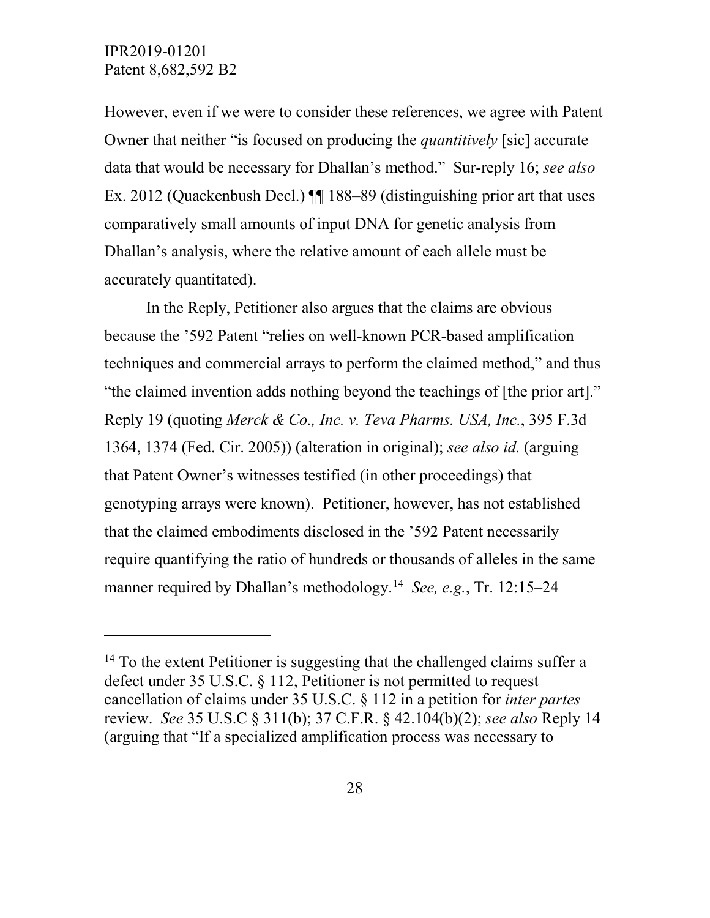However, even if we were to consider these references, we agree with Patent Owner that neither "is focused on producing the *quantitively* [sic] accurate data that would be necessary for Dhallan's method." Sur-reply 16; *see also* Ex. 2012 (Quackenbush Decl.) ¶¶ 188–89 (distinguishing prior art that uses comparatively small amounts of input DNA for genetic analysis from Dhallan's analysis, where the relative amount of each allele must be accurately quantitated).

In the Reply, Petitioner also argues that the claims are obvious because the '592 Patent "relies on well-known PCR-based amplification techniques and commercial arrays to perform the claimed method," and thus "the claimed invention adds nothing beyond the teachings of [the prior art]." Reply 19 (quoting *Merck & Co., Inc. v. Teva Pharms. USA, Inc.*, 395 F.3d 1364, 1374 (Fed. Cir. 2005)) (alteration in original); *see also id.* (arguing that Patent Owner's witnesses testified (in other proceedings) that genotyping arrays were known). Petitioner, however, has not established that the claimed embodiments disclosed in the '592 Patent necessarily require quantifying the ratio of hundreds or thousands of alleles in the same manner required by Dhallan's methodology.[14] *See, e.g.*, Tr. 12:15–24

---

[14] To the extent Petitioner is suggesting that the challenged claims suffer a defect under 35 U.S.C. § 112, Petitioner is not permitted to request cancellation of claims under 35 U.S.C. § 112 in a petition for *inter partes* review. *See* 35 U.S.C § 311(b); 37 C.F.R. § 42.104(b)(2); *see also* Reply 14 (arguing that "If a specialized amplification process was necessary to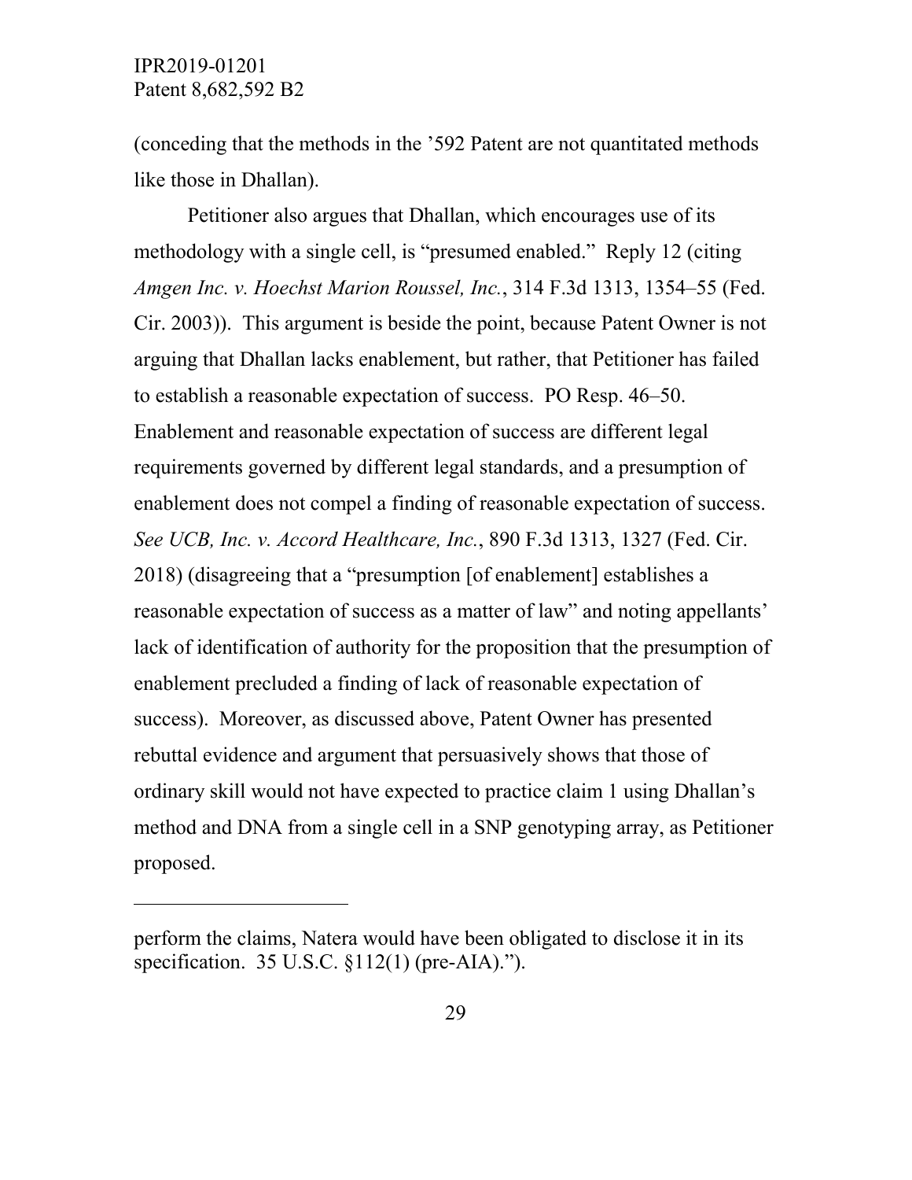(conceding that the methods in the '592 Patent are not quantitated methods like those in Dhallan).

Petitioner also argues that Dhallan, which encourages use of its methodology with a single cell, is "presumed enabled." Reply 12 (citing *Amgen Inc. v. Hoechst Marion Roussel, Inc.*, 314 F.3d 1313, 1354–55 (Fed. Cir. 2003)). This argument is beside the point, because Patent Owner is not arguing that Dhallan lacks enablement, but rather, that Petitioner has failed to establish a reasonable expectation of success. PO Resp. 46–50. Enablement and reasonable expectation of success are different legal requirements governed by different legal standards, and a presumption of enablement does not compel a finding of reasonable expectation of success. *See UCB, Inc. v. Accord Healthcare, Inc.*, 890 F.3d 1313, 1327 (Fed. Cir. 2018) (disagreeing that a "presumption [of enablement] establishes a reasonable expectation of success as a matter of law" and noting appellants' lack of identification of authority for the proposition that the presumption of enablement precluded a finding of lack of reasonable expectation of success). Moreover, as discussed above, Patent Owner has presented rebuttal evidence and argument that persuasively shows that those of ordinary skill would not have expected to practice claim 1 using Dhallan's method and DNA from a single cell in a SNP genotyping array, as Petitioner proposed.

---

perform the claims, Natera would have been obligated to disclose it in its specification. 35 U.S.C. §112(1) (pre-AIA).").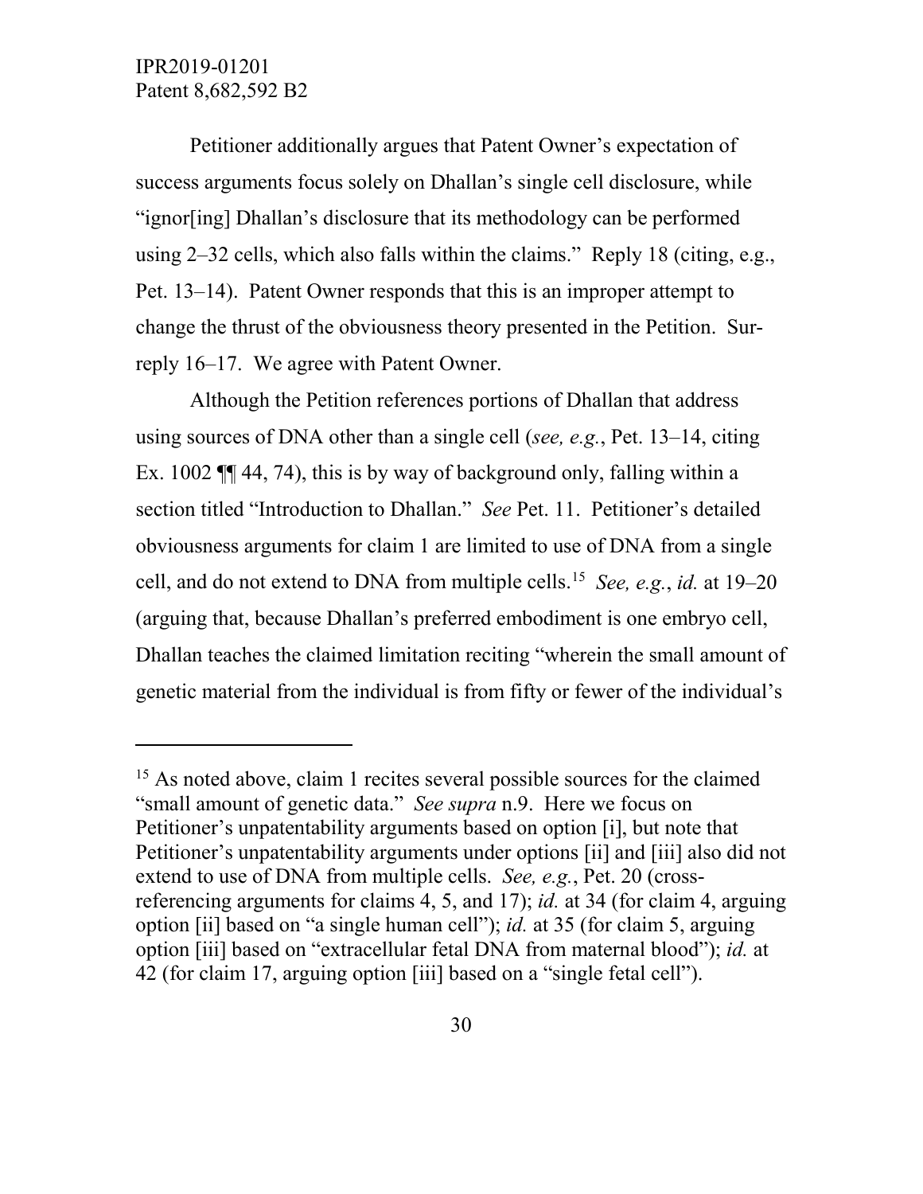Petitioner additionally argues that Patent Owner's expectation of success arguments focus solely on Dhallan's single cell disclosure, while "ignor[ing] Dhallan's disclosure that its methodology can be performed using 2–32 cells, which also falls within the claims." Reply 18 (citing, e.g., Pet. 13–14). Patent Owner responds that this is an improper attempt to change the thrust of the obviousness theory presented in the Petition. Sur-reply 16–17. We agree with Patent Owner.

Although the Petition references portions of Dhallan that address using sources of DNA other than a single cell (*see, e.g.*, Pet. 13–14, citing Ex. 1002 ¶¶ 44, 74), this is by way of background only, falling within a section titled "Introduction to Dhallan." *See* Pet. 11. Petitioner's detailed obviousness arguments for claim 1 are limited to use of DNA from a single cell, and do not extend to DNA from multiple cells.[15] *See, e.g.*, *id.* at 19–20 (arguing that, because Dhallan's preferred embodiment is one embryo cell, Dhallan teaches the claimed limitation reciting "wherein the small amount of genetic material from the individual is from fifty or fewer of the individual's

---

[15] As noted above, claim 1 recites several possible sources for the claimed "small amount of genetic data." *See supra* n.9. Here we focus on Petitioner's unpatentability arguments based on option [i], but note that Petitioner's unpatentability arguments under options [ii] and [iii] also did not extend to use of DNA from multiple cells. *See, e.g.*, Pet. 20 (cross-referencing arguments for claims 4, 5, and 17); *id.* at 34 (for claim 4, arguing option [ii] based on "a single human cell"); *id.* at 35 (for claim 5, arguing option [iii] based on "extracellular fetal DNA from maternal blood"); *id.* at 42 (for claim 17, arguing option [iii] based on a "single fetal cell").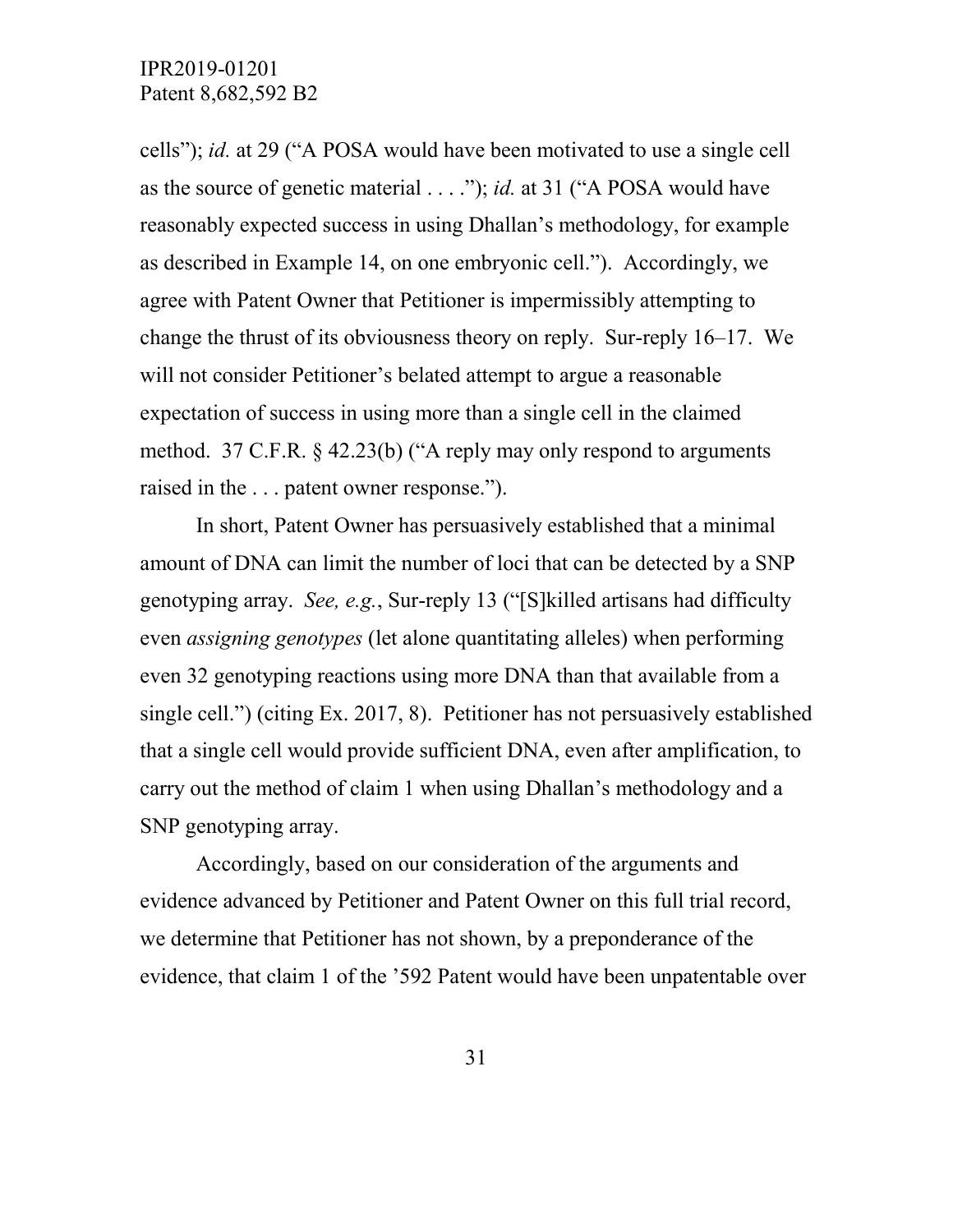cells"); *id.* at 29 ("A POSA would have been motivated to use a single cell as the source of genetic material . . . ."); *id.* at 31 ("A POSA would have reasonably expected success in using Dhallan's methodology, for example as described in Example 14, on one embryonic cell."). Accordingly, we agree with Patent Owner that Petitioner is impermissibly attempting to change the thrust of its obviousness theory on reply. Sur-reply 16–17. We will not consider Petitioner's belated attempt to argue a reasonable expectation of success in using more than a single cell in the claimed method. 37 C.F.R. § 42.23(b) ("A reply may only respond to arguments raised in the . . . patent owner response.").

In short, Patent Owner has persuasively established that a minimal amount of DNA can limit the number of loci that can be detected by a SNP genotyping array. *See, e.g.*, Sur-reply 13 ("[S]killed artisans had difficulty even *assigning genotypes* (let alone quantitating alleles) when performing even 32 genotyping reactions using more DNA than that available from a single cell.") (citing Ex. 2017, 8). Petitioner has not persuasively established that a single cell would provide sufficient DNA, even after amplification, to carry out the method of claim 1 when using Dhallan's methodology and a SNP genotyping array.

Accordingly, based on our consideration of the arguments and evidence advanced by Petitioner and Patent Owner on this full trial record, we determine that Petitioner has not shown, by a preponderance of the evidence, that claim 1 of the '592 Patent would have been unpatentable over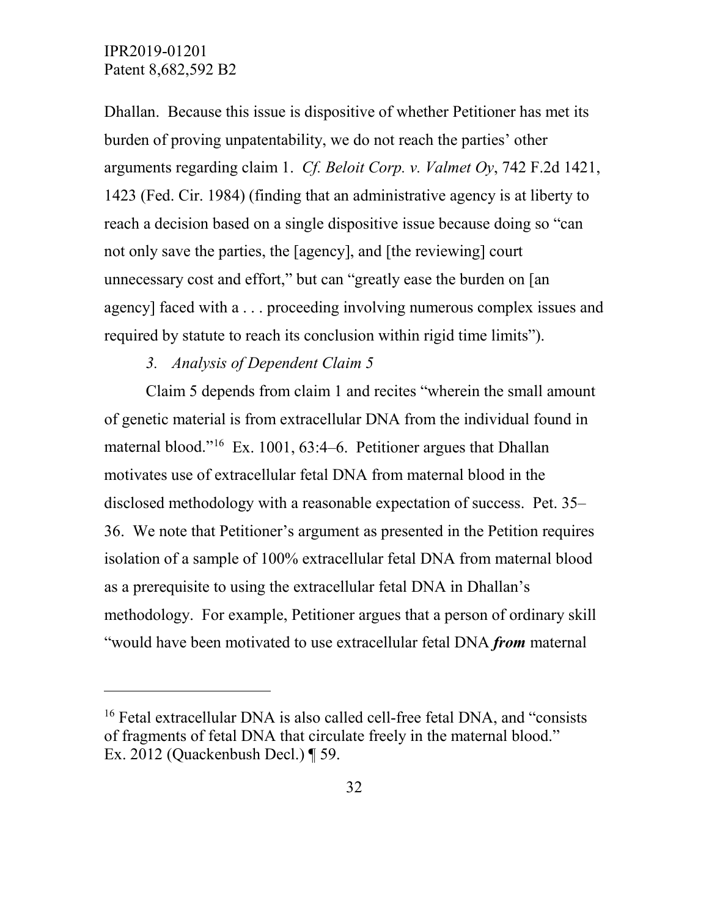Dhallan. Because this issue is dispositive of whether Petitioner has met its burden of proving unpatentability, we do not reach the parties' other arguments regarding claim 1. *Cf. Beloit Corp. v. Valmet Oy*, 742 F.2d 1421, 1423 (Fed. Cir. 1984) (finding that an administrative agency is at liberty to reach a decision based on a single dispositive issue because doing so "can not only save the parties, the [agency], and [the reviewing] court unnecessary cost and effort," but can "greatly ease the burden on [an agency] faced with a . . . proceeding involving numerous complex issues and required by statute to reach its conclusion within rigid time limits").

*3. Analysis of Dependent Claim 5*

Claim 5 depends from claim 1 and recites "wherein the small amount of genetic material is from extracellular DNA from the individual found in maternal blood."[16] Ex. 1001, 63:4–6. Petitioner argues that Dhallan motivates use of extracellular fetal DNA from maternal blood in the disclosed methodology with a reasonable expectation of success. Pet. 35–36. We note that Petitioner's argument as presented in the Petition requires isolation of a sample of 100% extracellular fetal DNA from maternal blood as a prerequisite to using the extracellular fetal DNA in Dhallan's methodology. For example, Petitioner argues that a person of ordinary skill "would have been motivated to use extracellular fetal DNA ***from*** maternal

---

[16] Fetal extracellular DNA is also called cell-free fetal DNA, and "consists of fragments of fetal DNA that circulate freely in the maternal blood." Ex. 2012 (Quackenbush Decl.) ¶ 59.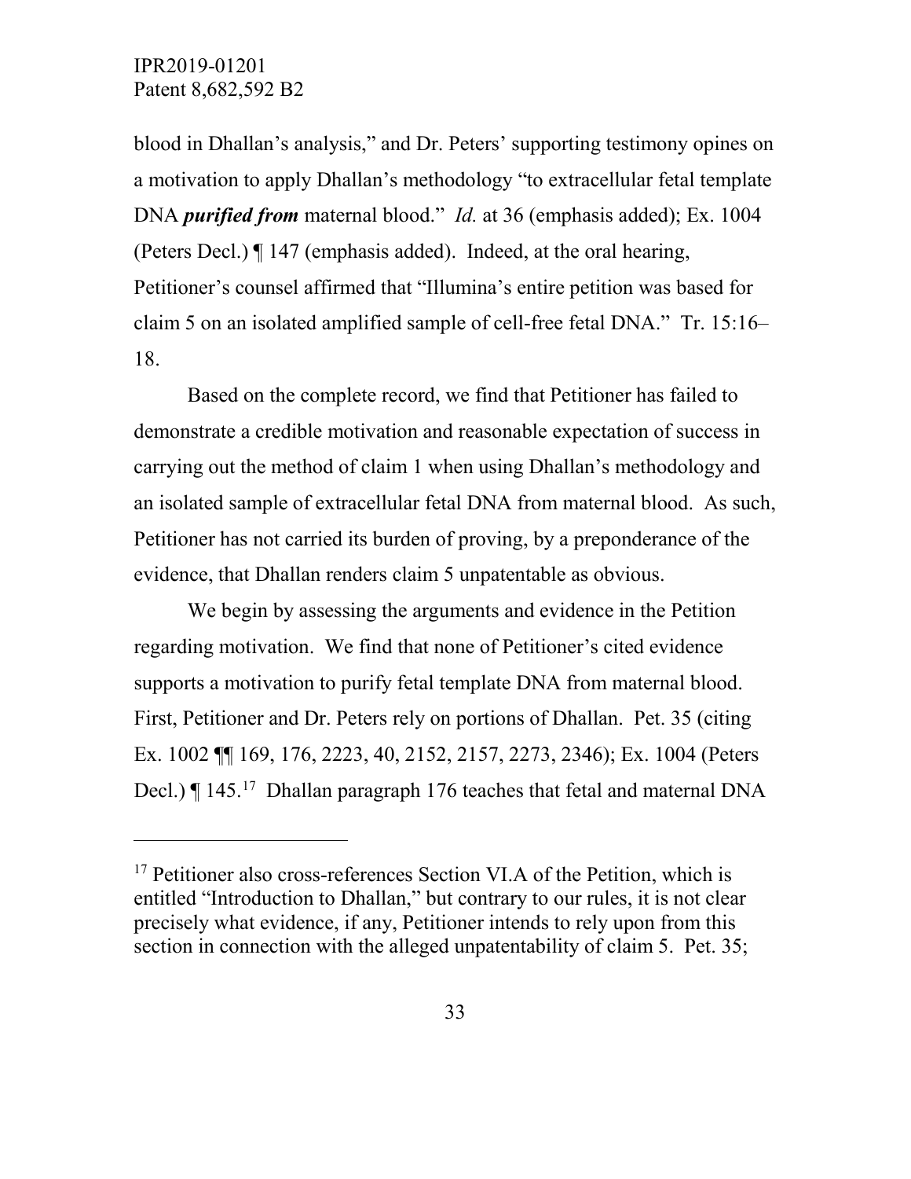blood in Dhallan's analysis," and Dr. Peters' supporting testimony opines on a motivation to apply Dhallan's methodology "to extracellular fetal template DNA ***purified from*** maternal blood." *Id.* at 36 (emphasis added); Ex. 1004 (Peters Decl.) ¶ 147 (emphasis added). Indeed, at the oral hearing, Petitioner's counsel affirmed that "Illumina's entire petition was based for claim 5 on an isolated amplified sample of cell-free fetal DNA." Tr. 15:16–18.

Based on the complete record, we find that Petitioner has failed to demonstrate a credible motivation and reasonable expectation of success in carrying out the method of claim 1 when using Dhallan's methodology and an isolated sample of extracellular fetal DNA from maternal blood. As such, Petitioner has not carried its burden of proving, by a preponderance of the evidence, that Dhallan renders claim 5 unpatentable as obvious.

We begin by assessing the arguments and evidence in the Petition regarding motivation. We find that none of Petitioner's cited evidence supports a motivation to purify fetal template DNA from maternal blood. First, Petitioner and Dr. Peters rely on portions of Dhallan. Pet. 35 (citing Ex. 1002 ¶¶ 169, 176, 2223, 40, 2152, 2157, 2273, 2346); Ex. 1004 (Peters Decl.) ¶ 145.[17] Dhallan paragraph 176 teaches that fetal and maternal DNA

---

[17] Petitioner also cross-references Section VI.A of the Petition, which is entitled "Introduction to Dhallan," but contrary to our rules, it is not clear precisely what evidence, if any, Petitioner intends to rely upon from this section in connection with the alleged unpatentability of claim 5. Pet. 35;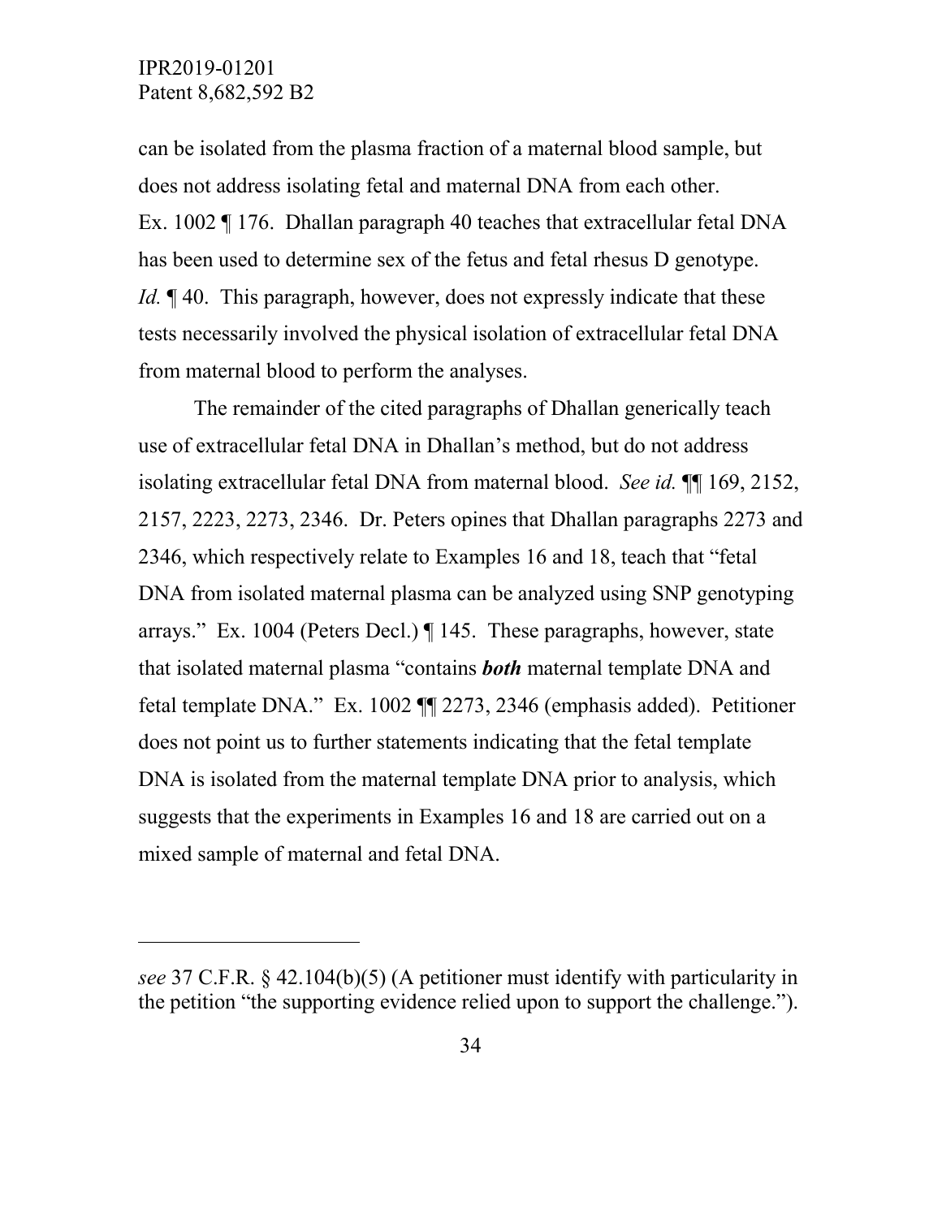can be isolated from the plasma fraction of a maternal blood sample, but does not address isolating fetal and maternal DNA from each other. Ex. 1002 ¶ 176. Dhallan paragraph 40 teaches that extracellular fetal DNA has been used to determine sex of the fetus and fetal rhesus D genotype. *Id.* ¶ 40. This paragraph, however, does not expressly indicate that these tests necessarily involved the physical isolation of extracellular fetal DNA from maternal blood to perform the analyses.

The remainder of the cited paragraphs of Dhallan generically teach use of extracellular fetal DNA in Dhallan's method, but do not address isolating extracellular fetal DNA from maternal blood. *See id.* ¶¶ 169, 2152, 2157, 2223, 2273, 2346. Dr. Peters opines that Dhallan paragraphs 2273 and 2346, which respectively relate to Examples 16 and 18, teach that "fetal DNA from isolated maternal plasma can be analyzed using SNP genotyping arrays." Ex. 1004 (Peters Decl.) ¶ 145. These paragraphs, however, state that isolated maternal plasma "contains ***both*** maternal template DNA and fetal template DNA." Ex. 1002 ¶¶ 2273, 2346 (emphasis added). Petitioner does not point us to further statements indicating that the fetal template DNA is isolated from the maternal template DNA prior to analysis, which suggests that the experiments in Examples 16 and 18 are carried out on a mixed sample of maternal and fetal DNA.

---

*see* 37 C.F.R. § 42.104(b)(5) (A petitioner must identify with particularity in the petition "the supporting evidence relied upon to support the challenge.").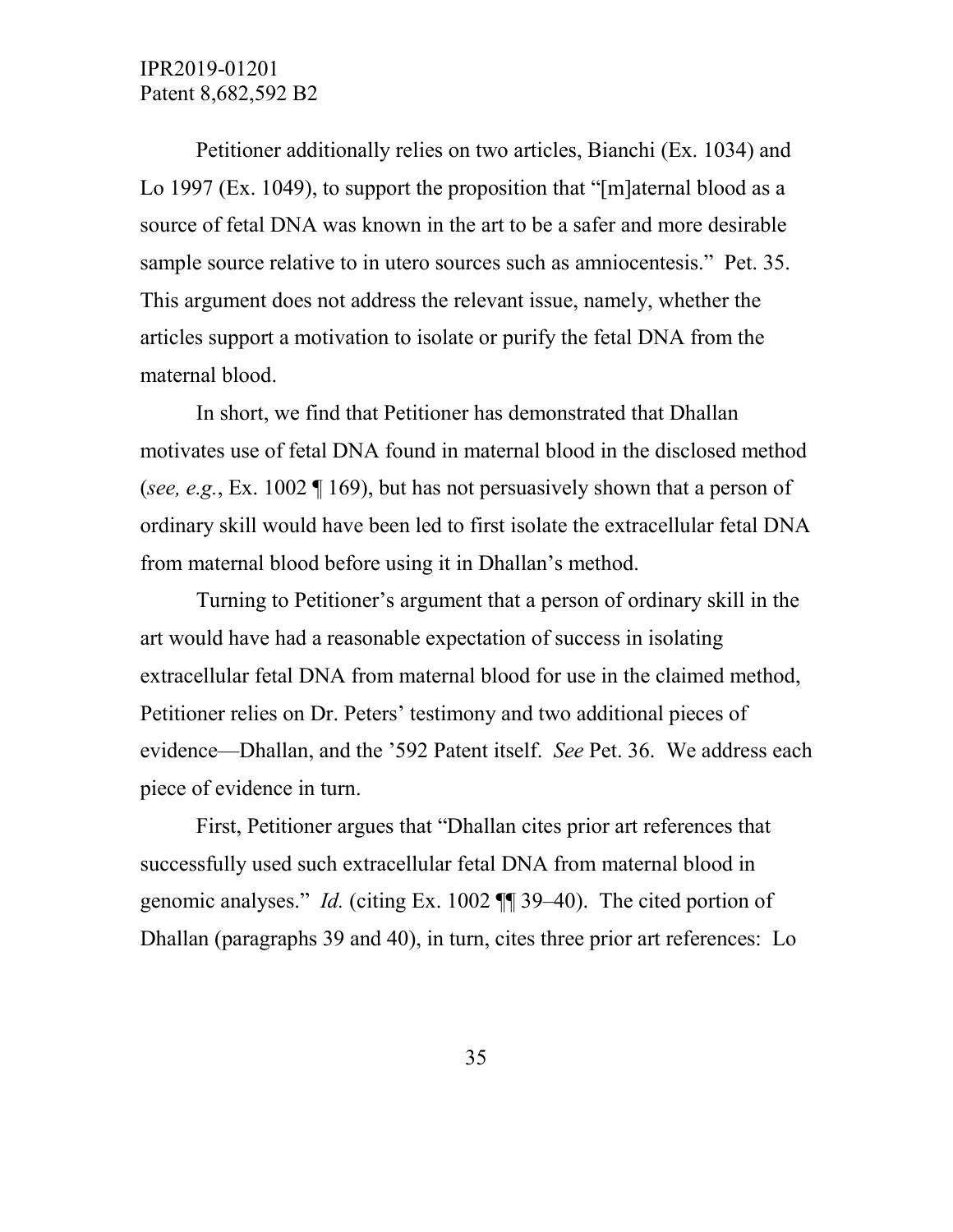Petitioner additionally relies on two articles, Bianchi (Ex. 1034) and Lo 1997 (Ex. 1049), to support the proposition that "[m]aternal blood as a source of fetal DNA was known in the art to be a safer and more desirable sample source relative to in utero sources such as amniocentesis." Pet. 35. This argument does not address the relevant issue, namely, whether the articles support a motivation to isolate or purify the fetal DNA from the maternal blood.

In short, we find that Petitioner has demonstrated that Dhallan motivates use of fetal DNA found in maternal blood in the disclosed method (*see, e.g.*, Ex. 1002 ¶ 169), but has not persuasively shown that a person of ordinary skill would have been led to first isolate the extracellular fetal DNA from maternal blood before using it in Dhallan's method.

Turning to Petitioner's argument that a person of ordinary skill in the art would have had a reasonable expectation of success in isolating extracellular fetal DNA from maternal blood for use in the claimed method, Petitioner relies on Dr. Peters' testimony and two additional pieces of evidence—Dhallan, and the '592 Patent itself. *See* Pet. 36. We address each piece of evidence in turn.

First, Petitioner argues that "Dhallan cites prior art references that successfully used such extracellular fetal DNA from maternal blood in genomic analyses." *Id.* (citing Ex. 1002 ¶¶ 39–40). The cited portion of Dhallan (paragraphs 39 and 40), in turn, cites three prior art references: Lo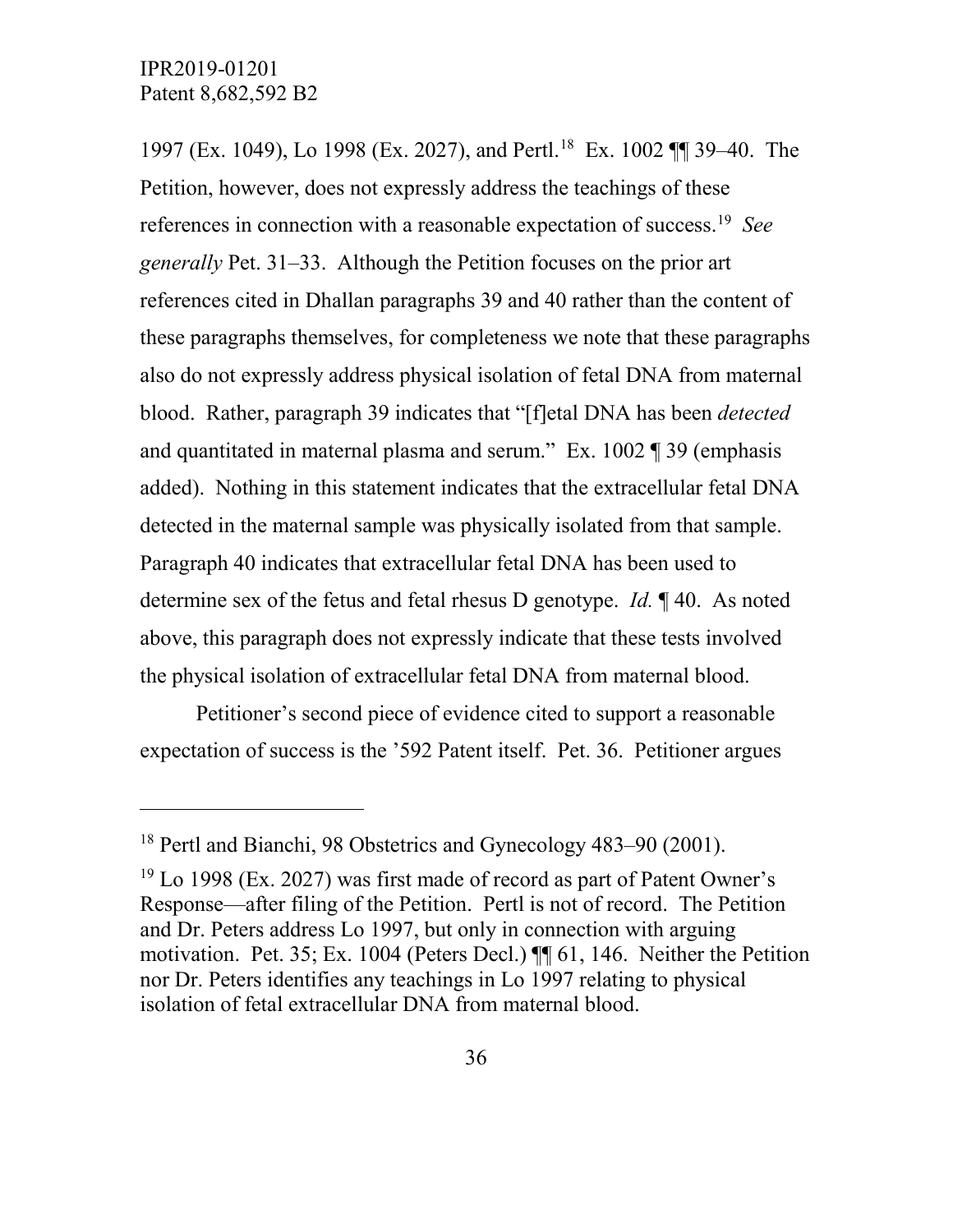1997 (Ex. 1049), Lo 1998 (Ex. 2027), and Pertl.[18] Ex. 1002 ¶¶ 39–40. The Petition, however, does not expressly address the teachings of these references in connection with a reasonable expectation of success.[19] *See generally* Pet. 31–33. Although the Petition focuses on the prior art references cited in Dhallan paragraphs 39 and 40 rather than the content of these paragraphs themselves, for completeness we note that these paragraphs also do not expressly address physical isolation of fetal DNA from maternal blood. Rather, paragraph 39 indicates that "[f]etal DNA has been *detected* and quantitated in maternal plasma and serum." Ex. 1002 ¶ 39 (emphasis added). Nothing in this statement indicates that the extracellular fetal DNA detected in the maternal sample was physically isolated from that sample. Paragraph 40 indicates that extracellular fetal DNA has been used to determine sex of the fetus and fetal rhesus D genotype. *Id.* ¶ 40. As noted above, this paragraph does not expressly indicate that these tests involved the physical isolation of extracellular fetal DNA from maternal blood.

Petitioner's second piece of evidence cited to support a reasonable expectation of success is the '592 Patent itself. Pet. 36. Petitioner argues

---

[18] Pertl and Bianchi, 98 Obstetrics and Gynecology 483–90 (2001).

[19] Lo 1998 (Ex. 2027) was first made of record as part of Patent Owner's Response—after filing of the Petition. Pertl is not of record. The Petition and Dr. Peters address Lo 1997, but only in connection with arguing motivation. Pet. 35; Ex. 1004 (Peters Decl.) ¶¶ 61, 146. Neither the Petition nor Dr. Peters identifies any teachings in Lo 1997 relating to physical isolation of fetal extracellular DNA from maternal blood.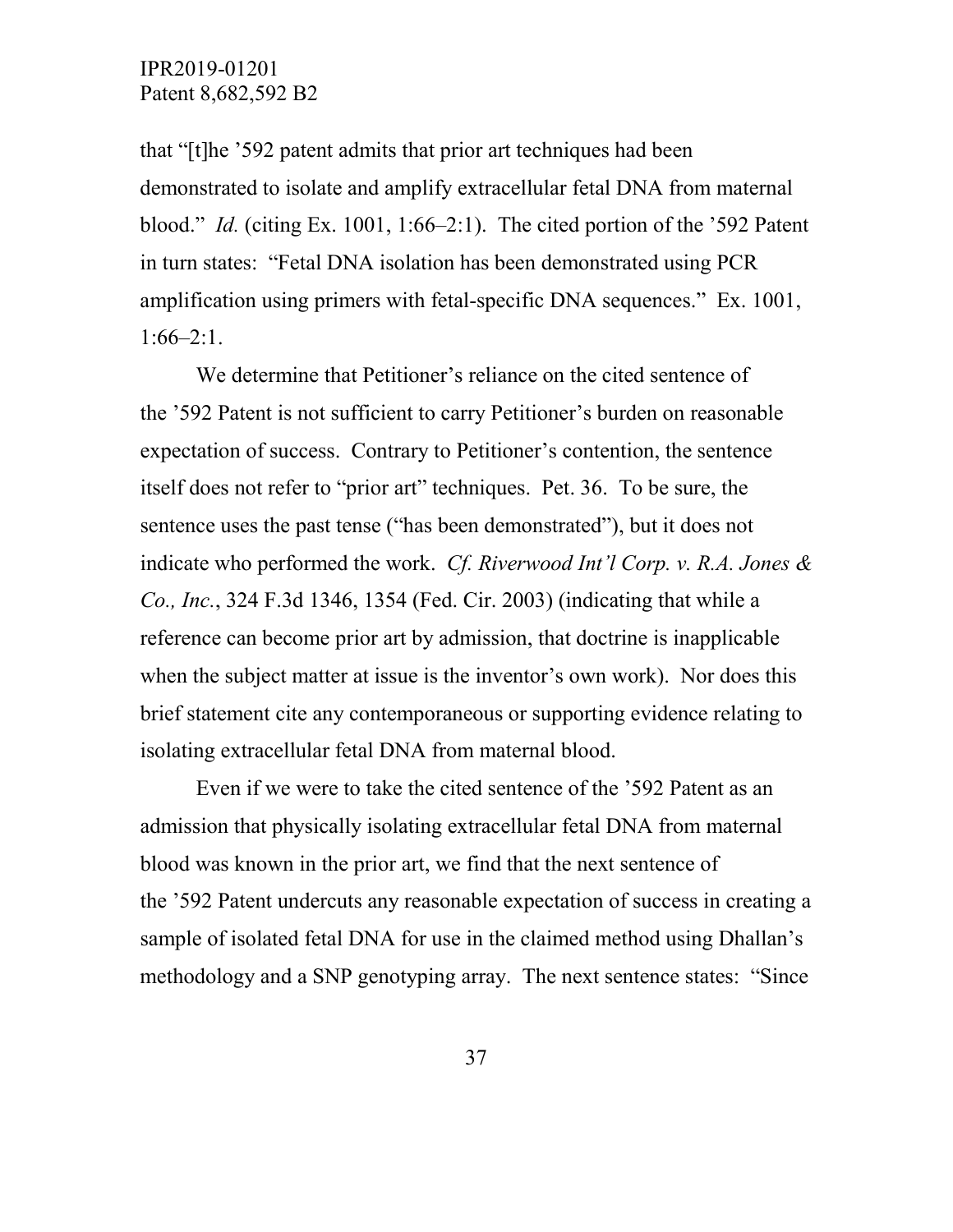that "[t]he '592 patent admits that prior art techniques had been demonstrated to isolate and amplify extracellular fetal DNA from maternal blood." *Id.* (citing Ex. 1001, 1:66–2:1). The cited portion of the '592 Patent in turn states: "Fetal DNA isolation has been demonstrated using PCR amplification using primers with fetal-specific DNA sequences." Ex. 1001, 1:66–2:1.

We determine that Petitioner's reliance on the cited sentence of the '592 Patent is not sufficient to carry Petitioner's burden on reasonable expectation of success. Contrary to Petitioner's contention, the sentence itself does not refer to "prior art" techniques. Pet. 36. To be sure, the sentence uses the past tense ("has been demonstrated"), but it does not indicate who performed the work. *Cf. Riverwood Int'l Corp. v. R.A. Jones & Co., Inc.*, 324 F.3d 1346, 1354 (Fed. Cir. 2003) (indicating that while a reference can become prior art by admission, that doctrine is inapplicable when the subject matter at issue is the inventor's own work). Nor does this brief statement cite any contemporaneous or supporting evidence relating to isolating extracellular fetal DNA from maternal blood.

Even if we were to take the cited sentence of the '592 Patent as an admission that physically isolating extracellular fetal DNA from maternal blood was known in the prior art, we find that the next sentence of the '592 Patent undercuts any reasonable expectation of success in creating a sample of isolated fetal DNA for use in the claimed method using Dhallan's methodology and a SNP genotyping array. The next sentence states: "Since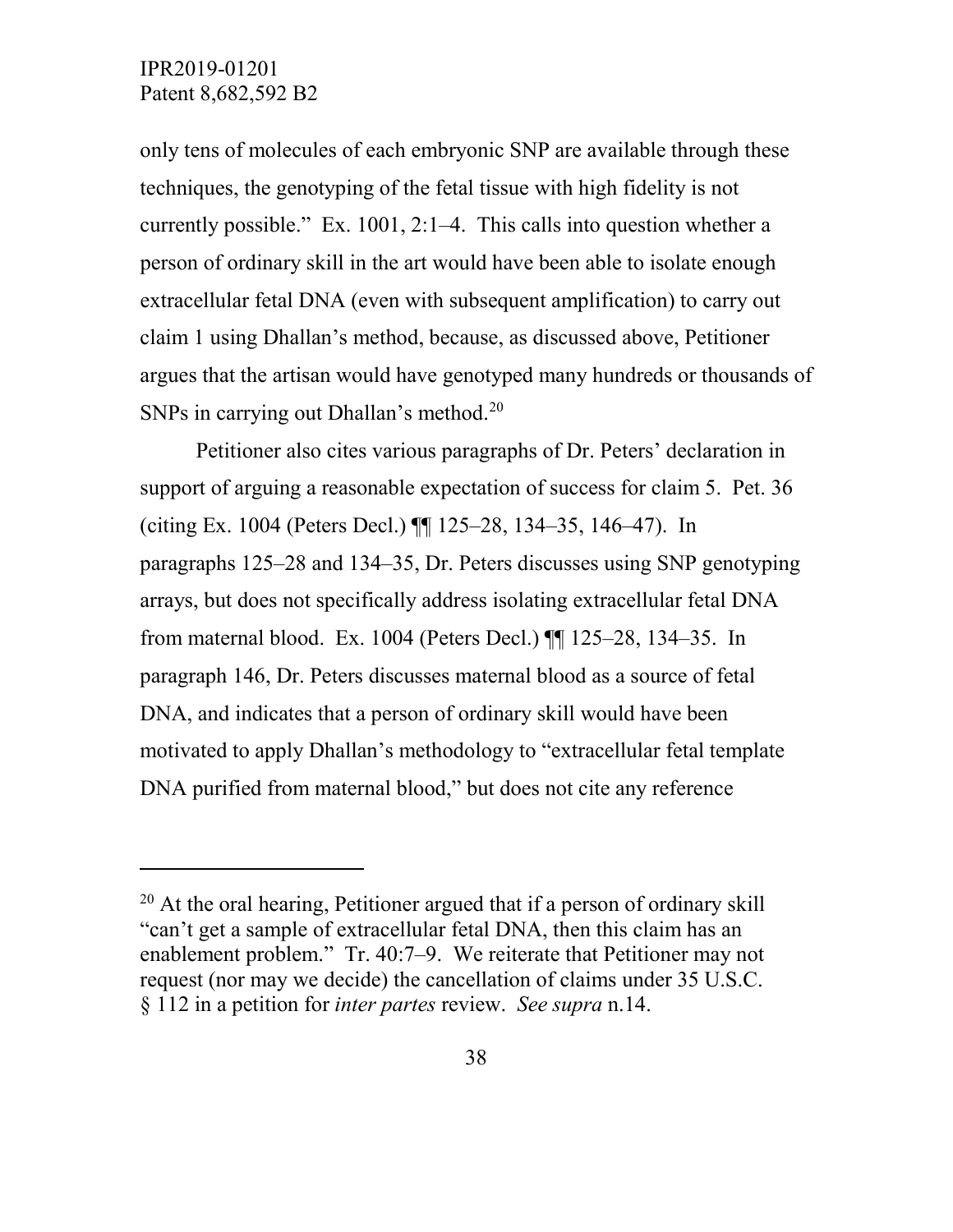only tens of molecules of each embryonic SNP are available through these techniques, the genotyping of the fetal tissue with high fidelity is not currently possible." Ex. 1001, 2:1–4. This calls into question whether a person of ordinary skill in the art would have been able to isolate enough extracellular fetal DNA (even with subsequent amplification) to carry out claim 1 using Dhallan's method, because, as discussed above, Petitioner argues that the artisan would have genotyped many hundreds or thousands of SNPs in carrying out Dhallan's method.[20]

Petitioner also cites various paragraphs of Dr. Peters' declaration in support of arguing a reasonable expectation of success for claim 5. Pet. 36 (citing Ex. 1004 (Peters Decl.) ¶¶ 125–28, 134–35, 146–47). In paragraphs 125–28 and 134–35, Dr. Peters discusses using SNP genotyping arrays, but does not specifically address isolating extracellular fetal DNA from maternal blood. Ex. 1004 (Peters Decl.) ¶¶ 125–28, 134–35. In paragraph 146, Dr. Peters discusses maternal blood as a source of fetal DNA, and indicates that a person of ordinary skill would have been motivated to apply Dhallan's methodology to "extracellular fetal template DNA purified from maternal blood," but does not cite any reference

---

[20] At the oral hearing, Petitioner argued that if a person of ordinary skill "can't get a sample of extracellular fetal DNA, then this claim has an enablement problem." Tr. 40:7–9. We reiterate that Petitioner may not request (nor may we decide) the cancellation of claims under 35 U.S.C. § 112 in a petition for *inter partes* review. *See supra* n.14.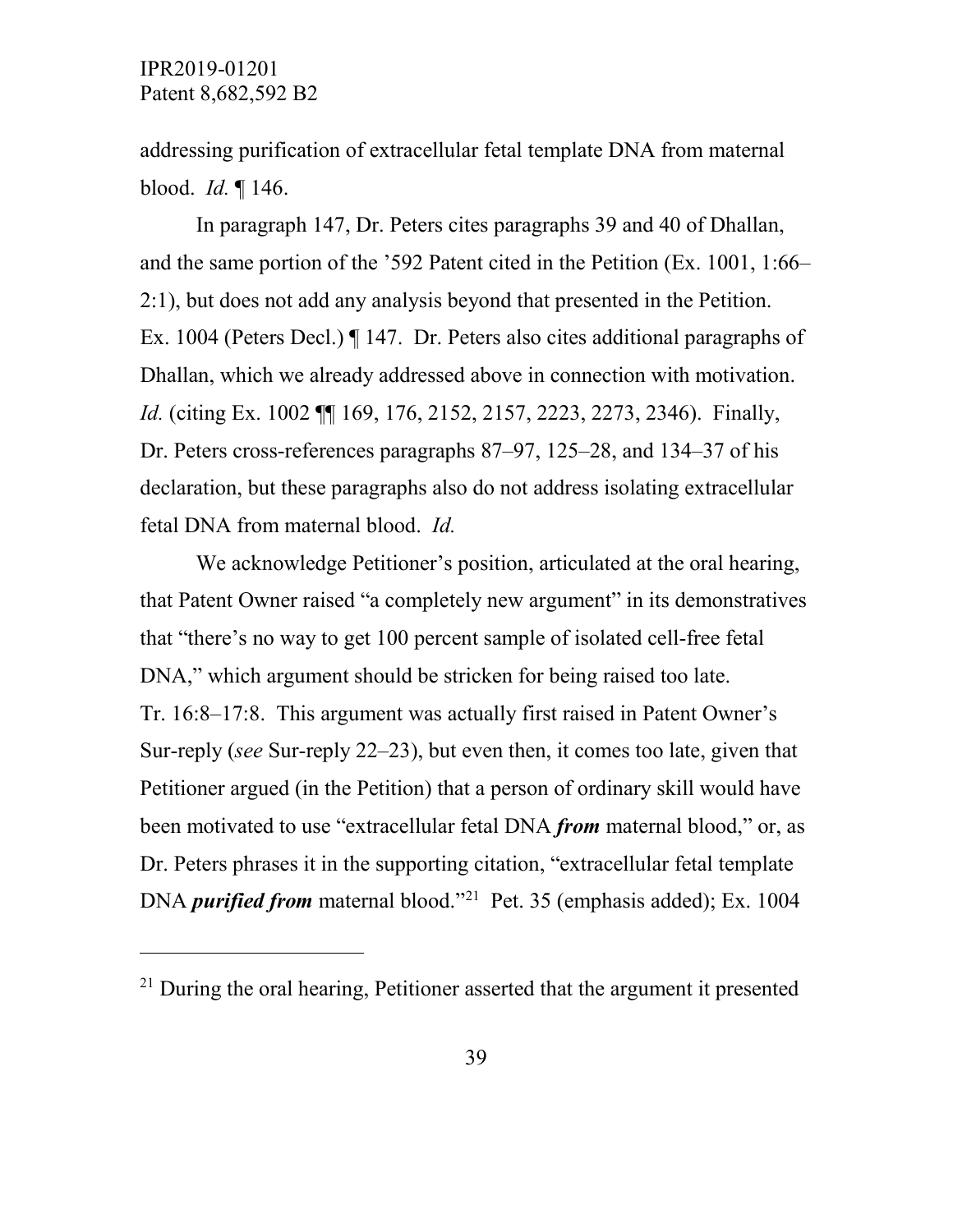addressing purification of extracellular fetal template DNA from maternal blood. *Id.* ¶ 146.

In paragraph 147, Dr. Peters cites paragraphs 39 and 40 of Dhallan, and the same portion of the '592 Patent cited in the Petition (Ex. 1001, 1:66–2:1), but does not add any analysis beyond that presented in the Petition. Ex. 1004 (Peters Decl.) ¶ 147. Dr. Peters also cites additional paragraphs of Dhallan, which we already addressed above in connection with motivation. *Id.* (citing Ex. 1002 ¶¶ 169, 176, 2152, 2157, 2223, 2273, 2346). Finally, Dr. Peters cross-references paragraphs 87–97, 125–28, and 134–37 of his declaration, but these paragraphs also do not address isolating extracellular fetal DNA from maternal blood. *Id.*

We acknowledge Petitioner's position, articulated at the oral hearing, that Patent Owner raised "a completely new argument" in its demonstratives that "there's no way to get 100 percent sample of isolated cell-free fetal DNA," which argument should be stricken for being raised too late. Tr. 16:8–17:8. This argument was actually first raised in Patent Owner's Sur-reply (*see* Sur-reply 22–23), but even then, it comes too late, given that Petitioner argued (in the Petition) that a person of ordinary skill would have been motivated to use "extracellular fetal DNA ***from*** maternal blood," or, as Dr. Peters phrases it in the supporting citation, "extracellular fetal template DNA ***purified from*** maternal blood."[21] Pet. 35 (emphasis added); Ex. 1004

[21] During the oral hearing, Petitioner asserted that the argument it presented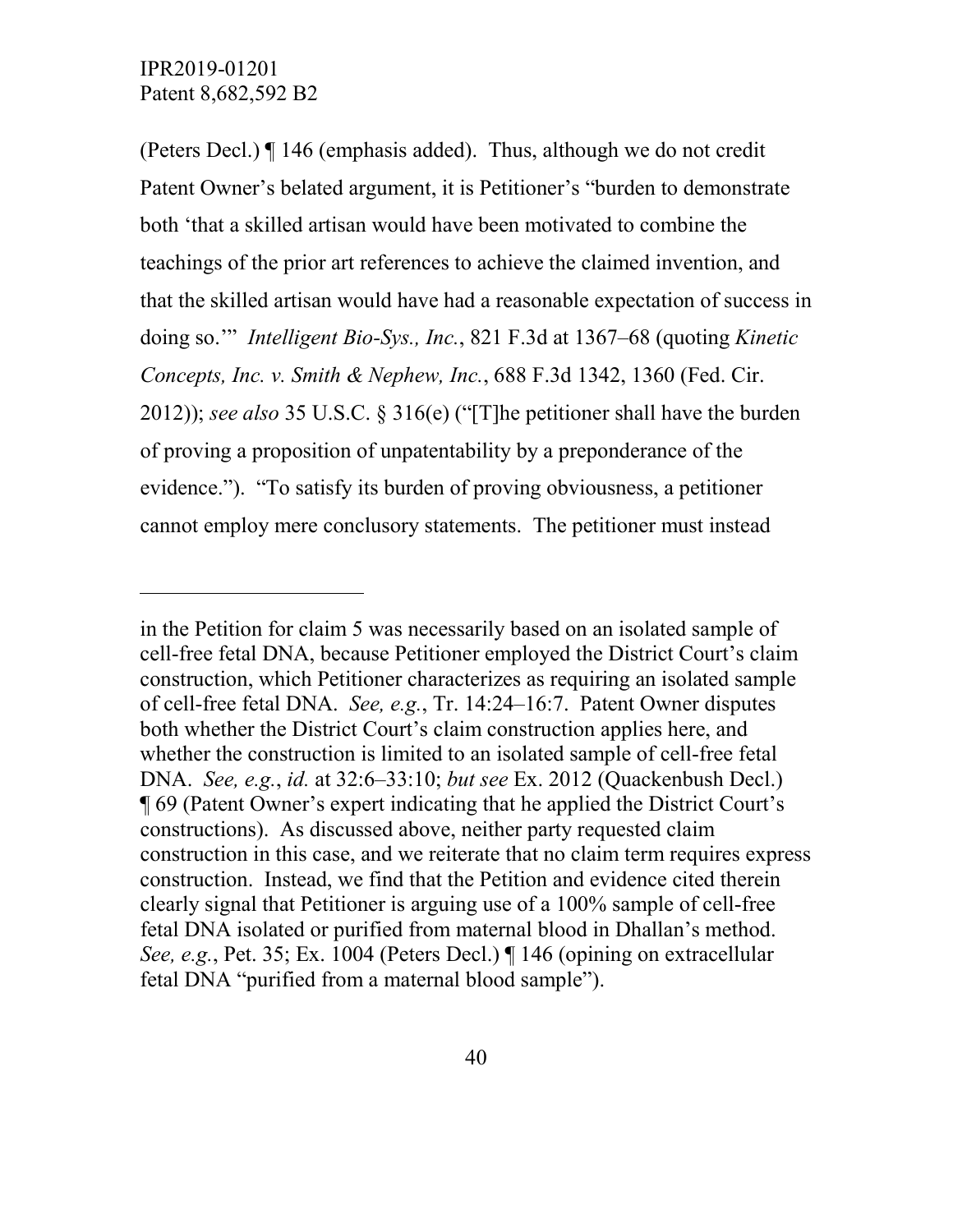(Peters Decl.) ¶ 146 (emphasis added). Thus, although we do not credit Patent Owner's belated argument, it is Petitioner's "burden to demonstrate both 'that a skilled artisan would have been motivated to combine the teachings of the prior art references to achieve the claimed invention, and that the skilled artisan would have had a reasonable expectation of success in doing so.'" *Intelligent Bio-Sys., Inc.*, 821 F.3d at 1367–68 (quoting *Kinetic Concepts, Inc. v. Smith & Nephew, Inc.*, 688 F.3d 1342, 1360 (Fed. Cir. 2012)); *see also* 35 U.S.C. § 316(e) ("[T]he petitioner shall have the burden of proving a proposition of unpatentability by a preponderance of the evidence."). "To satisfy its burden of proving obviousness, a petitioner cannot employ mere conclusory statements. The petitioner must instead

---

in the Petition for claim 5 was necessarily based on an isolated sample of cell-free fetal DNA, because Petitioner employed the District Court's claim construction, which Petitioner characterizes as requiring an isolated sample of cell-free fetal DNA. *See, e.g.*, Tr. 14:24–16:7. Patent Owner disputes both whether the District Court's claim construction applies here, and whether the construction is limited to an isolated sample of cell-free fetal DNA. *See, e.g.*, *id.* at 32:6–33:10; *but see* Ex. 2012 (Quackenbush Decl.) ¶ 69 (Patent Owner's expert indicating that he applied the District Court's constructions). As discussed above, neither party requested claim construction in this case, and we reiterate that no claim term requires express construction. Instead, we find that the Petition and evidence cited therein clearly signal that Petitioner is arguing use of a 100% sample of cell-free fetal DNA isolated or purified from maternal blood in Dhallan's method. *See, e.g.*, Pet. 35; Ex. 1004 (Peters Decl.) ¶ 146 (opining on extracellular fetal DNA "purified from a maternal blood sample").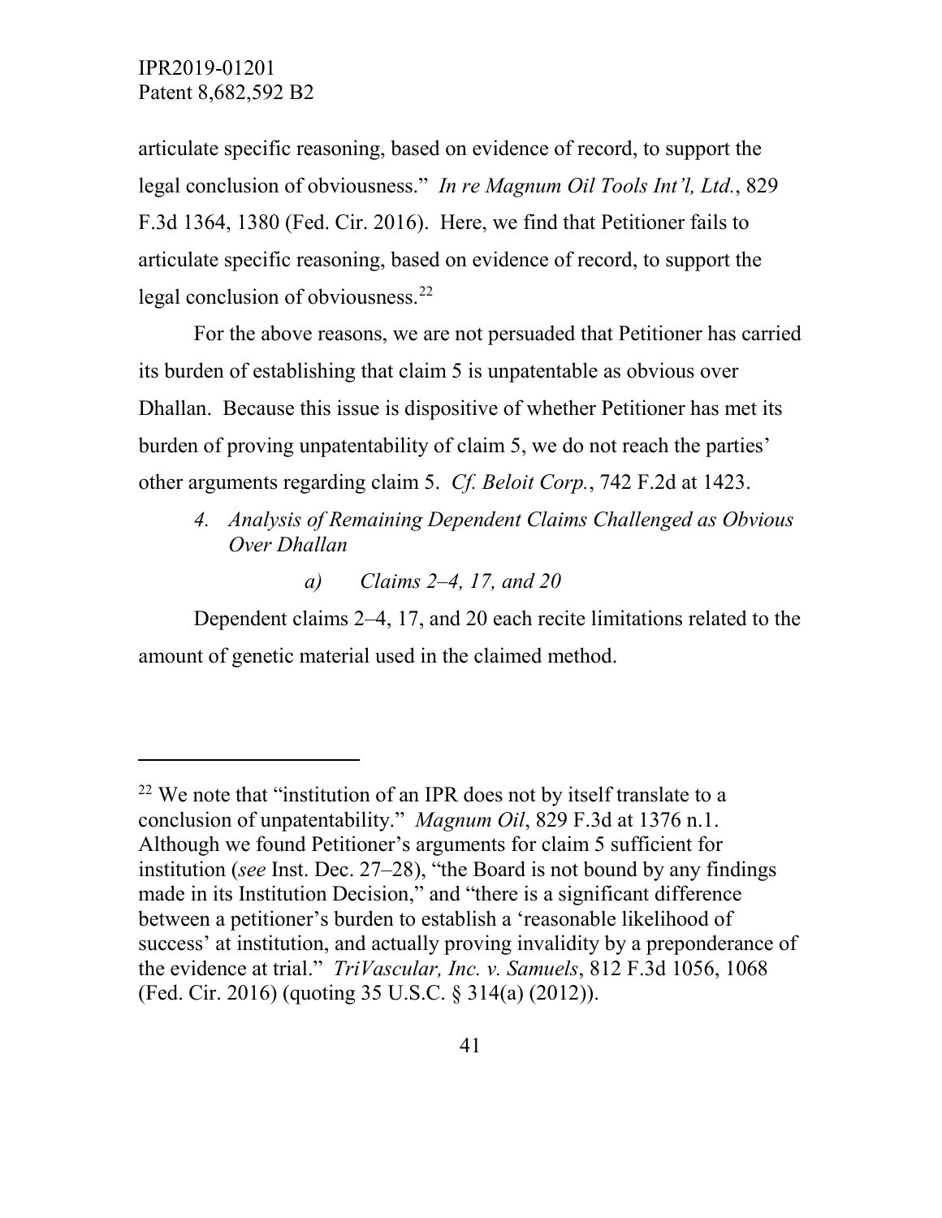articulate specific reasoning, based on evidence of record, to support the legal conclusion of obviousness." *In re Magnum Oil Tools Int'l, Ltd.*, 829 F.3d 1364, 1380 (Fed. Cir. 2016). Here, we find that Petitioner fails to articulate specific reasoning, based on evidence of record, to support the legal conclusion of obviousness.[22]

For the above reasons, we are not persuaded that Petitioner has carried its burden of establishing that claim 5 is unpatentable as obvious over Dhallan. Because this issue is dispositive of whether Petitioner has met its burden of proving unpatentability of claim 5, we do not reach the parties' other arguments regarding claim 5. *Cf. Beloit Corp.*, 742 F.2d at 1423.

#### *4. Analysis of Remaining Dependent Claims Challenged as Obvious Over Dhallan*

##### *a) Claims 2–4, 17, and 20*

Dependent claims 2–4, 17, and 20 each recite limitations related to the amount of genetic material used in the claimed method.

---

[22] We note that "institution of an IPR does not by itself translate to a conclusion of unpatentability." *Magnum Oil*, 829 F.3d at 1376 n.1. Although we found Petitioner's arguments for claim 5 sufficient for institution (*see* Inst. Dec. 27–28), "the Board is not bound by any findings made in its Institution Decision," and "there is a significant difference between a petitioner's burden to establish a 'reasonable likelihood of success' at institution, and actually proving invalidity by a preponderance of the evidence at trial." *TriVascular, Inc. v. Samuels*, 812 F.3d 1056, 1068 (Fed. Cir. 2016) (quoting 35 U.S.C. § 314(a) (2012)).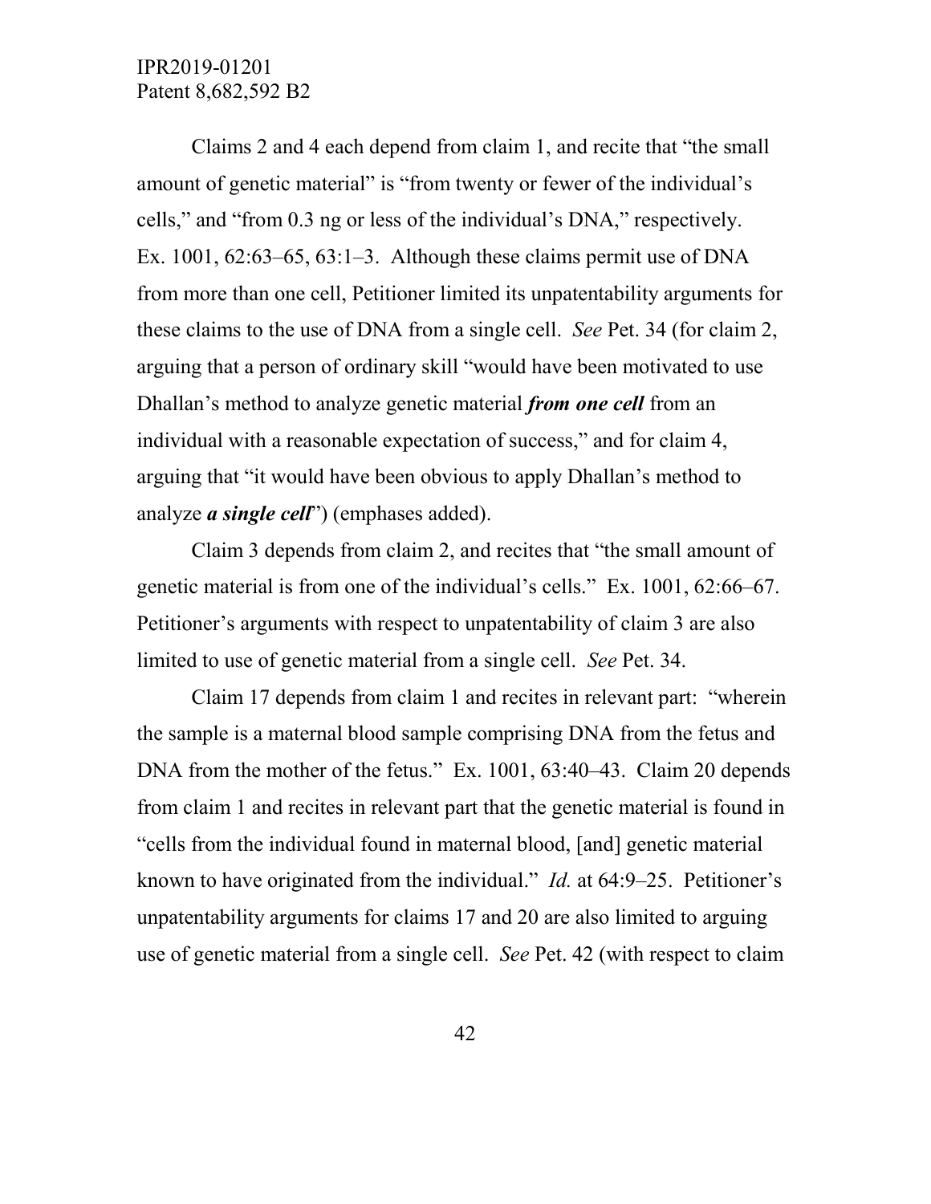Claims 2 and 4 each depend from claim 1, and recite that "the small amount of genetic material" is "from twenty or fewer of the individual's cells," and "from 0.3 ng or less of the individual's DNA," respectively. Ex. 1001, 62:63–65, 63:1–3. Although these claims permit use of DNA from more than one cell, Petitioner limited its unpatentability arguments for these claims to the use of DNA from a single cell. *See* Pet. 34 (for claim 2, arguing that a person of ordinary skill "would have been motivated to use Dhallan's method to analyze genetic material ***from one cell*** from an individual with a reasonable expectation of success," and for claim 4, arguing that "it would have been obvious to apply Dhallan's method to analyze ***a single cell***") (emphases added).

Claim 3 depends from claim 2, and recites that "the small amount of genetic material is from one of the individual's cells." Ex. 1001, 62:66–67. Petitioner's arguments with respect to unpatentability of claim 3 are also limited to use of genetic material from a single cell. *See* Pet. 34.

Claim 17 depends from claim 1 and recites in relevant part: "wherein the sample is a maternal blood sample comprising DNA from the fetus and DNA from the mother of the fetus." Ex. 1001, 63:40–43. Claim 20 depends from claim 1 and recites in relevant part that the genetic material is found in "cells from the individual found in maternal blood, [and] genetic material known to have originated from the individual." *Id.* at 64:9–25. Petitioner's unpatentability arguments for claims 17 and 20 are also limited to arguing use of genetic material from a single cell. *See* Pet. 42 (with respect to claim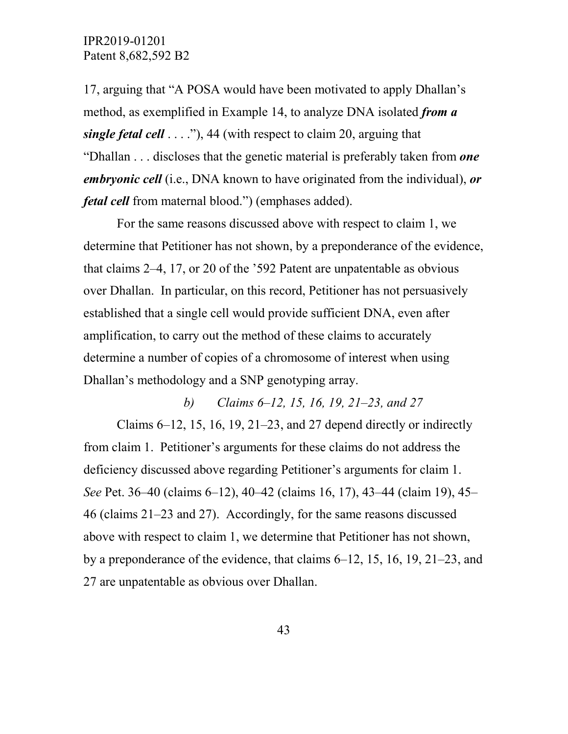17, arguing that "A POSA would have been motivated to apply Dhallan's method, as exemplified in Example 14, to analyze DNA isolated ***from a single fetal cell*** . . . ."), 44 (with respect to claim 20, arguing that "Dhallan . . . discloses that the genetic material is preferably taken from ***one embryonic cell*** (i.e., DNA known to have originated from the individual), ***or fetal cell*** from maternal blood.") (emphases added).

For the same reasons discussed above with respect to claim 1, we determine that Petitioner has not shown, by a preponderance of the evidence, that claims 2–4, 17, or 20 of the '592 Patent are unpatentable as obvious over Dhallan. In particular, on this record, Petitioner has not persuasively established that a single cell would provide sufficient DNA, even after amplification, to carry out the method of these claims to accurately determine a number of copies of a chromosome of interest when using Dhallan's methodology and a SNP genotyping array.

*b) Claims 6–12, 15, 16, 19, 21–23, and 27*

Claims 6–12, 15, 16, 19, 21–23, and 27 depend directly or indirectly from claim 1. Petitioner's arguments for these claims do not address the deficiency discussed above regarding Petitioner's arguments for claim 1. *See* Pet. 36–40 (claims 6–12), 40–42 (claims 16, 17), 43–44 (claim 19), 45–46 (claims 21–23 and 27). Accordingly, for the same reasons discussed above with respect to claim 1, we determine that Petitioner has not shown, by a preponderance of the evidence, that claims 6–12, 15, 16, 19, 21–23, and 27 are unpatentable as obvious over Dhallan.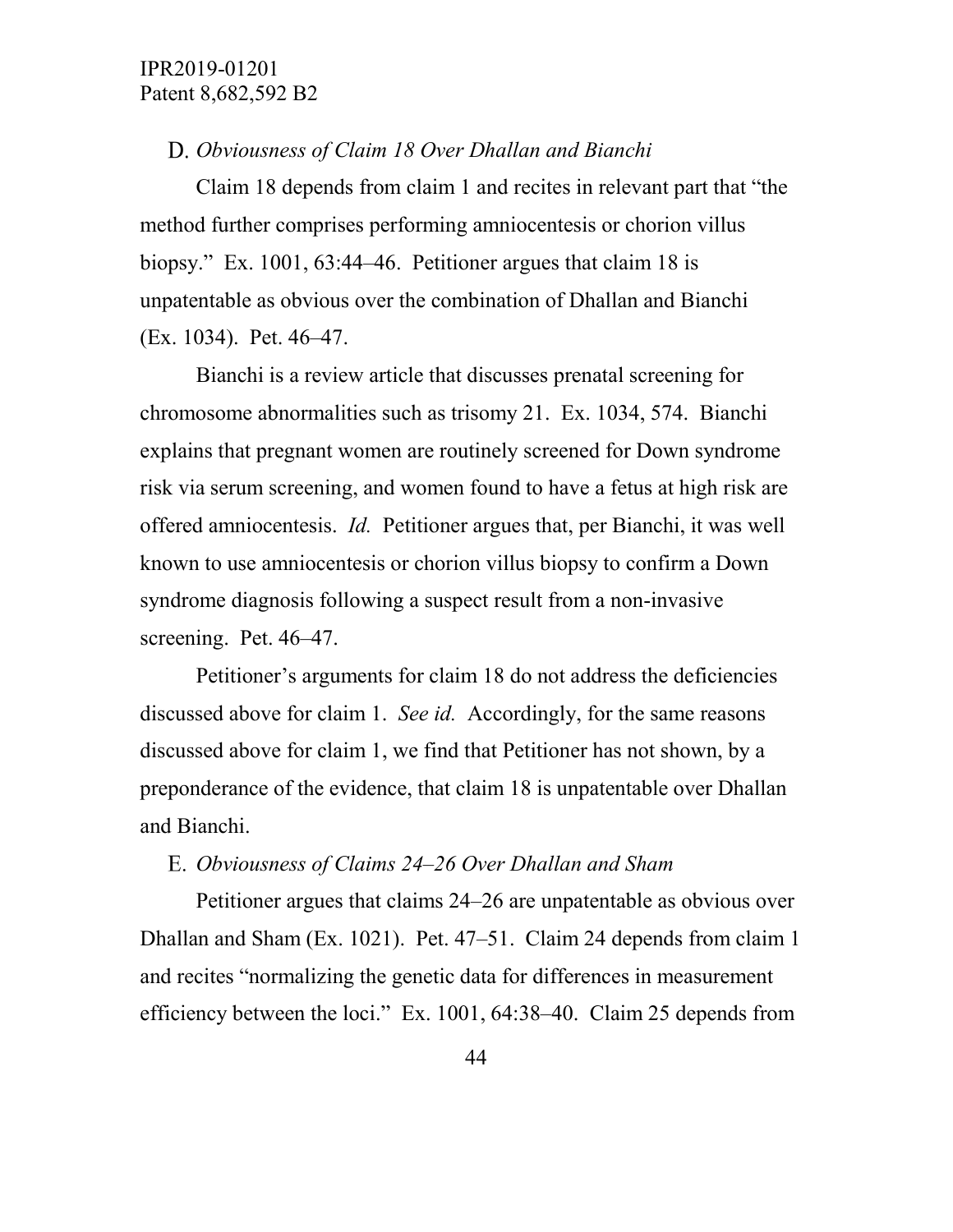### D. *Obviousness of Claim 18 Over Dhallan and Bianchi*

Claim 18 depends from claim 1 and recites in relevant part that "the method further comprises performing amniocentesis or chorion villus biopsy." Ex. 1001, 63:44–46. Petitioner argues that claim 18 is unpatentable as obvious over the combination of Dhallan and Bianchi (Ex. 1034). Pet. 46–47.

Bianchi is a review article that discusses prenatal screening for chromosome abnormalities such as trisomy 21. Ex. 1034, 574. Bianchi explains that pregnant women are routinely screened for Down syndrome risk via serum screening, and women found to have a fetus at high risk are offered amniocentesis. *Id.* Petitioner argues that, per Bianchi, it was well known to use amniocentesis or chorion villus biopsy to confirm a Down syndrome diagnosis following a suspect result from a non-invasive screening. Pet. 46–47.

Petitioner's arguments for claim 18 do not address the deficiencies discussed above for claim 1. *See id.* Accordingly, for the same reasons discussed above for claim 1, we find that Petitioner has not shown, by a preponderance of the evidence, that claim 18 is unpatentable over Dhallan and Bianchi.

### E. *Obviousness of Claims 24–26 Over Dhallan and Sham*

Petitioner argues that claims 24–26 are unpatentable as obvious over Dhallan and Sham (Ex. 1021). Pet. 47–51. Claim 24 depends from claim 1 and recites "normalizing the genetic data for differences in measurement efficiency between the loci." Ex. 1001, 64:38–40. Claim 25 depends from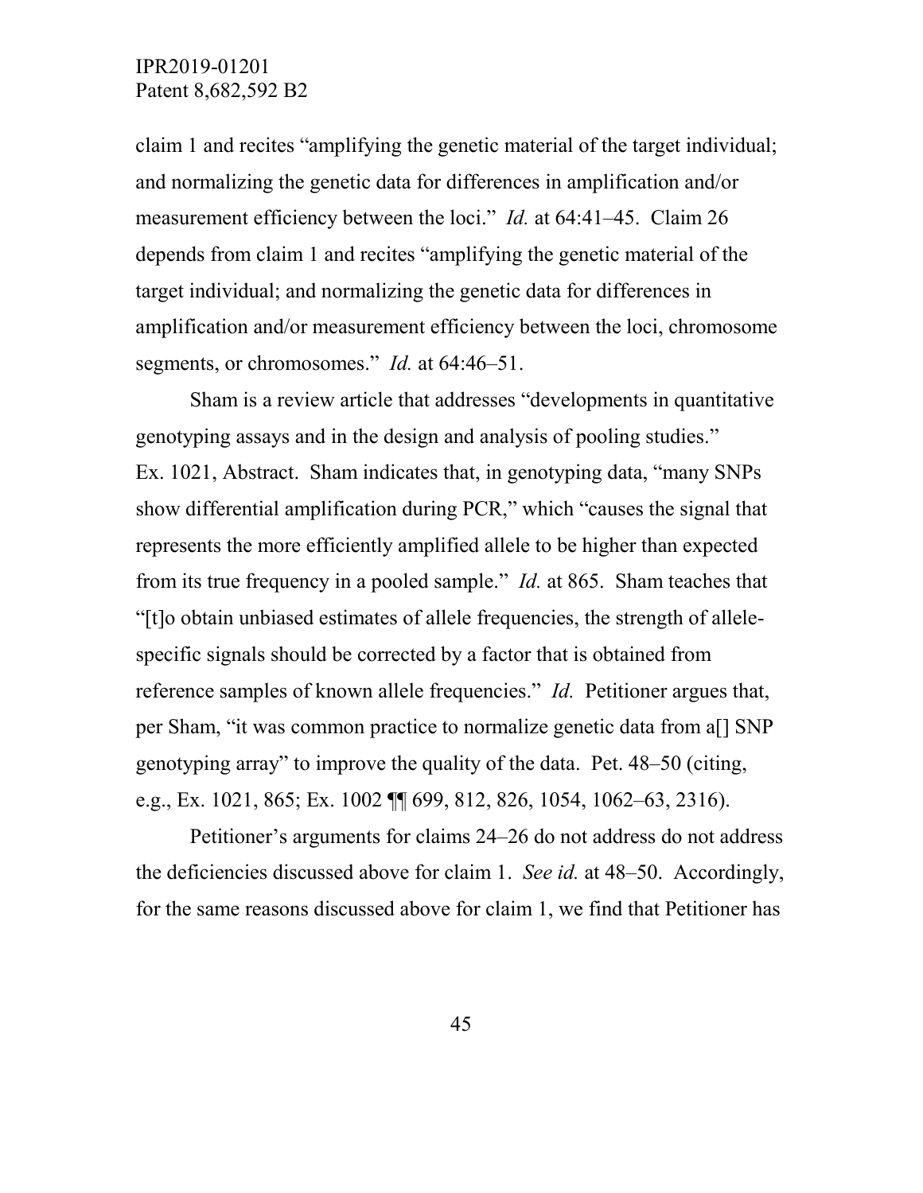claim 1 and recites "amplifying the genetic material of the target individual; and normalizing the genetic data for differences in amplification and/or measurement efficiency between the loci." *Id.* at 64:41–45. Claim 26 depends from claim 1 and recites "amplifying the genetic material of the target individual; and normalizing the genetic data for differences in amplification and/or measurement efficiency between the loci, chromosome segments, or chromosomes." *Id.* at 64:46–51.

Sham is a review article that addresses "developments in quantitative genotyping assays and in the design and analysis of pooling studies." Ex. 1021, Abstract. Sham indicates that, in genotyping data, "many SNPs show differential amplification during PCR," which "causes the signal that represents the more efficiently amplified allele to be higher than expected from its true frequency in a pooled sample." *Id.* at 865. Sham teaches that "[t]o obtain unbiased estimates of allele frequencies, the strength of allele-specific signals should be corrected by a factor that is obtained from reference samples of known allele frequencies." *Id.* Petitioner argues that, per Sham, "it was common practice to normalize genetic data from a[] SNP genotyping array" to improve the quality of the data. Pet. 48–50 (citing, e.g., Ex. 1021, 865; Ex. 1002 ¶¶ 699, 812, 826, 1054, 1062–63, 2316).

Petitioner's arguments for claims 24–26 do not address do not address the deficiencies discussed above for claim 1. *See id.* at 48–50. Accordingly, for the same reasons discussed above for claim 1, we find that Petitioner has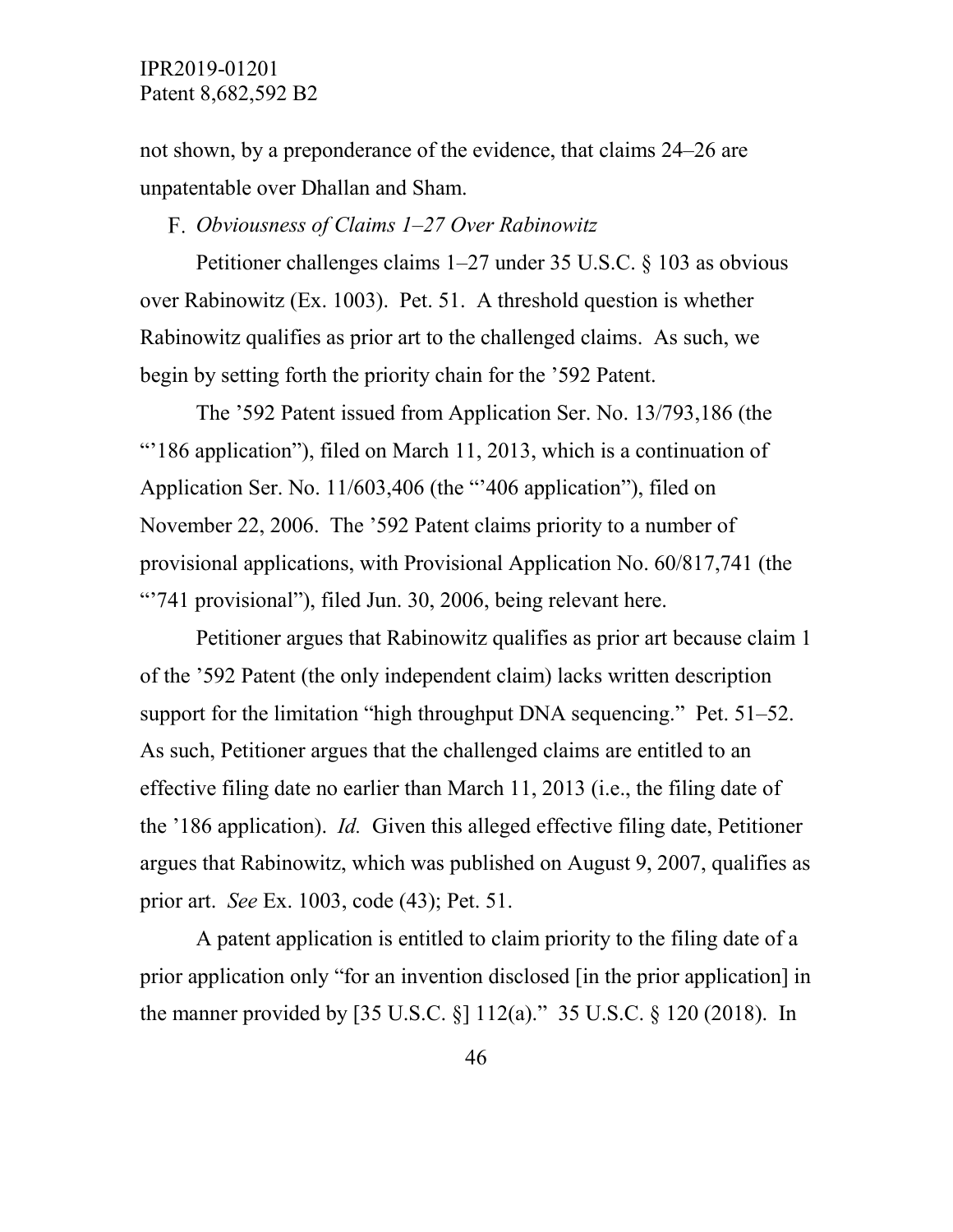not shown, by a preponderance of the evidence, that claims 24–26 are unpatentable over Dhallan and Sham.

### F. *Obviousness of Claims 1–27 Over Rabinowitz*

Petitioner challenges claims 1–27 under 35 U.S.C. § 103 as obvious over Rabinowitz (Ex. 1003). Pet. 51. A threshold question is whether Rabinowitz qualifies as prior art to the challenged claims. As such, we begin by setting forth the priority chain for the '592 Patent.

The '592 Patent issued from Application Ser. No. 13/793,186 (the "'186 application"), filed on March 11, 2013, which is a continuation of Application Ser. No. 11/603,406 (the "'406 application"), filed on November 22, 2006. The '592 Patent claims priority to a number of provisional applications, with Provisional Application No. 60/817,741 (the "'741 provisional"), filed Jun. 30, 2006, being relevant here.

Petitioner argues that Rabinowitz qualifies as prior art because claim 1 of the '592 Patent (the only independent claim) lacks written description support for the limitation "high throughput DNA sequencing." Pet. 51–52. As such, Petitioner argues that the challenged claims are entitled to an effective filing date no earlier than March 11, 2013 (i.e., the filing date of the '186 application). *Id.* Given this alleged effective filing date, Petitioner argues that Rabinowitz, which was published on August 9, 2007, qualifies as prior art. *See* Ex. 1003, code (43); Pet. 51.

A patent application is entitled to claim priority to the filing date of a prior application only "for an invention disclosed [in the prior application] in the manner provided by [35 U.S.C. §] 112(a)." 35 U.S.C. § 120 (2018). In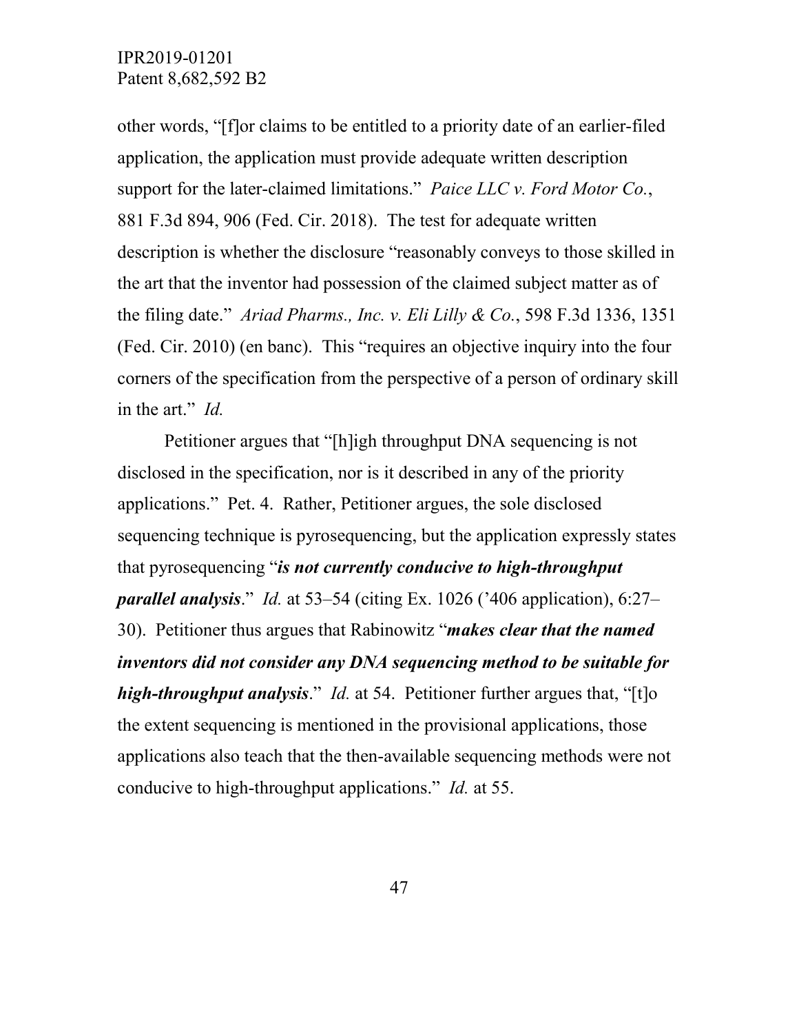other words, "[f]or claims to be entitled to a priority date of an earlier-filed application, the application must provide adequate written description support for the later-claimed limitations." *Paice LLC v. Ford Motor Co.*, 881 F.3d 894, 906 (Fed. Cir. 2018). The test for adequate written description is whether the disclosure "reasonably conveys to those skilled in the art that the inventor had possession of the claimed subject matter as of the filing date." *Ariad Pharms., Inc. v. Eli Lilly & Co.*, 598 F.3d 1336, 1351 (Fed. Cir. 2010) (en banc). This "requires an objective inquiry into the four corners of the specification from the perspective of a person of ordinary skill in the art." *Id.*

Petitioner argues that "[h]igh throughput DNA sequencing is not disclosed in the specification, nor is it described in any of the priority applications." Pet. 4. Rather, Petitioner argues, the sole disclosed sequencing technique is pyrosequencing, but the application expressly states that pyrosequencing "***is not currently conducive to high-throughput parallel analysis***." *Id.* at 53–54 (citing Ex. 1026 ('406 application), 6:27–30). Petitioner thus argues that Rabinowitz "***makes clear that the named inventors did not consider any DNA sequencing method to be suitable for high-throughput analysis***." *Id.* at 54. Petitioner further argues that, "[t]o the extent sequencing is mentioned in the provisional applications, those applications also teach that the then-available sequencing methods were not conducive to high-throughput applications." *Id.* at 55.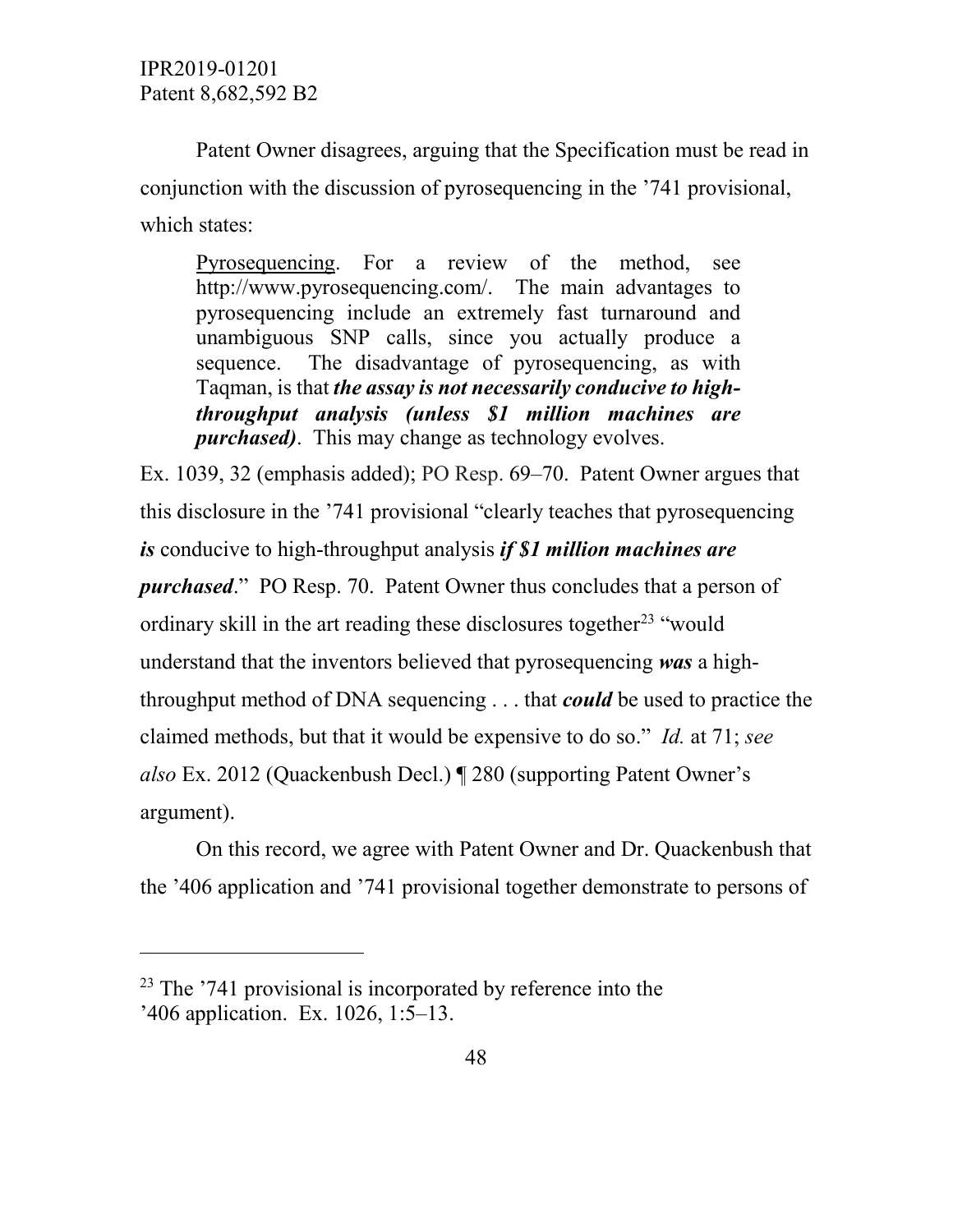Patent Owner disagrees, arguing that the Specification must be read in conjunction with the discussion of pyrosequencing in the ’741 provisional, which states:

> Pyrosequencing. For a review of the method, see http://www.pyrosequencing.com/. The main advantages to pyrosequencing include an extremely fast turnaround and unambiguous SNP calls, since you actually produce a sequence. The disadvantage of pyrosequencing, as with Taqman, is that ***the assay is not necessarily conducive to high-throughput analysis (unless $1 million machines are purchased)***. This may change as technology evolves.

Ex. 1039, 32 (emphasis added); PO Resp. 69–70. Patent Owner argues that this disclosure in the ’741 provisional “clearly teaches that pyrosequencing ***is*** conducive to high-throughput analysis ***if $1 million machines are purchased***.” PO Resp. 70. Patent Owner thus concludes that a person of ordinary skill in the art reading these disclosures together[23] “would understand that the inventors believed that pyrosequencing ***was*** a high-throughput method of DNA sequencing . . . that ***could*** be used to practice the claimed methods, but that it would be expensive to do so.” *Id.* at 71; *see also* Ex. 2012 (Quackenbush Decl.) ¶ 280 (supporting Patent Owner’s argument).

On this record, we agree with Patent Owner and Dr. Quackenbush that the ’406 application and ’741 provisional together demonstrate to persons of

---

[23] The ’741 provisional is incorporated by reference into the ’406 application. Ex. 1026, 1:5–13.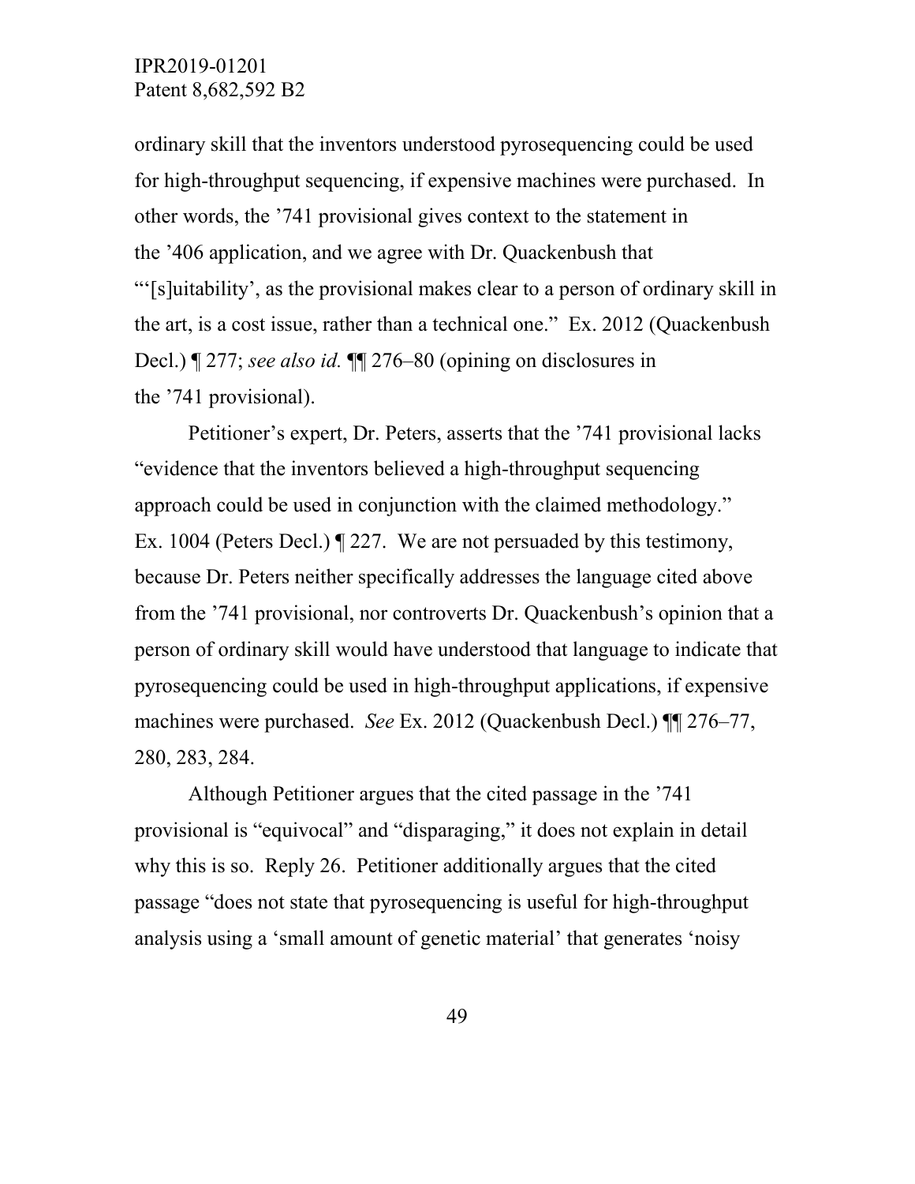ordinary skill that the inventors understood pyrosequencing could be used for high-throughput sequencing, if expensive machines were purchased. In other words, the ’741 provisional gives context to the statement in the ’406 application, and we agree with Dr. Quackenbush that "‘[s]uitability’, as the provisional makes clear to a person of ordinary skill in the art, is a cost issue, rather than a technical one." Ex. 2012 (Quackenbush Decl.) ¶ 277; *see also id.* ¶¶ 276–80 (opining on disclosures in the ’741 provisional).

Petitioner’s expert, Dr. Peters, asserts that the ’741 provisional lacks "evidence that the inventors believed a high-throughput sequencing approach could be used in conjunction with the claimed methodology." Ex. 1004 (Peters Decl.) ¶ 227. We are not persuaded by this testimony, because Dr. Peters neither specifically addresses the language cited above from the ’741 provisional, nor controverts Dr. Quackenbush’s opinion that a person of ordinary skill would have understood that language to indicate that pyrosequencing could be used in high-throughput applications, if expensive machines were purchased. *See* Ex. 2012 (Quackenbush Decl.) ¶¶ 276–77, 280, 283, 284.

Although Petitioner argues that the cited passage in the ’741 provisional is "equivocal" and "disparaging," it does not explain in detail why this is so. Reply 26. Petitioner additionally argues that the cited passage "does not state that pyrosequencing is useful for high-throughput analysis using a ‘small amount of genetic material’ that generates ‘noisy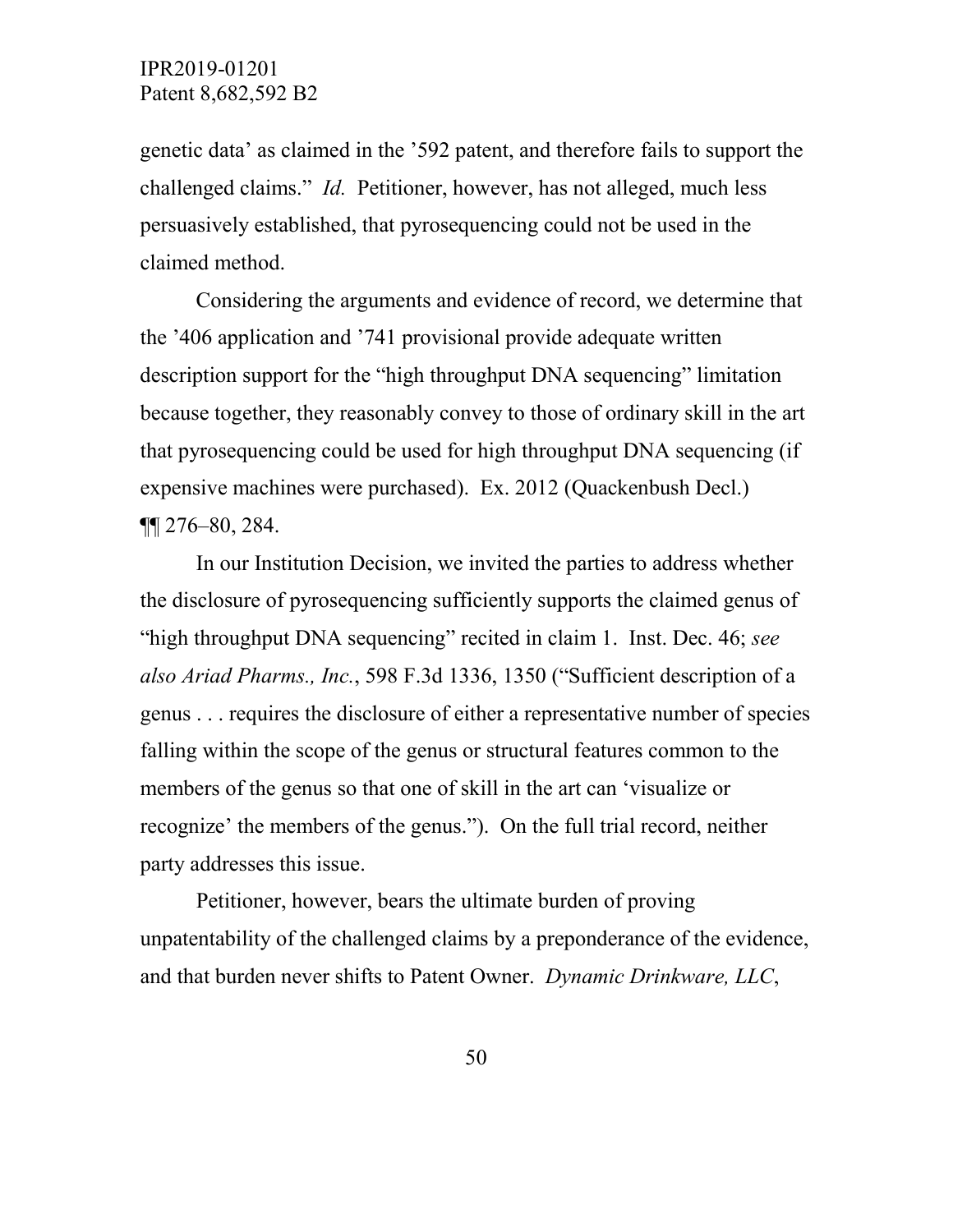genetic data' as claimed in the '592 patent, and therefore fails to support the challenged claims." *Id.* Petitioner, however, has not alleged, much less persuasively established, that pyrosequencing could not be used in the claimed method.

Considering the arguments and evidence of record, we determine that the '406 application and '741 provisional provide adequate written description support for the "high throughput DNA sequencing" limitation because together, they reasonably convey to those of ordinary skill in the art that pyrosequencing could be used for high throughput DNA sequencing (if expensive machines were purchased). Ex. 2012 (Quackenbush Decl.) ¶¶ 276–80, 284.

In our Institution Decision, we invited the parties to address whether the disclosure of pyrosequencing sufficiently supports the claimed genus of "high throughput DNA sequencing" recited in claim 1. Inst. Dec. 46; *see also Ariad Pharms., Inc.*, 598 F.3d 1336, 1350 ("Sufficient description of a genus . . . requires the disclosure of either a representative number of species falling within the scope of the genus or structural features common to the members of the genus so that one of skill in the art can 'visualize or recognize' the members of the genus."). On the full trial record, neither party addresses this issue.

Petitioner, however, bears the ultimate burden of proving unpatentability of the challenged claims by a preponderance of the evidence, and that burden never shifts to Patent Owner. *Dynamic Drinkware, LLC*,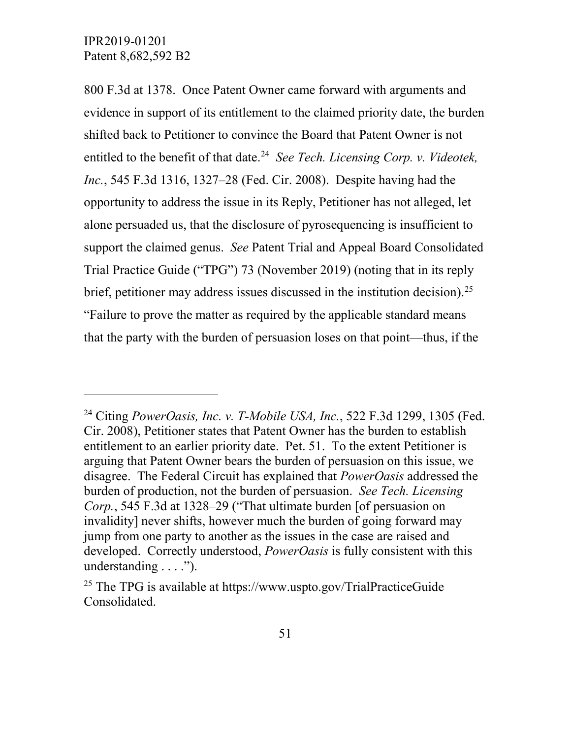800 F.3d at 1378. Once Patent Owner came forward with arguments and evidence in support of its entitlement to the claimed priority date, the burden shifted back to Petitioner to convince the Board that Patent Owner is not entitled to the benefit of that date.[24] *See Tech. Licensing Corp. v. Videotek, Inc.*, 545 F.3d 1316, 1327–28 (Fed. Cir. 2008). Despite having had the opportunity to address the issue in its Reply, Petitioner has not alleged, let alone persuaded us, that the disclosure of pyrosequencing is insufficient to support the claimed genus. *See* Patent Trial and Appeal Board Consolidated Trial Practice Guide ("TPG") 73 (November 2019) (noting that in its reply brief, petitioner may address issues discussed in the institution decision).[25] "Failure to prove the matter as required by the applicable standard means that the party with the burden of persuasion loses on that point—thus, if the

---

[24] Citing *PowerOasis, Inc. v. T-Mobile USA, Inc.*, 522 F.3d 1299, 1305 (Fed. Cir. 2008), Petitioner states that Patent Owner has the burden to establish entitlement to an earlier priority date. Pet. 51. To the extent Petitioner is arguing that Patent Owner bears the burden of persuasion on this issue, we disagree. The Federal Circuit has explained that *PowerOasis* addressed the burden of production, not the burden of persuasion. *See Tech. Licensing Corp.*, 545 F.3d at 1328–29 ("That ultimate burden [of persuasion on invalidity] never shifts, however much the burden of going forward may jump from one party to another as the issues in the case are raised and developed. Correctly understood, *PowerOasis* is fully consistent with this understanding . . . .").

[25] The TPG is available at https://www.uspto.gov/TrialPracticeGuide Consolidated.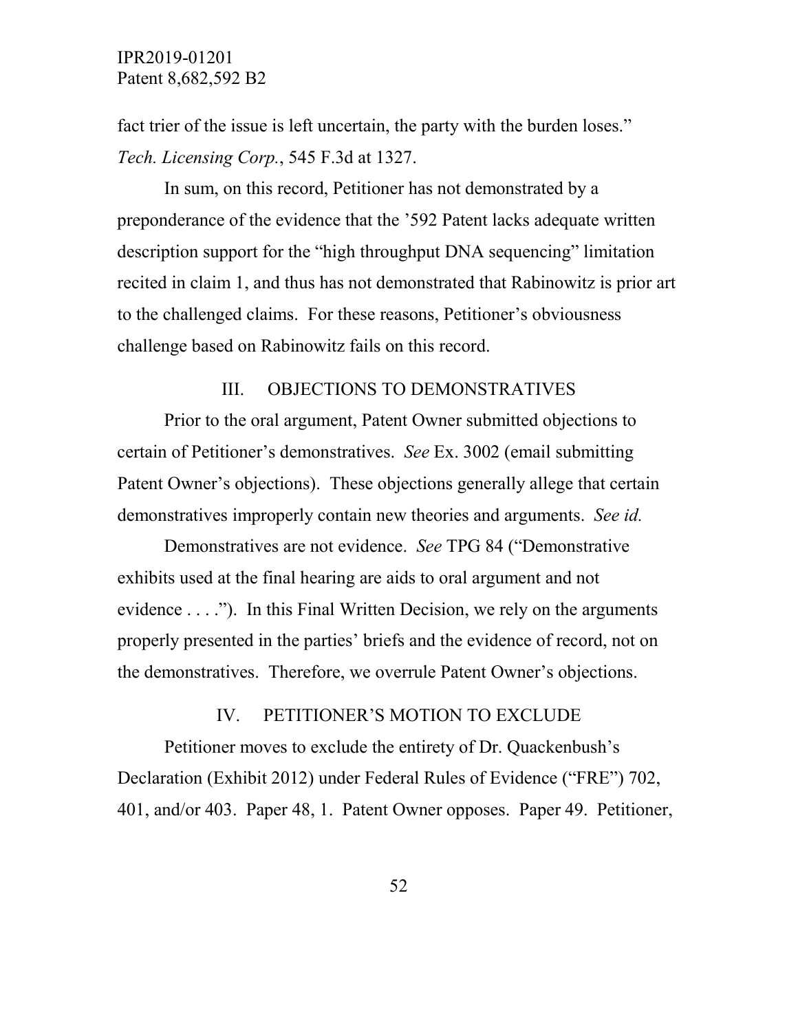fact trier of the issue is left uncertain, the party with the burden loses." *Tech. Licensing Corp.*, 545 F.3d at 1327.

In sum, on this record, Petitioner has not demonstrated by a preponderance of the evidence that the '592 Patent lacks adequate written description support for the "high throughput DNA sequencing" limitation recited in claim 1, and thus has not demonstrated that Rabinowitz is prior art to the challenged claims. For these reasons, Petitioner's obviousness challenge based on Rabinowitz fails on this record.

## III. OBJECTIONS TO DEMONSTRATIVES

Prior to the oral argument, Patent Owner submitted objections to certain of Petitioner's demonstratives. *See* Ex. 3002 (email submitting Patent Owner's objections). These objections generally allege that certain demonstratives improperly contain new theories and arguments. *See id.*

Demonstratives are not evidence. *See* TPG 84 ("Demonstrative exhibits used at the final hearing are aids to oral argument and not evidence . . . ."). In this Final Written Decision, we rely on the arguments properly presented in the parties' briefs and the evidence of record, not on the demonstratives. Therefore, we overrule Patent Owner's objections.

## IV. PETITIONER'S MOTION TO EXCLUDE

Petitioner moves to exclude the entirety of Dr. Quackenbush's Declaration (Exhibit 2012) under Federal Rules of Evidence ("FRE") 702, 401, and/or 403. Paper 48, 1. Patent Owner opposes. Paper 49. Petitioner,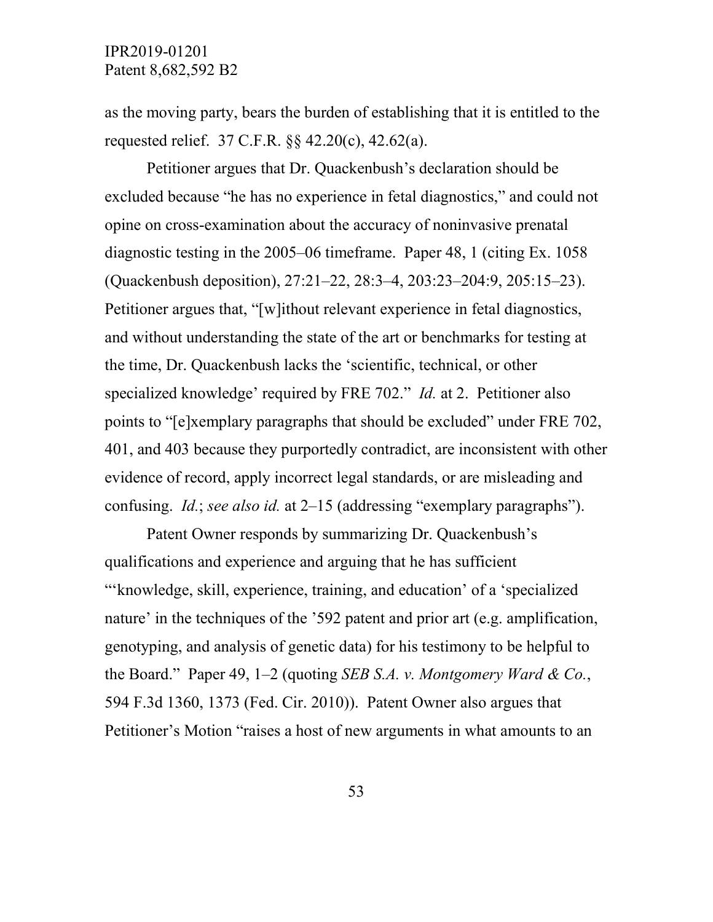as the moving party, bears the burden of establishing that it is entitled to the requested relief. 37 C.F.R. §§ 42.20(c), 42.62(a).

Petitioner argues that Dr. Quackenbush's declaration should be excluded because "he has no experience in fetal diagnostics," and could not opine on cross-examination about the accuracy of noninvasive prenatal diagnostic testing in the 2005–06 timeframe. Paper 48, 1 (citing Ex. 1058 (Quackenbush deposition), 27:21–22, 28:3–4, 203:23–204:9, 205:15–23). Petitioner argues that, "[w]ithout relevant experience in fetal diagnostics, and without understanding the state of the art or benchmarks for testing at the time, Dr. Quackenbush lacks the 'scientific, technical, or other specialized knowledge' required by FRE 702." *Id.* at 2. Petitioner also points to "[e]xemplary paragraphs that should be excluded" under FRE 702, 401, and 403 because they purportedly contradict, are inconsistent with other evidence of record, apply incorrect legal standards, or are misleading and confusing. *Id.*; *see also id.* at 2–15 (addressing "exemplary paragraphs").

Patent Owner responds by summarizing Dr. Quackenbush's qualifications and experience and arguing that he has sufficient "'knowledge, skill, experience, training, and education' of a 'specialized nature' in the techniques of the '592 patent and prior art (e.g. amplification, genotyping, and analysis of genetic data) for his testimony to be helpful to the Board." Paper 49, 1–2 (quoting *SEB S.A. v. Montgomery Ward & Co.*, 594 F.3d 1360, 1373 (Fed. Cir. 2010)). Patent Owner also argues that Petitioner's Motion "raises a host of new arguments in what amounts to an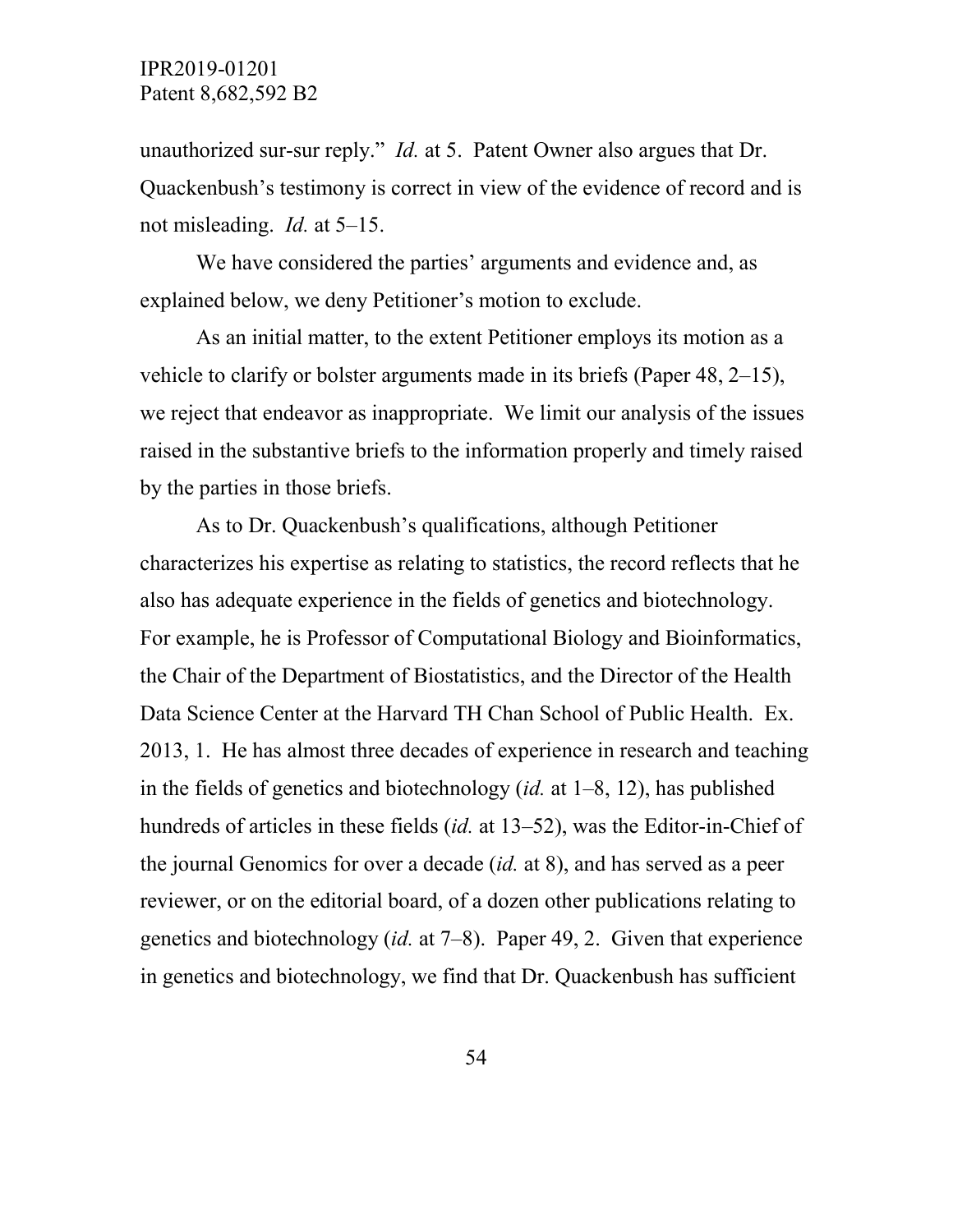unauthorized sur-sur reply." *Id.* at 5. Patent Owner also argues that Dr. Quackenbush's testimony is correct in view of the evidence of record and is not misleading. *Id.* at 5–15.

We have considered the parties' arguments and evidence and, as explained below, we deny Petitioner's motion to exclude.

As an initial matter, to the extent Petitioner employs its motion as a vehicle to clarify or bolster arguments made in its briefs (Paper 48, 2–15), we reject that endeavor as inappropriate. We limit our analysis of the issues raised in the substantive briefs to the information properly and timely raised by the parties in those briefs.

As to Dr. Quackenbush's qualifications, although Petitioner characterizes his expertise as relating to statistics, the record reflects that he also has adequate experience in the fields of genetics and biotechnology. For example, he is Professor of Computational Biology and Bioinformatics, the Chair of the Department of Biostatistics, and the Director of the Health Data Science Center at the Harvard TH Chan School of Public Health. Ex. 2013, 1. He has almost three decades of experience in research and teaching in the fields of genetics and biotechnology (*id.* at 1–8, 12), has published hundreds of articles in these fields (*id.* at 13–52), was the Editor-in-Chief of the journal Genomics for over a decade (*id.* at 8), and has served as a peer reviewer, or on the editorial board, of a dozen other publications relating to genetics and biotechnology (*id.* at 7–8). Paper 49, 2. Given that experience in genetics and biotechnology, we find that Dr. Quackenbush has sufficient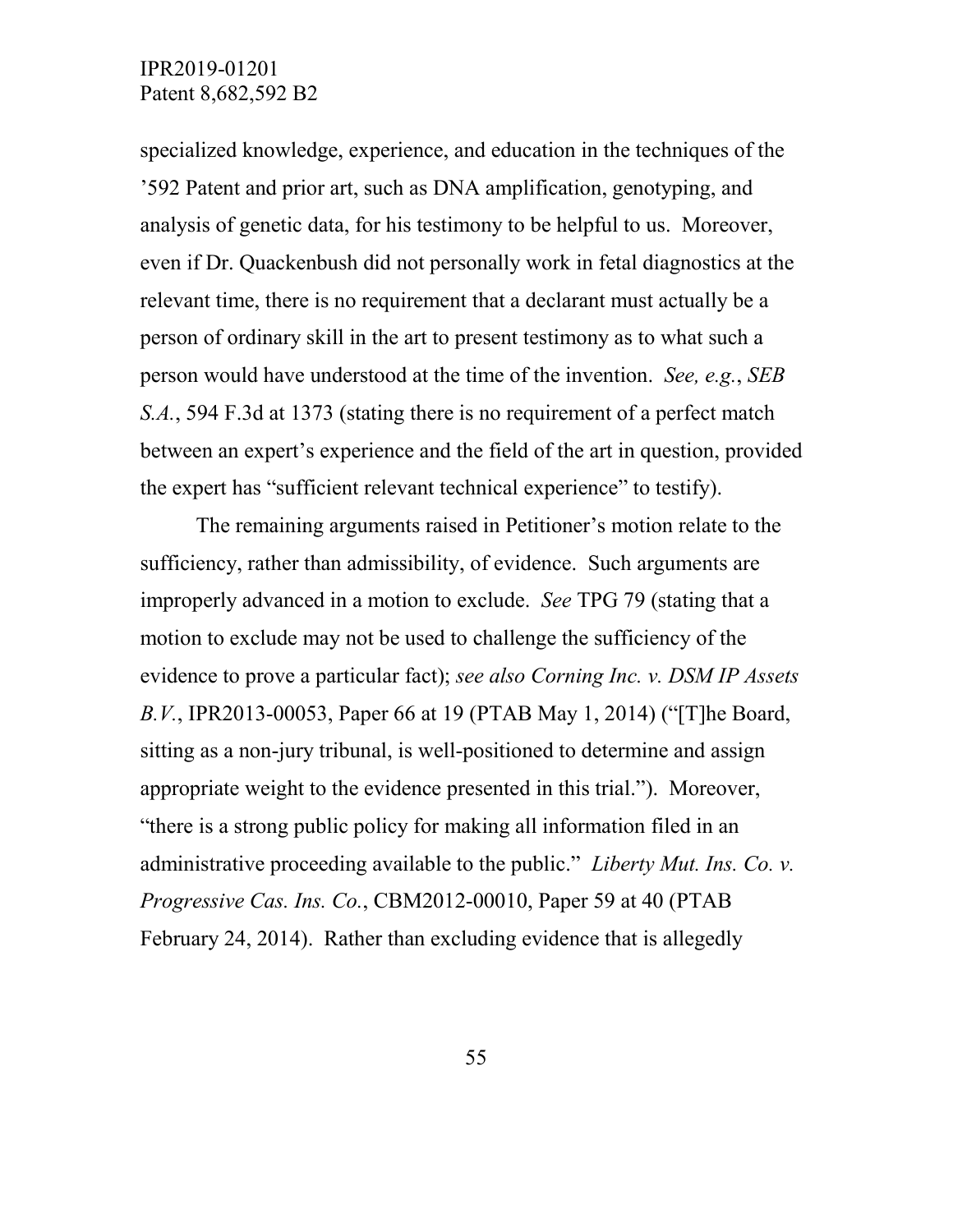specialized knowledge, experience, and education in the techniques of the '592 Patent and prior art, such as DNA amplification, genotyping, and analysis of genetic data, for his testimony to be helpful to us. Moreover, even if Dr. Quackenbush did not personally work in fetal diagnostics at the relevant time, there is no requirement that a declarant must actually be a person of ordinary skill in the art to present testimony as to what such a person would have understood at the time of the invention. *See, e.g.*, *SEB S.A.*, 594 F.3d at 1373 (stating there is no requirement of a perfect match between an expert's experience and the field of the art in question, provided the expert has "sufficient relevant technical experience" to testify).

The remaining arguments raised in Petitioner's motion relate to the sufficiency, rather than admissibility, of evidence. Such arguments are improperly advanced in a motion to exclude. *See* TPG 79 (stating that a motion to exclude may not be used to challenge the sufficiency of the evidence to prove a particular fact); *see also Corning Inc. v. DSM IP Assets B.V.*, IPR2013-00053, Paper 66 at 19 (PTAB May 1, 2014) ("[T]he Board, sitting as a non-jury tribunal, is well-positioned to determine and assign appropriate weight to the evidence presented in this trial."). Moreover, "there is a strong public policy for making all information filed in an administrative proceeding available to the public." *Liberty Mut. Ins. Co. v. Progressive Cas. Ins. Co.*, CBM2012-00010, Paper 59 at 40 (PTAB February 24, 2014). Rather than excluding evidence that is allegedly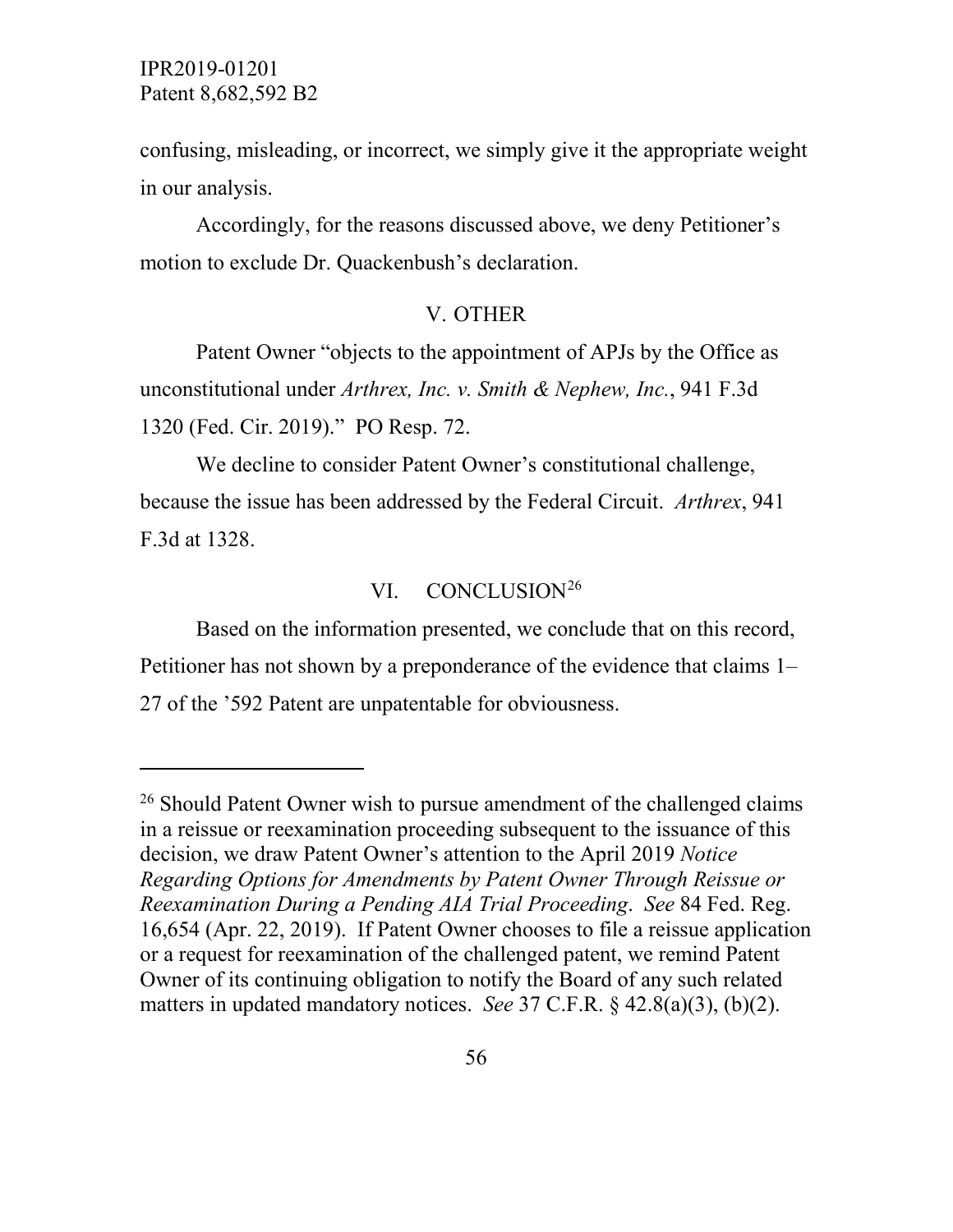confusing, misleading, or incorrect, we simply give it the appropriate weight in our analysis.

Accordingly, for the reasons discussed above, we deny Petitioner's motion to exclude Dr. Quackenbush's declaration.

## V. OTHER

Patent Owner "objects to the appointment of APJs by the Office as unconstitutional under *Arthrex, Inc. v. Smith & Nephew, Inc.*, 941 F.3d 1320 (Fed. Cir. 2019)." PO Resp. 72.

We decline to consider Patent Owner's constitutional challenge, because the issue has been addressed by the Federal Circuit. *Arthrex*, 941 F.3d at 1328.

## VI. CONCLUSION[26]

Based on the information presented, we conclude that on this record, Petitioner has not shown by a preponderance of the evidence that claims 1–27 of the '592 Patent are unpatentable for obviousness.

---

[26] Should Patent Owner wish to pursue amendment of the challenged claims in a reissue or reexamination proceeding subsequent to the issuance of this decision, we draw Patent Owner's attention to the April 2019 *Notice Regarding Options for Amendments by Patent Owner Through Reissue or Reexamination During a Pending AIA Trial Proceeding*. *See* 84 Fed. Reg. 16,654 (Apr. 22, 2019). If Patent Owner chooses to file a reissue application or a request for reexamination of the challenged patent, we remind Patent Owner of its continuing obligation to notify the Board of any such related matters in updated mandatory notices. *See* 37 C.F.R. § 42.8(a)(3), (b)(2).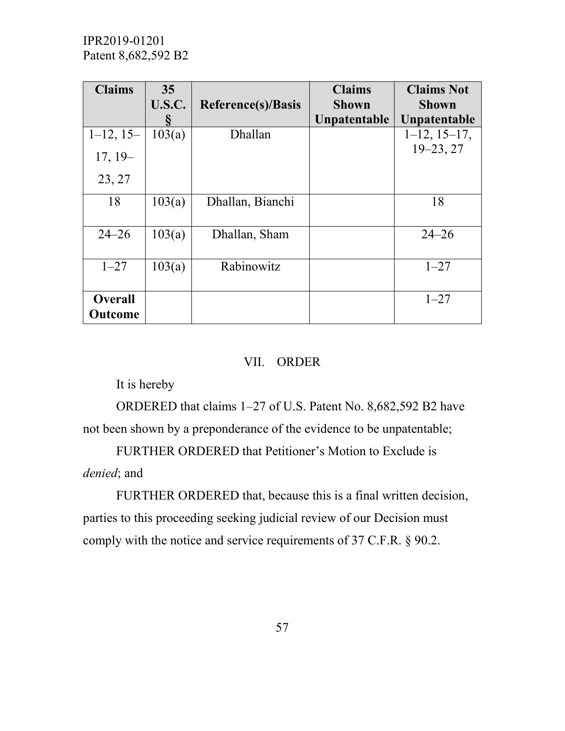| Claims | 35 U.S.C. § | Reference(s)/Basis | Claims Shown Unpatentable | Claims Not Shown Unpatentable |
|---|---|---|---|---|
| 1–12, 15–17, 19–23, 27 | 103(a) | Dhallan | | 1–12, 15–17, 19–23, 27 |
| 18 | 103(a) | Dhallan, Bianchi | | 18 |
| 24–26 | 103(a) | Dhallan, Sham | | 24–26 |
| 1–27 | 103(a) | Rabinowitz | | 1–27 |
| **Overall Outcome** | | | | 1–27 |

## VII. ORDER

It is hereby

ORDERED that claims 1–27 of U.S. Patent No. 8,682,592 B2 have not been shown by a preponderance of the evidence to be unpatentable;

FURTHER ORDERED that Petitioner's Motion to Exclude is *denied*; and

FURTHER ORDERED that, because this is a final written decision, parties to this proceeding seeking judicial review of our Decision must comply with the notice and service requirements of 37 C.F.R. § 90.2.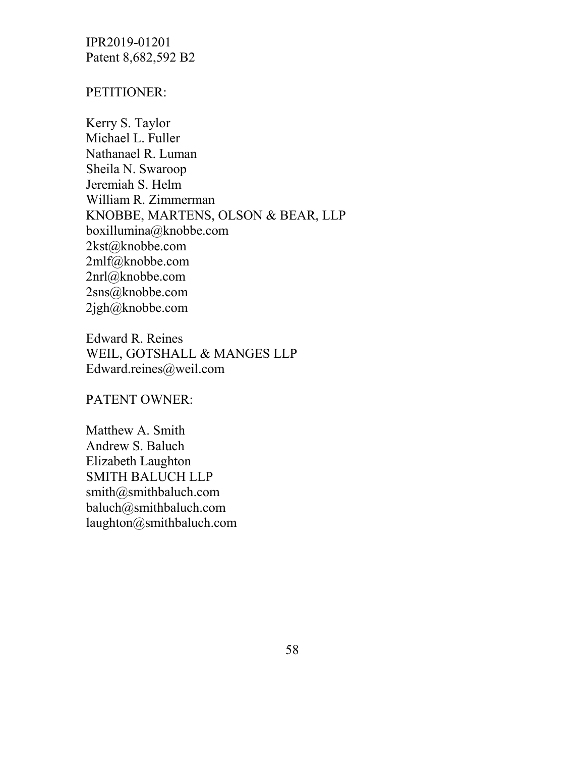PETITIONER:

Kerry S. Taylor
Michael L. Fuller
Nathanael R. Luman
Sheila N. Swaroop
Jeremiah S. Helm
William R. Zimmerman
KNOBBE, MARTENS, OLSON & BEAR, LLP
boxillumina@knobbe.com
2kst@knobbe.com
2mlf@knobbe.com
2nrl@knobbe.com
2sns@knobbe.com
2jgh@knobbe.com

Edward R. Reines
WEIL, GOTSHALL & MANGES LLP
Edward.reines@weil.com

PATENT OWNER:

Matthew A. Smith
Andrew S. Baluch
Elizabeth Laughton
SMITH BALUCH LLP
smith@smithbaluch.com
baluch@smithbaluch.com
laughton@smithbaluch.com